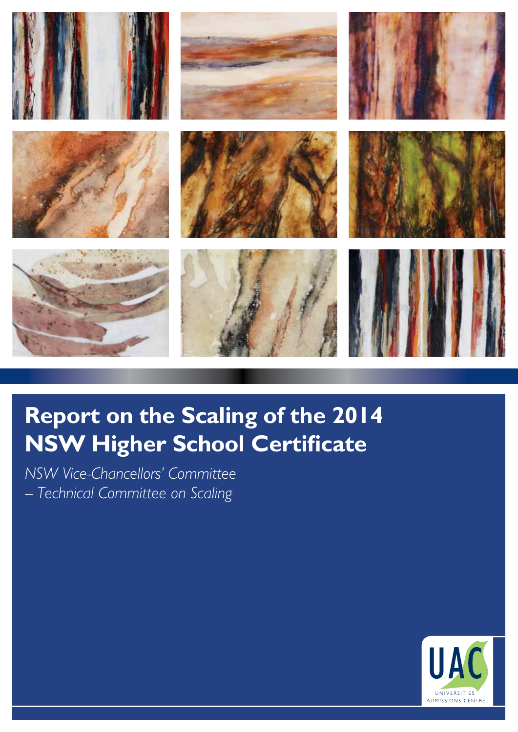# Report on the Scaling of the 2014 NSW Higher School Certificate

*NSW Vice-Chancellors' Committee*
*– Technical Committee on Scaling*

UAC
UNIVERSITIES ADMISSIONS CENTRE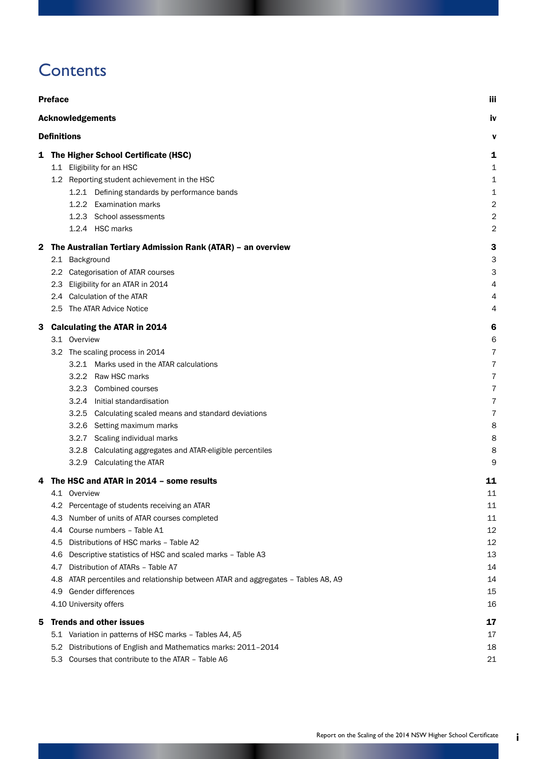# Contents

| | |
|---|---|
| **Preface** | **iii** |
| **Acknowledgements** | **iv** |
| **Definitions** | **v** |
| **1 The Higher School Certificate (HSC)** | **1** |
| 1.1 Eligibility for an HSC | 1 |
| 1.2 Reporting student achievement in the HSC | 1 |
| 1.2.1 Defining standards by performance bands | 1 |
| 1.2.2 Examination marks | 2 |
| 1.2.3 School assessments | 2 |
| 1.2.4 HSC marks | 2 |
| **2 The Australian Tertiary Admission Rank (ATAR) – an overview** | **3** |
| 2.1 Background | 3 |
| 2.2 Categorisation of ATAR courses | 3 |
| 2.3 Eligibility for an ATAR in 2014 | 4 |
| 2.4 Calculation of the ATAR | 4 |
| 2.5 The ATAR Advice Notice | 4 |
| **3 Calculating the ATAR in 2014** | **6** |
| 3.1 Overview | 6 |
| 3.2 The scaling process in 2014 | 7 |
| 3.2.1 Marks used in the ATAR calculations | 7 |
| 3.2.2 Raw HSC marks | 7 |
| 3.2.3 Combined courses | 7 |
| 3.2.4 Initial standardisation | 7 |
| 3.2.5 Calculating scaled means and standard deviations | 7 |
| 3.2.6 Setting maximum marks | 8 |
| 3.2.7 Scaling individual marks | 8 |
| 3.2.8 Calculating aggregates and ATAR-eligible percentiles | 8 |
| 3.2.9 Calculating the ATAR | 9 |
| **4 The HSC and ATAR in 2014 – some results** | **11** |
| 4.1 Overview | 11 |
| 4.2 Percentage of students receiving an ATAR | 11 |
| 4.3 Number of units of ATAR courses completed | 11 |
| 4.4 Course numbers – Table A1 | 12 |
| 4.5 Distributions of HSC marks – Table A2 | 12 |
| 4.6 Descriptive statistics of HSC and scaled marks – Table A3 | 13 |
| 4.7 Distribution of ATARs – Table A7 | 14 |
| 4.8 ATAR percentiles and relationship between ATAR and aggregates – Tables A8, A9 | 14 |
| 4.9 Gender differences | 15 |
| 4.10 University offers | 16 |
| **5 Trends and other issues** | **17** |
| 5.1 Variation in patterns of HSC marks – Tables A4, A5 | 17 |
| 5.2 Distributions of English and Mathematics marks: 2011–2014 | 18 |
| 5.3 Courses that contribute to the ATAR – Table A6 | 21 |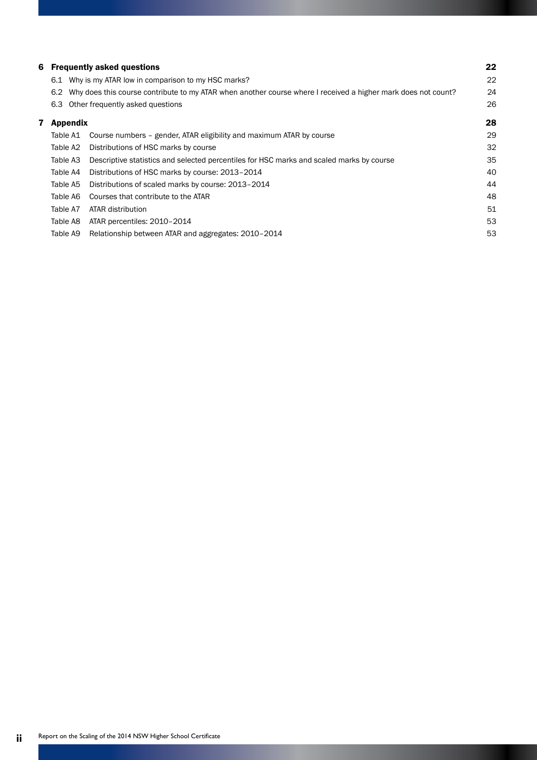| | | |
|---|---|---|
| **6** | **Frequently asked questions** | **22** |
| 6.1 | Why is my ATAR low in comparison to my HSC marks? | 22 |
| 6.2 | Why does this course contribute to my ATAR when another course where I received a higher mark does not count? | 24 |
| 6.3 | Other frequently asked questions | 26 |
| **7** | **Appendix** | **28** |
| Table A1 | Course numbers – gender, ATAR eligibility and maximum ATAR by course | 29 |
| Table A2 | Distributions of HSC marks by course | 32 |
| Table A3 | Descriptive statistics and selected percentiles for HSC marks and scaled marks by course | 35 |
| Table A4 | Distributions of HSC marks by course: 2013–2014 | 40 |
| Table A5 | Distributions of scaled marks by course: 2013–2014 | 44 |
| Table A6 | Courses that contribute to the ATAR | 48 |
| Table A7 | ATAR distribution | 51 |
| Table A8 | ATAR percentiles: 2010–2014 | 53 |
| Table A9 | Relationship between ATAR and aggregates: 2010–2014 | 53 |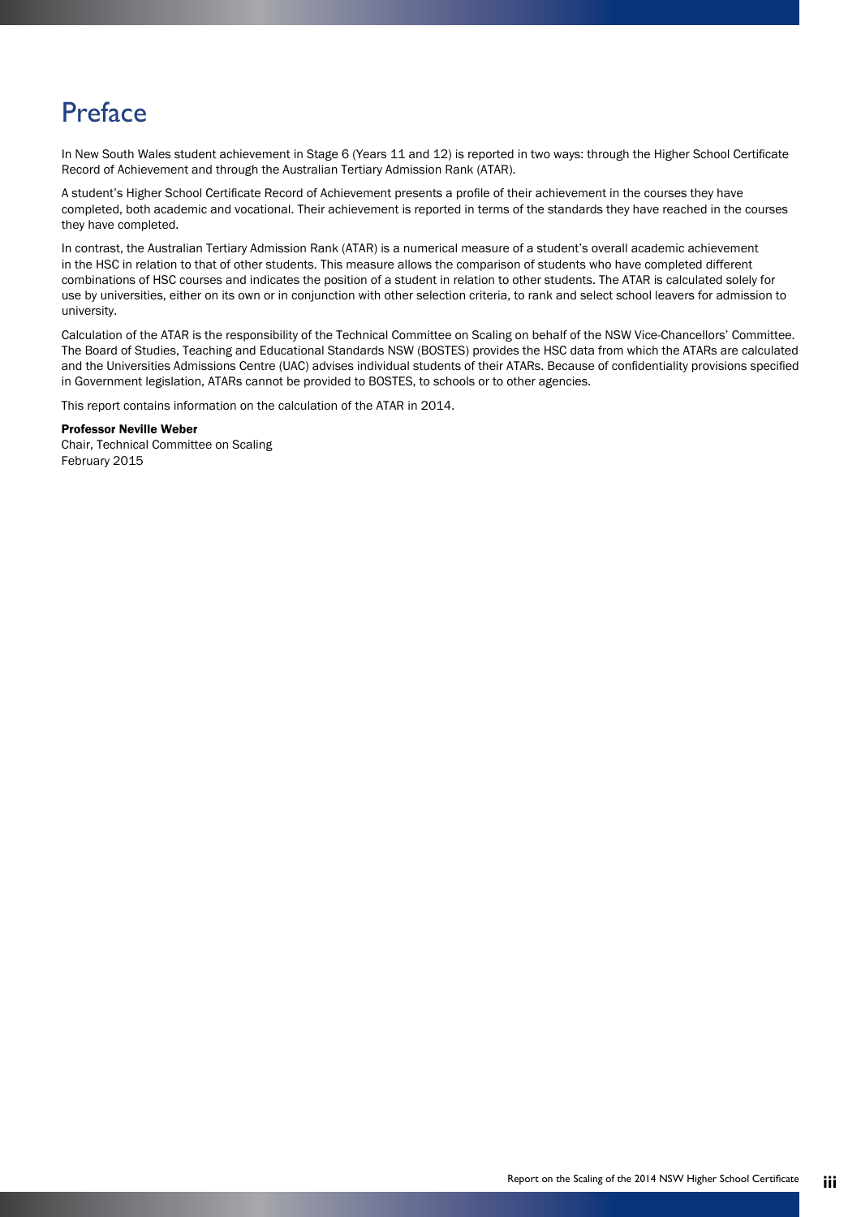# Preface

In New South Wales student achievement in Stage 6 (Years 11 and 12) is reported in two ways: through the Higher School Certificate Record of Achievement and through the Australian Tertiary Admission Rank (ATAR).

A student's Higher School Certificate Record of Achievement presents a profile of their achievement in the courses they have completed, both academic and vocational. Their achievement is reported in terms of the standards they have reached in the courses they have completed.

In contrast, the Australian Tertiary Admission Rank (ATAR) is a numerical measure of a student's overall academic achievement in the HSC in relation to that of other students. This measure allows the comparison of students who have completed different combinations of HSC courses and indicates the position of a student in relation to other students. The ATAR is calculated solely for use by universities, either on its own or in conjunction with other selection criteria, to rank and select school leavers for admission to university.

Calculation of the ATAR is the responsibility of the Technical Committee on Scaling on behalf of the NSW Vice-Chancellors' Committee. The Board of Studies, Teaching and Educational Standards NSW (BOSTES) provides the HSC data from which the ATARs are calculated and the Universities Admissions Centre (UAC) advises individual students of their ATARs. Because of confidentiality provisions specified in Government legislation, ATARs cannot be provided to BOSTES, to schools or to other agencies.

This report contains information on the calculation of the ATAR in 2014.

**Professor Neville Weber**
Chair, Technical Committee on Scaling
February 2015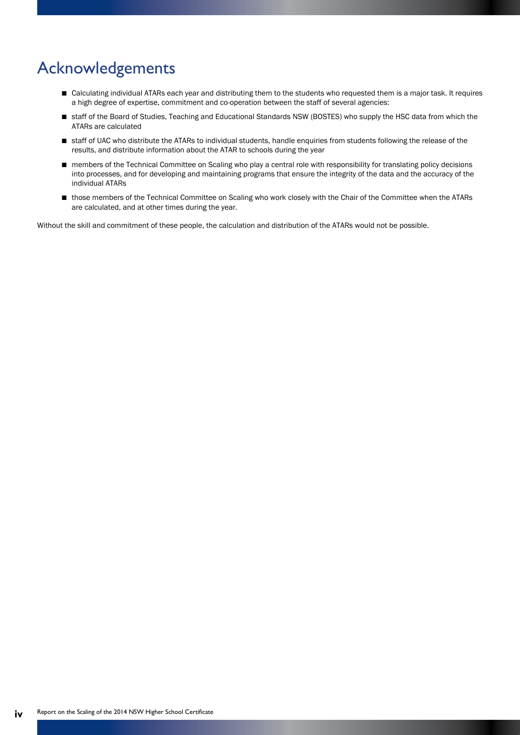# Acknowledgements

- Calculating individual ATARs each year and distributing them to the students who requested them is a major task. It requires a high degree of expertise, commitment and co-operation between the staff of several agencies:
- staff of the Board of Studies, Teaching and Educational Standards NSW (BOSTES) who supply the HSC data from which the ATARs are calculated
- staff of UAC who distribute the ATARs to individual students, handle enquiries from students following the release of the results, and distribute information about the ATAR to schools during the year
- members of the Technical Committee on Scaling who play a central role with responsibility for translating policy decisions into processes, and for developing and maintaining programs that ensure the integrity of the data and the accuracy of the individual ATARs
- those members of the Technical Committee on Scaling who work closely with the Chair of the Committee when the ATARs are calculated, and at other times during the year.

Without the skill and commitment of these people, the calculation and distribution of the ATARs would not be possible.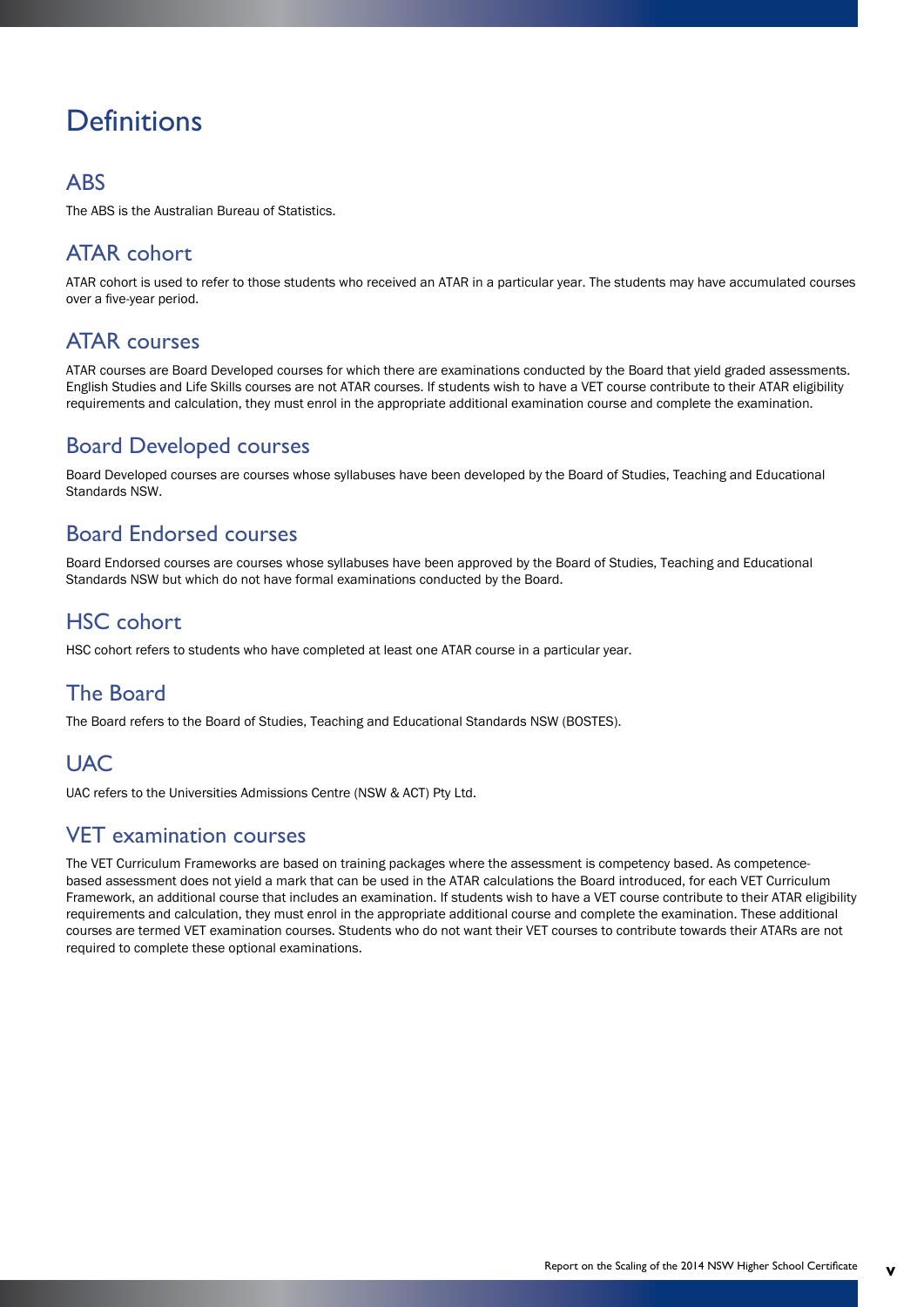# Definitions

## ABS

The ABS is the Australian Bureau of Statistics.

## ATAR cohort

ATAR cohort is used to refer to those students who received an ATAR in a particular year. The students may have accumulated courses over a five-year period.

## ATAR courses

ATAR courses are Board Developed courses for which there are examinations conducted by the Board that yield graded assessments. English Studies and Life Skills courses are not ATAR courses. If students wish to have a VET course contribute to their ATAR eligibility requirements and calculation, they must enrol in the appropriate additional examination course and complete the examination.

## Board Developed courses

Board Developed courses are courses whose syllabuses have been developed by the Board of Studies, Teaching and Educational Standards NSW.

## Board Endorsed courses

Board Endorsed courses are courses whose syllabuses have been approved by the Board of Studies, Teaching and Educational Standards NSW but which do not have formal examinations conducted by the Board.

## HSC cohort

HSC cohort refers to students who have completed at least one ATAR course in a particular year.

## The Board

The Board refers to the Board of Studies, Teaching and Educational Standards NSW (BOSTES).

## UAC

UAC refers to the Universities Admissions Centre (NSW & ACT) Pty Ltd.

## VET examination courses

The VET Curriculum Frameworks are based on training packages where the assessment is competency based. As competence-based assessment does not yield a mark that can be used in the ATAR calculations the Board introduced, for each VET Curriculum Framework, an additional course that includes an examination. If students wish to have a VET course contribute to their ATAR eligibility requirements and calculation, they must enrol in the appropriate additional course and complete the examination. These additional courses are termed VET examination courses. Students who do not want their VET courses to contribute towards their ATARs are not required to complete these optional examinations.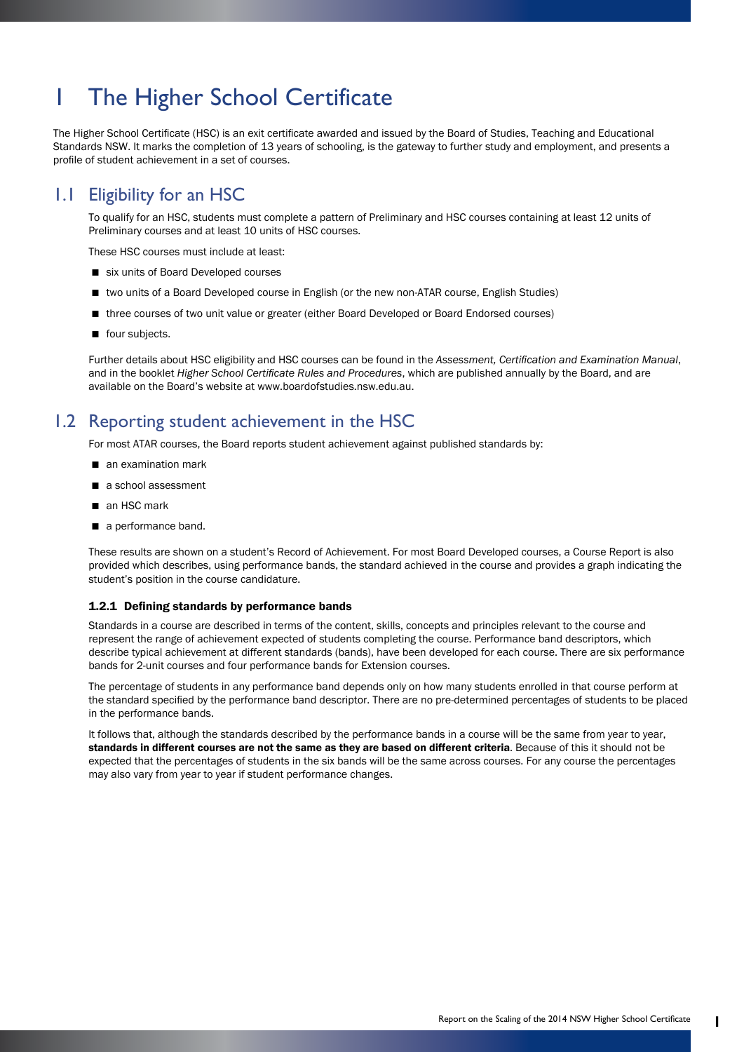# 1 The Higher School Certificate

The Higher School Certificate (HSC) is an exit certificate awarded and issued by the Board of Studies, Teaching and Educational Standards NSW. It marks the completion of 13 years of schooling, is the gateway to further study and employment, and presents a profile of student achievement in a set of courses.

## 1.1 Eligibility for an HSC

To qualify for an HSC, students must complete a pattern of Preliminary and HSC courses containing at least 12 units of Preliminary courses and at least 10 units of HSC courses.

These HSC courses must include at least:

- six units of Board Developed courses
- two units of a Board Developed course in English (or the new non-ATAR course, English Studies)
- three courses of two unit value or greater (either Board Developed or Board Endorsed courses)
- four subjects.

Further details about HSC eligibility and HSC courses can be found in the *Assessment, Certification and Examination Manual*, and in the booklet *Higher School Certificate Rules and Procedures*, which are published annually by the Board, and are available on the Board's website at www.boardofstudies.nsw.edu.au.

## 1.2 Reporting student achievement in the HSC

For most ATAR courses, the Board reports student achievement against published standards by:

- an examination mark
- a school assessment
- an HSC mark
- a performance band.

These results are shown on a student's Record of Achievement. For most Board Developed courses, a Course Report is also provided which describes, using performance bands, the standard achieved in the course and provides a graph indicating the student's position in the course candidature.

### 1.2.1 Defining standards by performance bands

Standards in a course are described in terms of the content, skills, concepts and principles relevant to the course and represent the range of achievement expected of students completing the course. Performance band descriptors, which describe typical achievement at different standards (bands), have been developed for each course. There are six performance bands for 2-unit courses and four performance bands for Extension courses.

The percentage of students in any performance band depends only on how many students enrolled in that course perform at the standard specified by the performance band descriptor. There are no pre-determined percentages of students to be placed in the performance bands.

It follows that, although the standards described by the performance bands in a course will be the same from year to year, **standards in different courses are not the same as they are based on different criteria**. Because of this it should not be expected that the percentages of students in the six bands will be the same across courses. For any course the percentages may also vary from year to year if student performance changes.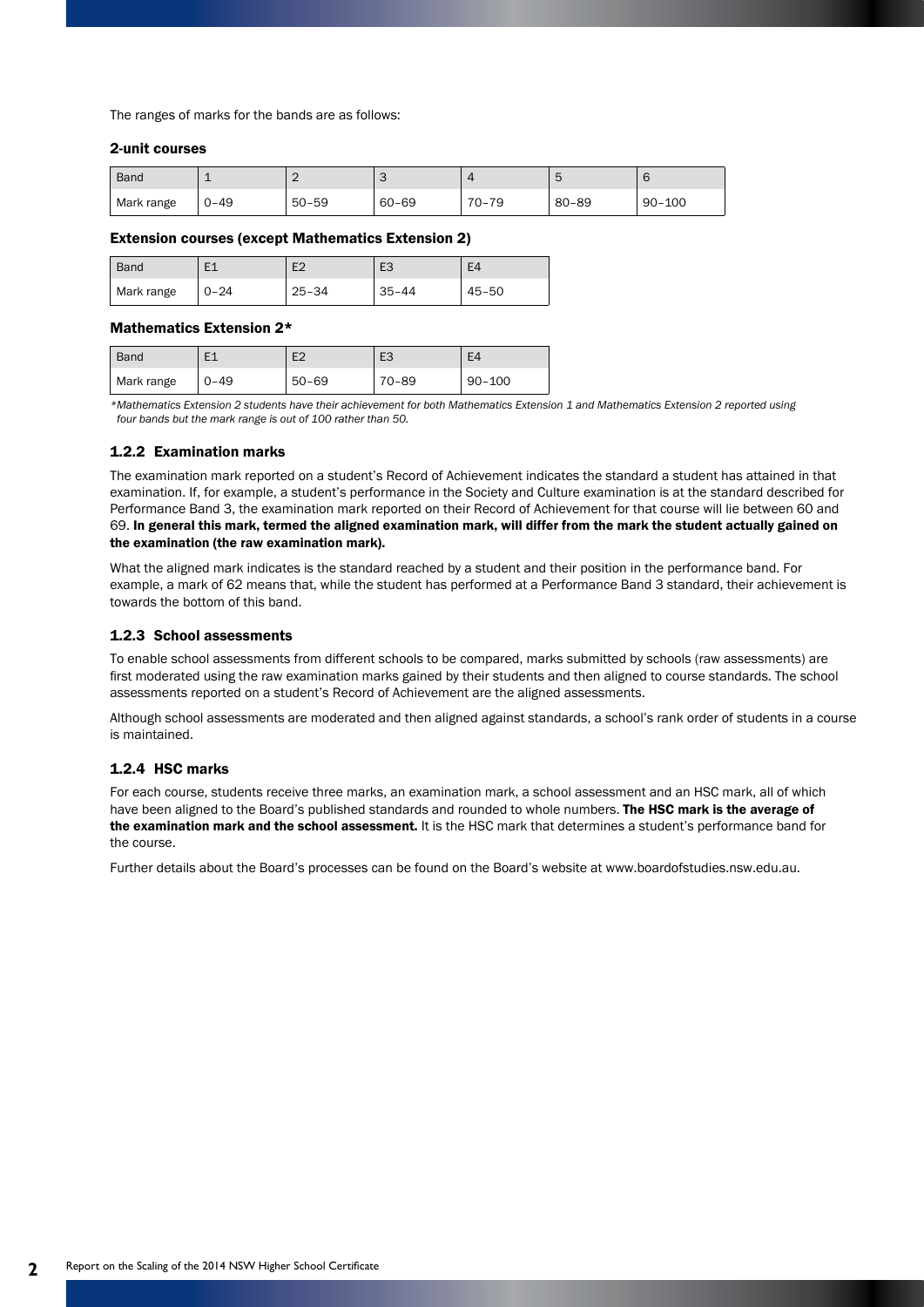The ranges of marks for the bands are as follows:

#### 2-unit courses

| Band | 1 | 2 | 3 | 4 | 5 | 6 |
|---|---|---|---|---|---|---|
| Mark range | 0–49 | 50–59 | 60–69 | 70–79 | 80–89 | 90–100 |

#### Extension courses (except Mathematics Extension 2)

| Band | E1 | E2 | E3 | E4 |
|---|---|---|---|---|
| Mark range | 0–24 | 25–34 | 35–44 | 45–50 |

#### Mathematics Extension 2*

| Band | E1 | E2 | E3 | E4 |
|---|---|---|---|---|
| Mark range | 0–49 | 50–69 | 70–89 | 90–100 |

*\*Mathematics Extension 2 students have their achievement for both Mathematics Extension 1 and Mathematics Extension 2 reported using four bands but the mark range is out of 100 rather than 50.*

### 1.2.2 Examination marks

The examination mark reported on a student's Record of Achievement indicates the standard a student has attained in that examination. If, for example, a student's performance in the Society and Culture examination is at the standard described for Performance Band 3, the examination mark reported on their Record of Achievement for that course will lie between 60 and 69. **In general this mark, termed the aligned examination mark, will differ from the mark the student actually gained on the examination (the raw examination mark).**

What the aligned mark indicates is the standard reached by a student and their position in the performance band. For example, a mark of 62 means that, while the student has performed at a Performance Band 3 standard, their achievement is towards the bottom of this band.

### 1.2.3 School assessments

To enable school assessments from different schools to be compared, marks submitted by schools (raw assessments) are first moderated using the raw examination marks gained by their students and then aligned to course standards. The school assessments reported on a student's Record of Achievement are the aligned assessments.

Although school assessments are moderated and then aligned against standards, a school's rank order of students in a course is maintained.

### 1.2.4 HSC marks

For each course, students receive three marks, an examination mark, a school assessment and an HSC mark, all of which have been aligned to the Board's published standards and rounded to whole numbers. **The HSC mark is the average of the examination mark and the school assessment.** It is the HSC mark that determines a student's performance band for the course.

Further details about the Board's processes can be found on the Board's website at www.boardofstudies.nsw.edu.au.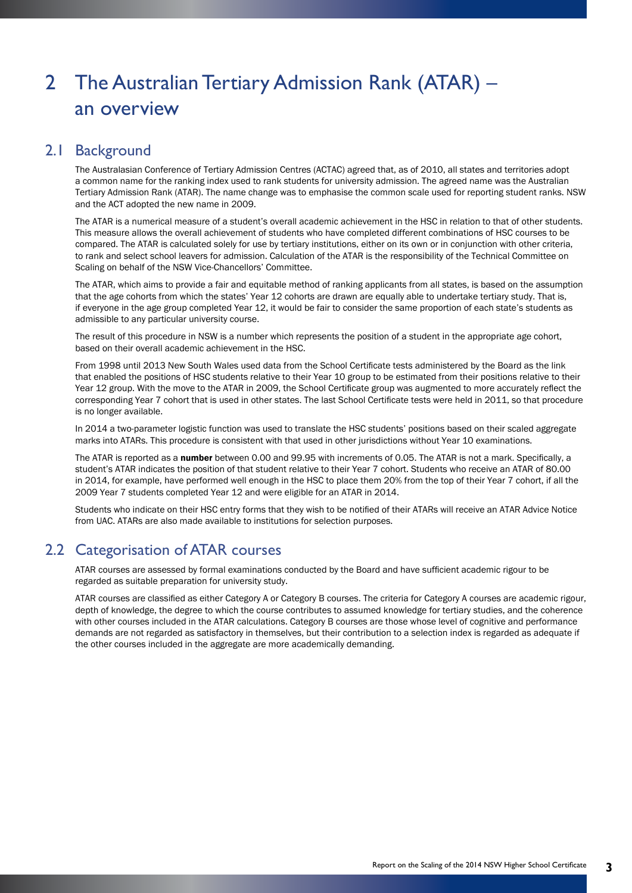# 2 The Australian Tertiary Admission Rank (ATAR) – an overview

## 2.1 Background

The Australasian Conference of Tertiary Admission Centres (ACTAC) agreed that, as of 2010, all states and territories adopt a common name for the ranking index used to rank students for university admission. The agreed name was the Australian Tertiary Admission Rank (ATAR). The name change was to emphasise the common scale used for reporting student ranks. NSW and the ACT adopted the new name in 2009.

The ATAR is a numerical measure of a student's overall academic achievement in the HSC in relation to that of other students. This measure allows the overall achievement of students who have completed different combinations of HSC courses to be compared. The ATAR is calculated solely for use by tertiary institutions, either on its own or in conjunction with other criteria, to rank and select school leavers for admission. Calculation of the ATAR is the responsibility of the Technical Committee on Scaling on behalf of the NSW Vice-Chancellors' Committee.

The ATAR, which aims to provide a fair and equitable method of ranking applicants from all states, is based on the assumption that the age cohorts from which the states' Year 12 cohorts are drawn are equally able to undertake tertiary study. That is, if everyone in the age group completed Year 12, it would be fair to consider the same proportion of each state's students as admissible to any particular university course.

The result of this procedure in NSW is a number which represents the position of a student in the appropriate age cohort, based on their overall academic achievement in the HSC.

From 1998 until 2013 New South Wales used data from the School Certificate tests administered by the Board as the link that enabled the positions of HSC students relative to their Year 10 group to be estimated from their positions relative to their Year 12 group. With the move to the ATAR in 2009, the School Certificate group was augmented to more accurately reflect the corresponding Year 7 cohort that is used in other states. The last School Certificate tests were held in 2011, so that procedure is no longer available.

In 2014 a two-parameter logistic function was used to translate the HSC students' positions based on their scaled aggregate marks into ATARs. This procedure is consistent with that used in other jurisdictions without Year 10 examinations.

The ATAR is reported as a **number** between 0.00 and 99.95 with increments of 0.05. The ATAR is not a mark. Specifically, a student's ATAR indicates the position of that student relative to their Year 7 cohort. Students who receive an ATAR of 80.00 in 2014, for example, have performed well enough in the HSC to place them 20% from the top of their Year 7 cohort, if all the 2009 Year 7 students completed Year 12 and were eligible for an ATAR in 2014.

Students who indicate on their HSC entry forms that they wish to be notified of their ATARs will receive an ATAR Advice Notice from UAC. ATARs are also made available to institutions for selection purposes.

## 2.2 Categorisation of ATAR courses

ATAR courses are assessed by formal examinations conducted by the Board and have sufficient academic rigour to be regarded as suitable preparation for university study.

ATAR courses are classified as either Category A or Category B courses. The criteria for Category A courses are academic rigour, depth of knowledge, the degree to which the course contributes to assumed knowledge for tertiary studies, and the coherence with other courses included in the ATAR calculations. Category B courses are those whose level of cognitive and performance demands are not regarded as satisfactory in themselves, but their contribution to a selection index is regarded as adequate if the other courses included in the aggregate are more academically demanding.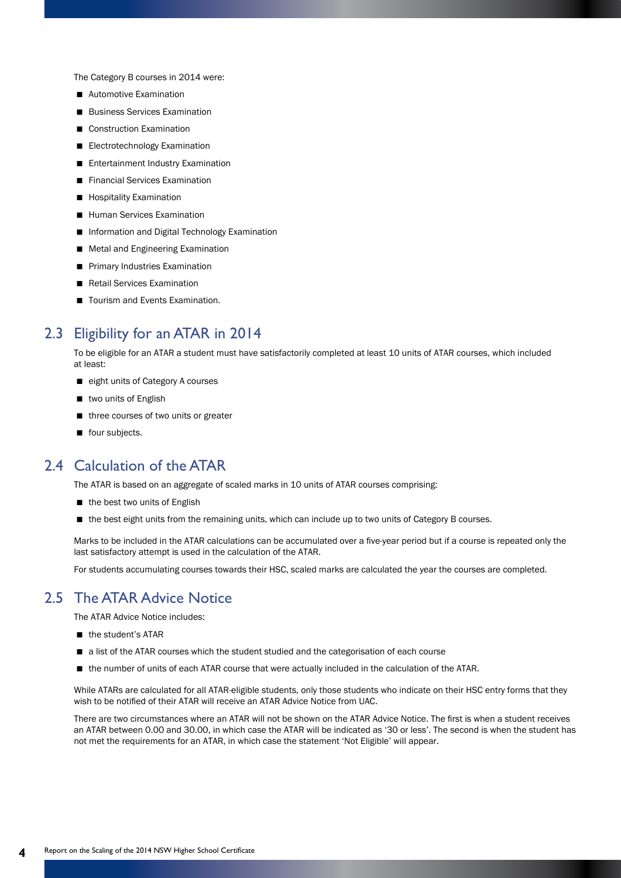The Category B courses in 2014 were:

- Automotive Examination
- Business Services Examination
- Construction Examination
- Electrotechnology Examination
- Entertainment Industry Examination
- Financial Services Examination
- Hospitality Examination
- Human Services Examination
- Information and Digital Technology Examination
- Metal and Engineering Examination
- Primary Industries Examination
- Retail Services Examination
- Tourism and Events Examination.

## 2.3 Eligibility for an ATAR in 2014

To be eligible for an ATAR a student must have satisfactorily completed at least 10 units of ATAR courses, which included at least:

- eight units of Category A courses
- two units of English
- three courses of two units or greater
- four subjects.

## 2.4 Calculation of the ATAR

The ATAR is based on an aggregate of scaled marks in 10 units of ATAR courses comprising:

- the best two units of English
- the best eight units from the remaining units, which can include up to two units of Category B courses.

Marks to be included in the ATAR calculations can be accumulated over a five-year period but if a course is repeated only the last satisfactory attempt is used in the calculation of the ATAR.

For students accumulating courses towards their HSC, scaled marks are calculated the year the courses are completed.

## 2.5 The ATAR Advice Notice

The ATAR Advice Notice includes:

- the student's ATAR
- a list of the ATAR courses which the student studied and the categorisation of each course
- the number of units of each ATAR course that were actually included in the calculation of the ATAR.

While ATARs are calculated for all ATAR-eligible students, only those students who indicate on their HSC entry forms that they wish to be notified of their ATAR will receive an ATAR Advice Notice from UAC.

There are two circumstances where an ATAR will not be shown on the ATAR Advice Notice. The first is when a student receives an ATAR between 0.00 and 30.00, in which case the ATAR will be indicated as '30 or less'. The second is when the student has not met the requirements for an ATAR, in which case the statement 'Not Eligible' will appear.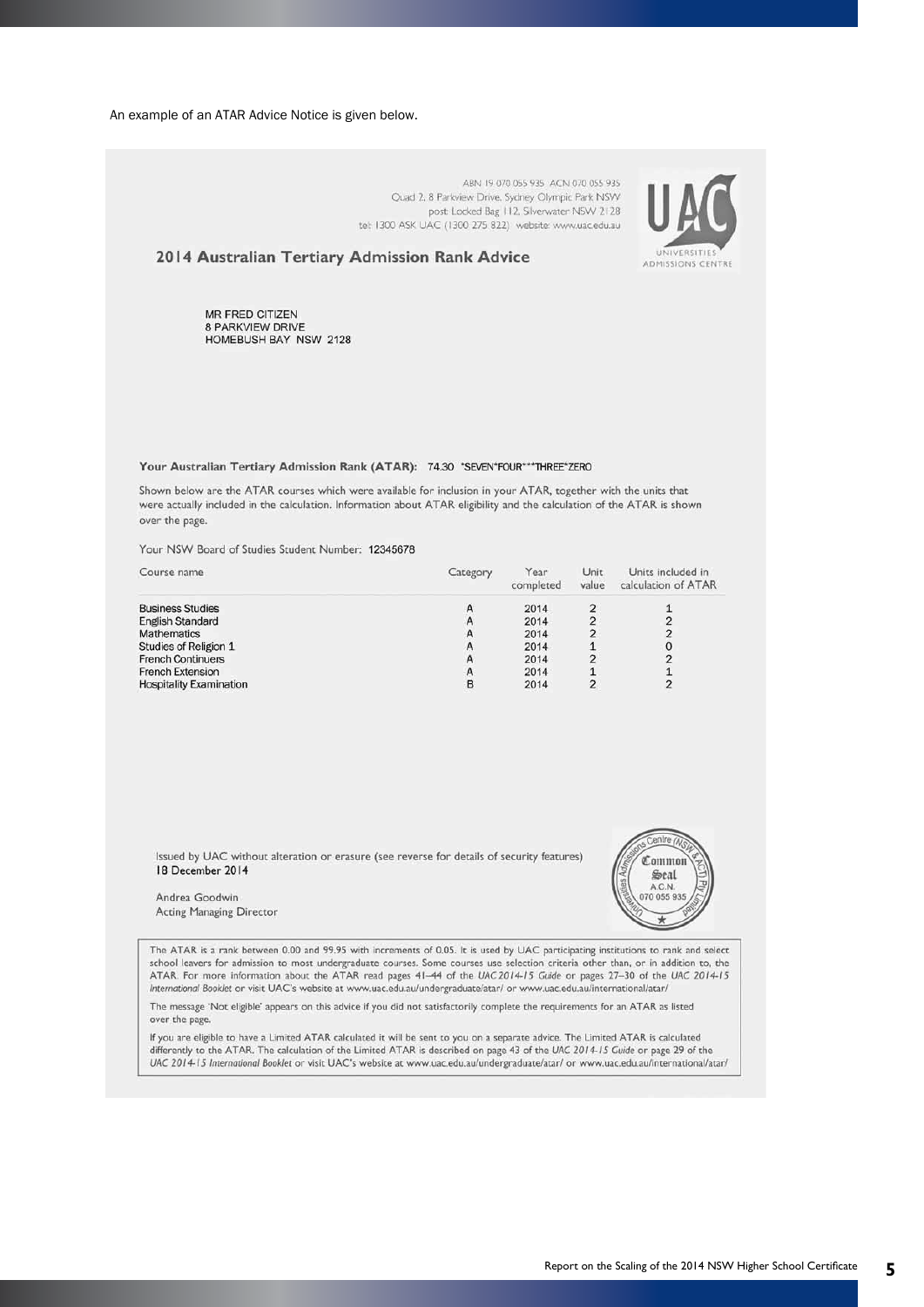An example of an ATAR Advice Notice is given below.

ABN 19 070 055 935 ACN 070 055 935
Quad 2, 8 Parkview Drive, Sydney Olympic Park NSW
post: Locked Bag 112, Silverwater NSW 2128
tel: 1300 ASK UAC (1300 275 822) website: www.uac.edu.au

UAC
UNIVERSITIES ADMISSIONS CENTRE

## 2014 Australian Tertiary Admission Rank Advice

MR FRED CITIZEN
8 PARKVIEW DRIVE
HOMEBUSH BAY NSW 2128

**Your Australian Tertiary Admission Rank (ATAR):** 74.30 *SEVEN*FOUR***THREE*ZERO

Shown below are the ATAR courses which were available for inclusion in your ATAR, together with the units that were actually included in the calculation. Information about ATAR eligibility and the calculation of the ATAR is shown over the page.

Your NSW Board of Studies Student Number: 12345678

| Course name | Category | Year completed | Unit value | Units included in calculation of ATAR |
|---|---|---|---|---|
| Business Studies | A | 2014 | 2 | 1 |
| English Standard | A | 2014 | 2 | 2 |
| Mathematics | A | 2014 | 2 | 2 |
| Studies of Religion 1 | A | 2014 | 1 | 0 |
| French Continuers | A | 2014 | 2 | 2 |
| French Extension | A | 2014 | 1 | 1 |
| Hospitality Examination | B | 2014 | 2 | 2 |

Issued by UAC without alteration or erasure (see reverse for details of security features)
18 December 2014

Andrea Goodwin
Acting Managing Director

Universities Admissions Centre (NSW & ACT) Pty Limited
Common Seal
A.C.N. 070 055 935

The ATAR is a rank between 0.00 and 99.95 with increments of 0.05. It is used by UAC participating institutions to rank and select school leavers for admission to most undergraduate courses. Some courses use selection criteria other than, or in addition to, the ATAR. For more information about the ATAR read pages 41–44 of the *UAC 2014–15 Guide* or pages 27–30 of the *UAC 2014–15 International Booklet* or visit UAC's website at www.uac.edu.au/undergraduate/atar/ or www.uac.edu.au/international/atar/

The message 'Not eligible' appears on this advice if you did not satisfactorily complete the requirements for an ATAR as listed over the page.

If you are eligible to have a Limited ATAR calculated it will be sent to you on a separate advice. The Limited ATAR is calculated differently to the ATAR. The calculation of the Limited ATAR is described on page 43 of the *UAC 2014–15 Guide* or page 29 of the *UAC 2014–15 International Booklet* or visit UAC's website at www.uac.edu.au/undergraduate/atar/ or www.uac.edu.au/international/atar/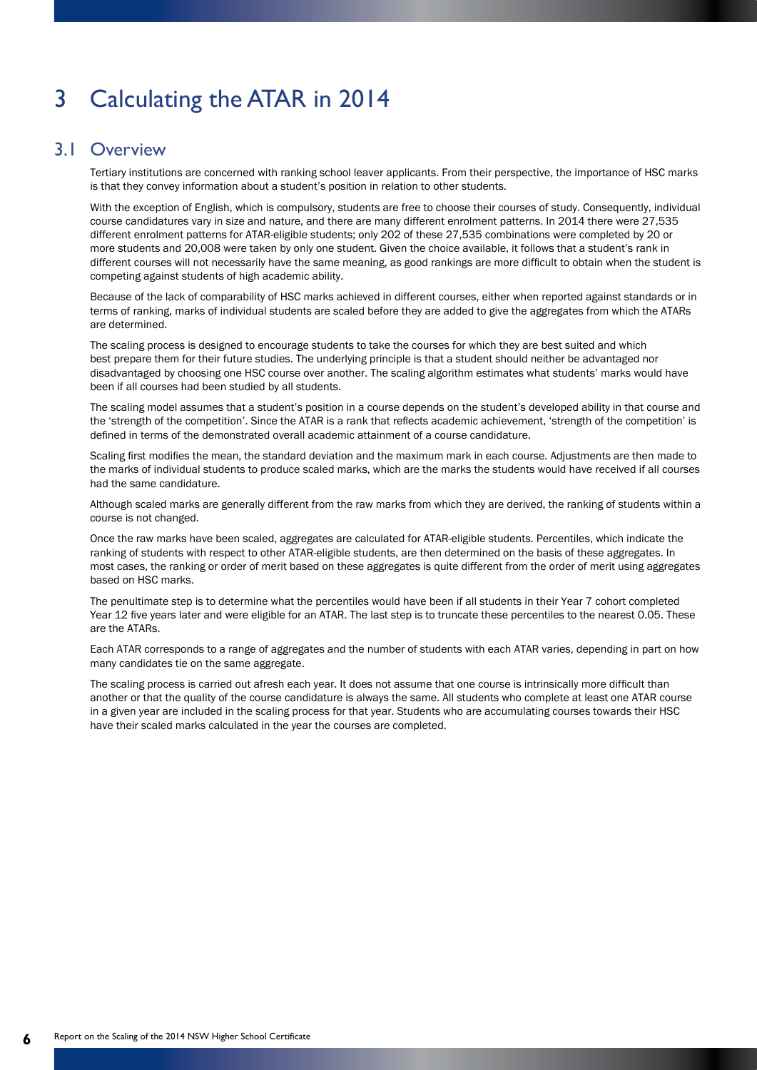# 3 Calculating the ATAR in 2014

## 3.1 Overview

Tertiary institutions are concerned with ranking school leaver applicants. From their perspective, the importance of HSC marks is that they convey information about a student's position in relation to other students.

With the exception of English, which is compulsory, students are free to choose their courses of study. Consequently, individual course candidatures vary in size and nature, and there are many different enrolment patterns. In 2014 there were 27,535 different enrolment patterns for ATAR-eligible students; only 202 of these 27,535 combinations were completed by 20 or more students and 20,008 were taken by only one student. Given the choice available, it follows that a student's rank in different courses will not necessarily have the same meaning, as good rankings are more difficult to obtain when the student is competing against students of high academic ability.

Because of the lack of comparability of HSC marks achieved in different courses, either when reported against standards or in terms of ranking, marks of individual students are scaled before they are added to give the aggregates from which the ATARs are determined.

The scaling process is designed to encourage students to take the courses for which they are best suited and which best prepare them for their future studies. The underlying principle is that a student should neither be advantaged nor disadvantaged by choosing one HSC course over another. The scaling algorithm estimates what students' marks would have been if all courses had been studied by all students.

The scaling model assumes that a student's position in a course depends on the student's developed ability in that course and the 'strength of the competition'. Since the ATAR is a rank that reflects academic achievement, 'strength of the competition' is defined in terms of the demonstrated overall academic attainment of a course candidature.

Scaling first modifies the mean, the standard deviation and the maximum mark in each course. Adjustments are then made to the marks of individual students to produce scaled marks, which are the marks the students would have received if all courses had the same candidature.

Although scaled marks are generally different from the raw marks from which they are derived, the ranking of students within a course is not changed.

Once the raw marks have been scaled, aggregates are calculated for ATAR-eligible students. Percentiles, which indicate the ranking of students with respect to other ATAR-eligible students, are then determined on the basis of these aggregates. In most cases, the ranking or order of merit based on these aggregates is quite different from the order of merit using aggregates based on HSC marks.

The penultimate step is to determine what the percentiles would have been if all students in their Year 7 cohort completed Year 12 five years later and were eligible for an ATAR. The last step is to truncate these percentiles to the nearest 0.05. These are the ATARs.

Each ATAR corresponds to a range of aggregates and the number of students with each ATAR varies, depending in part on how many candidates tie on the same aggregate.

The scaling process is carried out afresh each year. It does not assume that one course is intrinsically more difficult than another or that the quality of the course candidature is always the same. All students who complete at least one ATAR course in a given year are included in the scaling process for that year. Students who are accumulating courses towards their HSC have their scaled marks calculated in the year the courses are completed.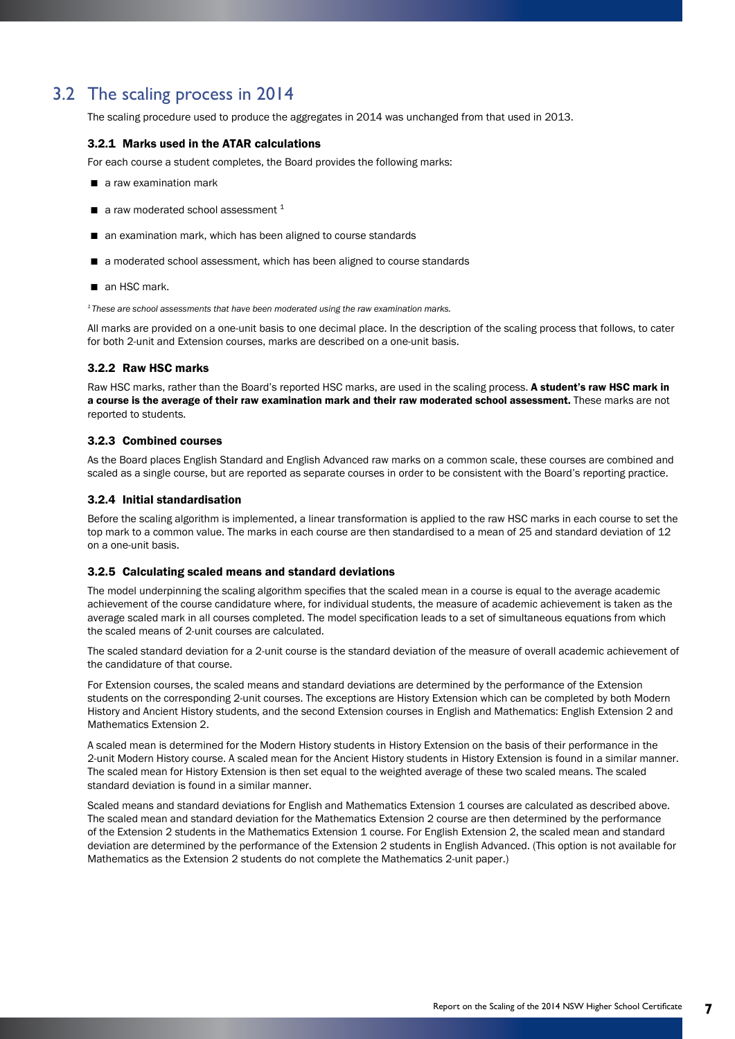## 3.2 The scaling process in 2014

The scaling procedure used to produce the aggregates in 2014 was unchanged from that used in 2013.

### 3.2.1 Marks used in the ATAR calculations

For each course a student completes, the Board provides the following marks:

- a raw examination mark
- a raw moderated school assessment [1]
- an examination mark, which has been aligned to course standards
- a moderated school assessment, which has been aligned to course standards
- an HSC mark.

*[1] These are school assessments that have been moderated using the raw examination marks.*

All marks are provided on a one-unit basis to one decimal place. In the description of the scaling process that follows, to cater for both 2-unit and Extension courses, marks are described on a one-unit basis.

### 3.2.2 Raw HSC marks

Raw HSC marks, rather than the Board's reported HSC marks, are used in the scaling process. **A student's raw HSC mark in a course is the average of their raw examination mark and their raw moderated school assessment.** These marks are not reported to students.

### 3.2.3 Combined courses

As the Board places English Standard and English Advanced raw marks on a common scale, these courses are combined and scaled as a single course, but are reported as separate courses in order to be consistent with the Board's reporting practice.

### 3.2.4 Initial standardisation

Before the scaling algorithm is implemented, a linear transformation is applied to the raw HSC marks in each course to set the top mark to a common value. The marks in each course are then standardised to a mean of 25 and standard deviation of 12 on a one-unit basis.

### 3.2.5 Calculating scaled means and standard deviations

The model underpinning the scaling algorithm specifies that the scaled mean in a course is equal to the average academic achievement of the course candidature where, for individual students, the measure of academic achievement is taken as the average scaled mark in all courses completed. The model specification leads to a set of simultaneous equations from which the scaled means of 2-unit courses are calculated.

The scaled standard deviation for a 2-unit course is the standard deviation of the measure of overall academic achievement of the candidature of that course.

For Extension courses, the scaled means and standard deviations are determined by the performance of the Extension students on the corresponding 2-unit courses. The exceptions are History Extension which can be completed by both Modern History and Ancient History students, and the second Extension courses in English and Mathematics: English Extension 2 and Mathematics Extension 2.

A scaled mean is determined for the Modern History students in History Extension on the basis of their performance in the 2-unit Modern History course. A scaled mean for the Ancient History students in History Extension is found in a similar manner. The scaled mean for History Extension is then set equal to the weighted average of these two scaled means. The scaled standard deviation is found in a similar manner.

Scaled means and standard deviations for English and Mathematics Extension 1 courses are calculated as described above. The scaled mean and standard deviation for the Mathematics Extension 2 course are then determined by the performance of the Extension 2 students in the Mathematics Extension 1 course. For English Extension 2, the scaled mean and standard deviation are determined by the performance of the Extension 2 students in English Advanced. (This option is not available for Mathematics as the Extension 2 students do not complete the Mathematics 2-unit paper.)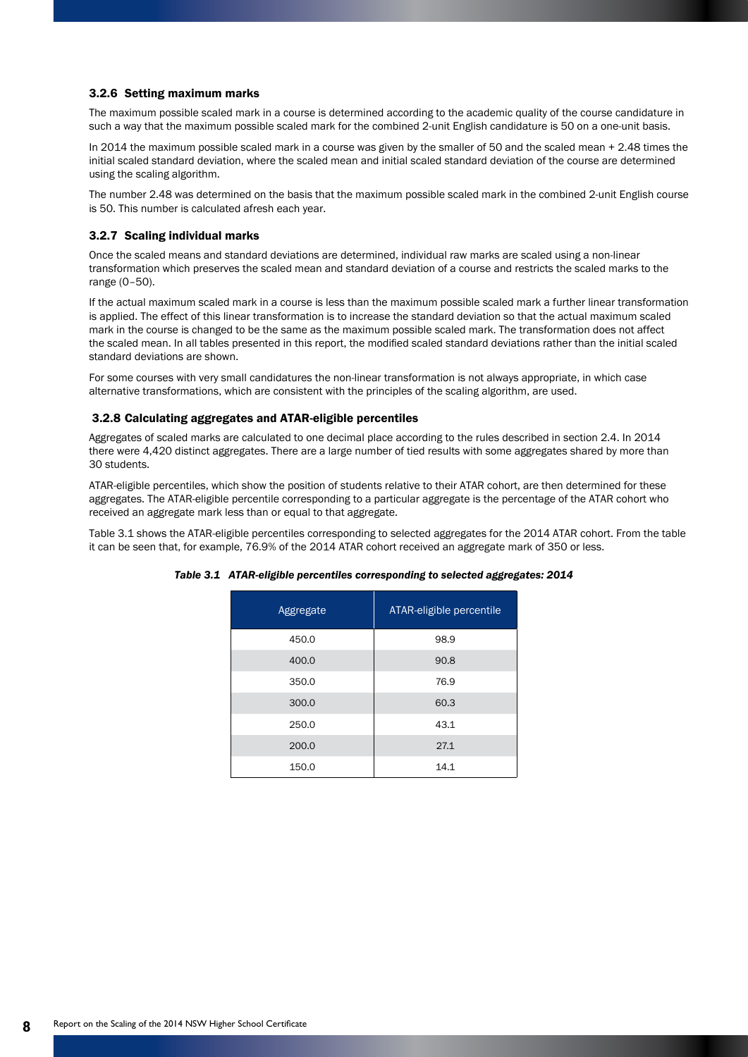### 3.2.6 Setting maximum marks

The maximum possible scaled mark in a course is determined according to the academic quality of the course candidature in such a way that the maximum possible scaled mark for the combined 2-unit English candidature is 50 on a one-unit basis.

In 2014 the maximum possible scaled mark in a course was given by the smaller of 50 and the scaled mean + 2.48 times the initial scaled standard deviation, where the scaled mean and initial scaled standard deviation of the course are determined using the scaling algorithm.

The number 2.48 was determined on the basis that the maximum possible scaled mark in the combined 2-unit English course is 50. This number is calculated afresh each year.

### 3.2.7 Scaling individual marks

Once the scaled means and standard deviations are determined, individual raw marks are scaled using a non-linear transformation which preserves the scaled mean and standard deviation of a course and restricts the scaled marks to the range (0–50).

If the actual maximum scaled mark in a course is less than the maximum possible scaled mark a further linear transformation is applied. The effect of this linear transformation is to increase the standard deviation so that the actual maximum scaled mark in the course is changed to be the same as the maximum possible scaled mark. The transformation does not affect the scaled mean. In all tables presented in this report, the modified scaled standard deviations rather than the initial scaled standard deviations are shown.

For some courses with very small candidatures the non-linear transformation is not always appropriate, in which case alternative transformations, which are consistent with the principles of the scaling algorithm, are used.

### 3.2.8 Calculating aggregates and ATAR-eligible percentiles

Aggregates of scaled marks are calculated to one decimal place according to the rules described in section 2.4. In 2014 there were 4,420 distinct aggregates. There are a large number of tied results with some aggregates shared by more than 30 students.

ATAR-eligible percentiles, which show the position of students relative to their ATAR cohort, are then determined for these aggregates. The ATAR-eligible percentile corresponding to a particular aggregate is the percentage of the ATAR cohort who received an aggregate mark less than or equal to that aggregate.

Table 3.1 shows the ATAR-eligible percentiles corresponding to selected aggregates for the 2014 ATAR cohort. From the table it can be seen that, for example, 76.9% of the 2014 ATAR cohort received an aggregate mark of 350 or less.

*Table 3.1 ATAR-eligible percentiles corresponding to selected aggregates: 2014*

| Aggregate | ATAR-eligible percentile |
|---|---|
| 450.0 | 98.9 |
| 400.0 | 90.8 |
| 350.0 | 76.9 |
| 300.0 | 60.3 |
| 250.0 | 43.1 |
| 200.0 | 27.1 |
| 150.0 | 14.1 |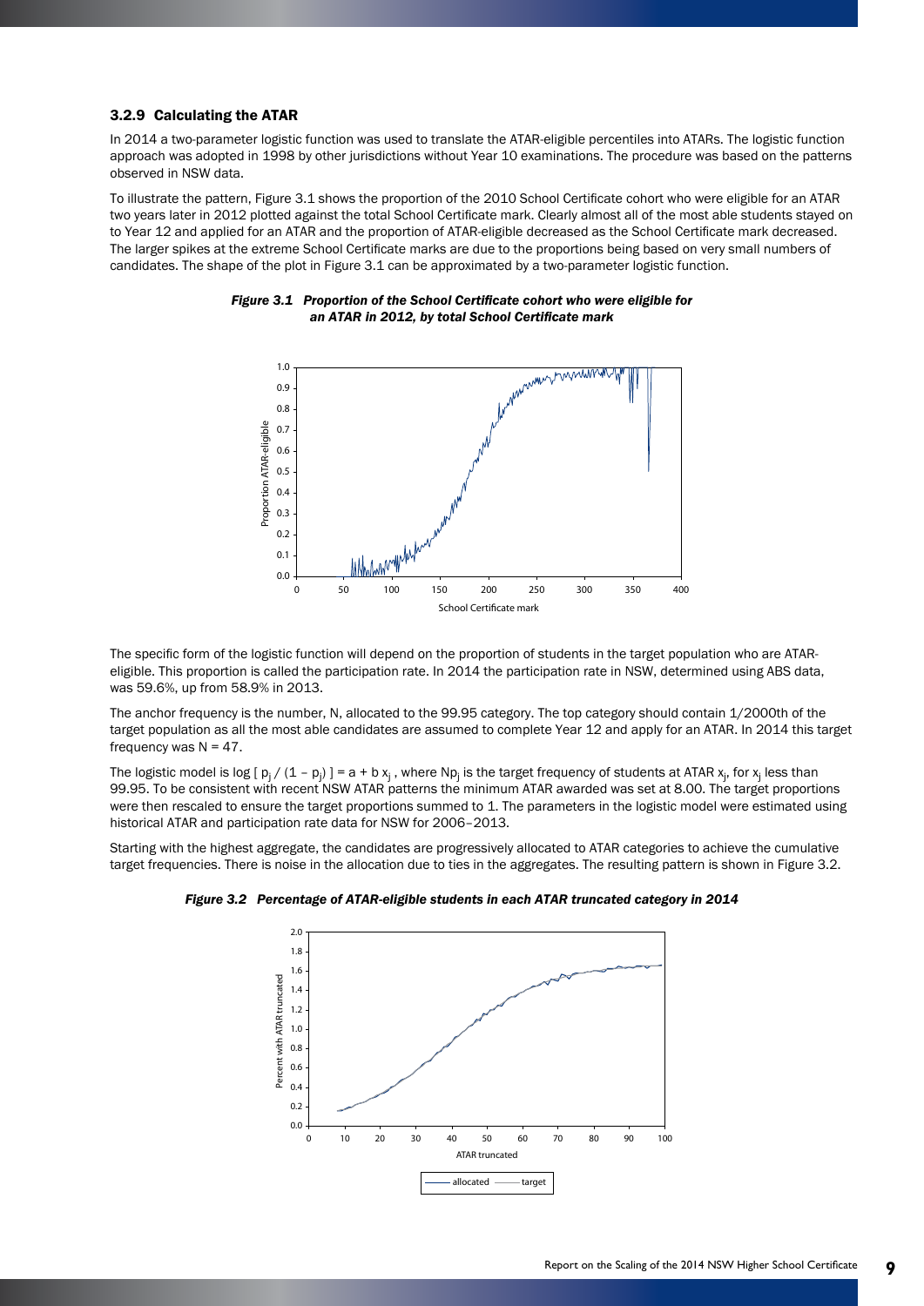### 3.2.9 Calculating the ATAR

In 2014 a two-parameter logistic function was used to translate the ATAR-eligible percentiles into ATARs. The logistic function approach was adopted in 1998 by other jurisdictions without Year 10 examinations. The procedure was based on the patterns observed in NSW data.

To illustrate the pattern, Figure 3.1 shows the proportion of the 2010 School Certificate cohort who were eligible for an ATAR two years later in 2012 plotted against the total School Certificate mark. Clearly almost all of the most able students stayed on to Year 12 and applied for an ATAR and the proportion of ATAR-eligible decreased as the School Certificate mark decreased. The larger spikes at the extreme School Certificate marks are due to the proportions being based on very small numbers of candidates. The shape of the plot in Figure 3.1 can be approximated by a two-parameter logistic function.

***Figure 3.1 Proportion of the School Certificate cohort who were eligible for an ATAR in 2012, by total School Certificate mark***

The specific form of the logistic function will depend on the proportion of students in the target population who are ATAR-eligible. This proportion is called the participation rate. In 2014 the participation rate in NSW, determined using ABS data, was 59.6%, up from 58.9% in 2013.

The anchor frequency is the number, N, allocated to the 99.95 category. The top category should contain 1/2000th of the target population as all the most able candidates are assumed to complete Year 12 and apply for an ATAR. In 2014 this target frequency was N = 47.

The logistic model is $\log [\, p_j / (1 - p_j) \,] = a + b\, x_j$ , where $Np_j$ is the target frequency of students at ATAR $x_j$, for $x_j$ less than 99.95. To be consistent with recent NSW ATAR patterns the minimum ATAR awarded was set at 8.00. The target proportions were then rescaled to ensure the target proportions summed to 1. The parameters in the logistic model were estimated using historical ATAR and participation rate data for NSW for 2006–2013.

Starting with the highest aggregate, the candidates are progressively allocated to ATAR categories to achieve the cumulative target frequencies. There is noise in the allocation due to ties in the aggregates. The resulting pattern is shown in Figure 3.2.

***Figure 3.2 Percentage of ATAR-eligible students in each ATAR truncated category in 2014***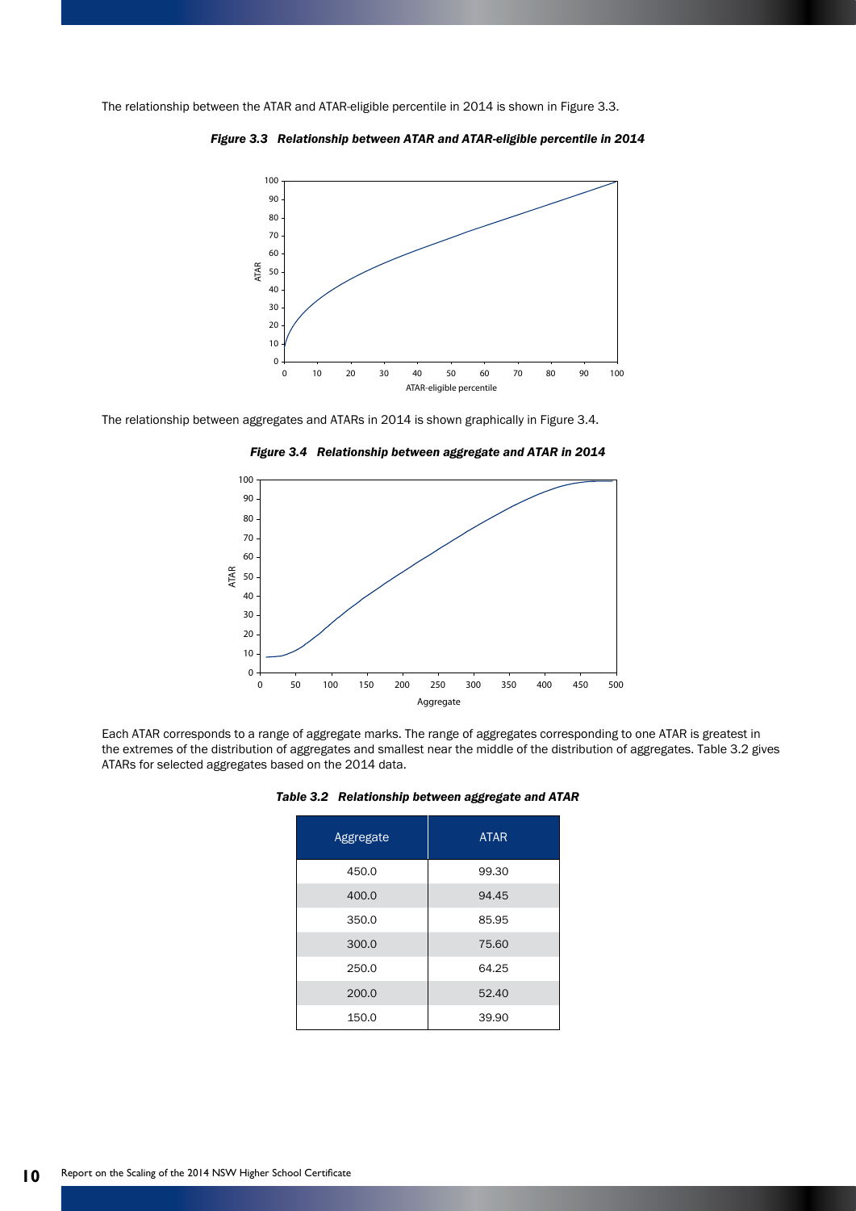The relationship between the ATAR and ATAR-eligible percentile in 2014 is shown in Figure 3.3.

*Figure 3.3 Relationship between ATAR and ATAR-eligible percentile in 2014*

The relationship between aggregates and ATARs in 2014 is shown graphically in Figure 3.4.

*Figure 3.4 Relationship between aggregate and ATAR in 2014*

Each ATAR corresponds to a range of aggregate marks. The range of aggregates corresponding to one ATAR is greatest in the extremes of the distribution of aggregates and smallest near the middle of the distribution of aggregates. Table 3.2 gives ATARs for selected aggregates based on the 2014 data.

*Table 3.2 Relationship between aggregate and ATAR*

| Aggregate | ATAR |
|---|---|
| 450.0 | 99.30 |
| 400.0 | 94.45 |
| 350.0 | 85.95 |
| 300.0 | 75.60 |
| 250.0 | 64.25 |
| 200.0 | 52.40 |
| 150.0 | 39.90 |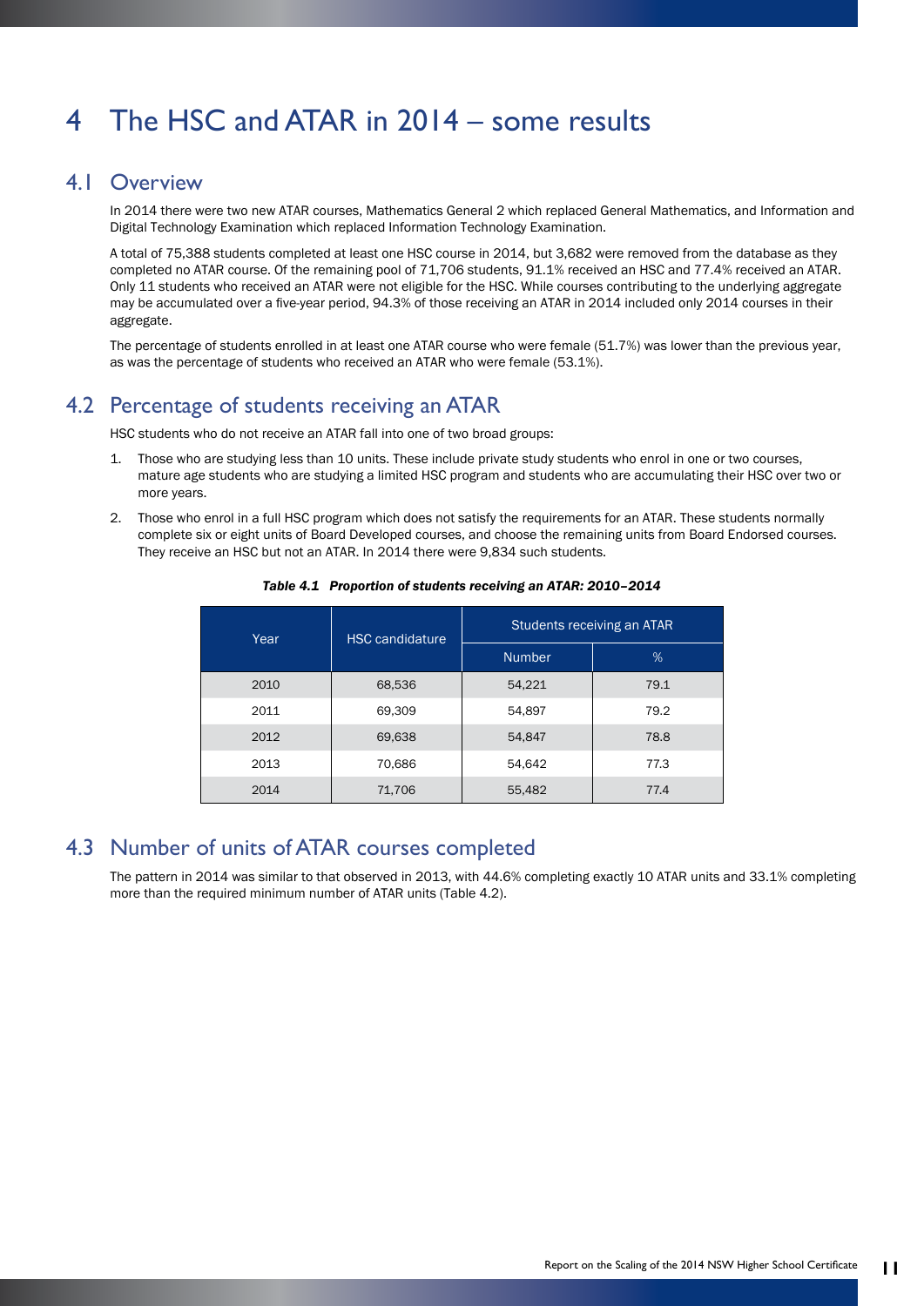# 4 The HSC and ATAR in 2014 – some results

## 4.1 Overview

In 2014 there were two new ATAR courses, Mathematics General 2 which replaced General Mathematics, and Information and Digital Technology Examination which replaced Information Technology Examination.

A total of 75,388 students completed at least one HSC course in 2014, but 3,682 were removed from the database as they completed no ATAR course. Of the remaining pool of 71,706 students, 91.1% received an HSC and 77.4% received an ATAR. Only 11 students who received an ATAR were not eligible for the HSC. While courses contributing to the underlying aggregate may be accumulated over a five-year period, 94.3% of those receiving an ATAR in 2014 included only 2014 courses in their aggregate.

The percentage of students enrolled in at least one ATAR course who were female (51.7%) was lower than the previous year, as was the percentage of students who received an ATAR who were female (53.1%).

## 4.2 Percentage of students receiving an ATAR

HSC students who do not receive an ATAR fall into one of two broad groups:

1. Those who are studying less than 10 units. These include private study students who enrol in one or two courses, mature age students who are studying a limited HSC program and students who are accumulating their HSC over two or more years.
2. Those who enrol in a full HSC program which does not satisfy the requirements for an ATAR. These students normally complete six or eight units of Board Developed courses, and choose the remaining units from Board Endorsed courses. They receive an HSC but not an ATAR. In 2014 there were 9,834 such students.

***Table 4.1 Proportion of students receiving an ATAR: 2010–2014***

| Year | HSC candidature | Students receiving an ATAR | |
|---|---|---|---|
| | | Number | % |
| 2010 | 68,536 | 54,221 | 79.1 |
| 2011 | 69,309 | 54,897 | 79.2 |
| 2012 | 69,638 | 54,847 | 78.8 |
| 2013 | 70,686 | 54,642 | 77.3 |
| 2014 | 71,706 | 55,482 | 77.4 |

## 4.3 Number of units of ATAR courses completed

The pattern in 2014 was similar to that observed in 2013, with 44.6% completing exactly 10 ATAR units and 33.1% completing more than the required minimum number of ATAR units (Table 4.2).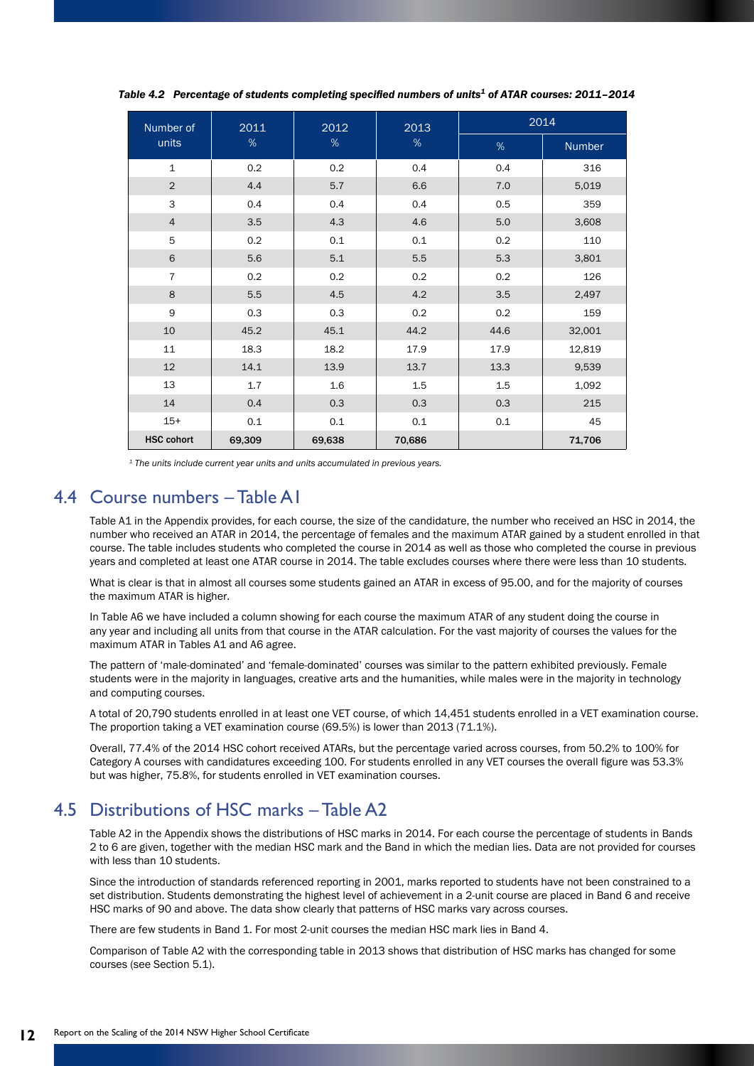*Table 4.2 Percentage of students completing specified numbers of units[1] of ATAR courses: 2011–2014*

| Number of units | 2011 % | 2012 % | 2013 % | 2014 | |
|---|---|---|---|---|---|
| | | | | % | Number |
| 1 | 0.2 | 0.2 | 0.4 | 0.4 | 316 |
| 2 | 4.4 | 5.7 | 6.6 | 7.0 | 5,019 |
| 3 | 0.4 | 0.4 | 0.4 | 0.5 | 359 |
| 4 | 3.5 | 4.3 | 4.6 | 5.0 | 3,608 |
| 5 | 0.2 | 0.1 | 0.1 | 0.2 | 110 |
| 6 | 5.6 | 5.1 | 5.5 | 5.3 | 3,801 |
| 7 | 0.2 | 0.2 | 0.2 | 0.2 | 126 |
| 8 | 5.5 | 4.5 | 4.2 | 3.5 | 2,497 |
| 9 | 0.3 | 0.3 | 0.2 | 0.2 | 159 |
| 10 | 45.2 | 45.1 | 44.2 | 44.6 | 32,001 |
| 11 | 18.3 | 18.2 | 17.9 | 17.9 | 12,819 |
| 12 | 14.1 | 13.9 | 13.7 | 13.3 | 9,539 |
| 13 | 1.7 | 1.6 | 1.5 | 1.5 | 1,092 |
| 14 | 0.4 | 0.3 | 0.3 | 0.3 | 215 |
| 15+ | 0.1 | 0.1 | 0.1 | 0.1 | 45 |
| **HSC cohort** | **69,309** | **69,638** | **70,686** | | **71,706** |

[1] *The units include current year units and units accumulated in previous years.*

## 4.4 Course numbers – Table A1

Table A1 in the Appendix provides, for each course, the size of the candidature, the number who received an HSC in 2014, the number who received an ATAR in 2014, the percentage of females and the maximum ATAR gained by a student enrolled in that course. The table includes students who completed the course in 2014 as well as those who completed the course in previous years and completed at least one ATAR course in 2014. The table excludes courses where there were less than 10 students.

What is clear is that in almost all courses some students gained an ATAR in excess of 95.00, and for the majority of courses the maximum ATAR is higher.

In Table A6 we have included a column showing for each course the maximum ATAR of any student doing the course in any year and including all units from that course in the ATAR calculation. For the vast majority of courses the values for the maximum ATAR in Tables A1 and A6 agree.

The pattern of 'male-dominated' and 'female-dominated' courses was similar to the pattern exhibited previously. Female students were in the majority in languages, creative arts and the humanities, while males were in the majority in technology and computing courses.

A total of 20,790 students enrolled in at least one VET course, of which 14,451 students enrolled in a VET examination course. The proportion taking a VET examination course (69.5%) is lower than 2013 (71.1%).

Overall, 77.4% of the 2014 HSC cohort received ATARs, but the percentage varied across courses, from 50.2% to 100% for Category A courses with candidatures exceeding 100. For students enrolled in any VET courses the overall figure was 53.3% but was higher, 75.8%, for students enrolled in VET examination courses.

## 4.5 Distributions of HSC marks – Table A2

Table A2 in the Appendix shows the distributions of HSC marks in 2014. For each course the percentage of students in Bands 2 to 6 are given, together with the median HSC mark and the Band in which the median lies. Data are not provided for courses with less than 10 students.

Since the introduction of standards referenced reporting in 2001, marks reported to students have not been constrained to a set distribution. Students demonstrating the highest level of achievement in a 2-unit course are placed in Band 6 and receive HSC marks of 90 and above. The data show clearly that patterns of HSC marks vary across courses.

There are few students in Band 1. For most 2-unit courses the median HSC mark lies in Band 4.

Comparison of Table A2 with the corresponding table in 2013 shows that distribution of HSC marks has changed for some courses (see Section 5.1).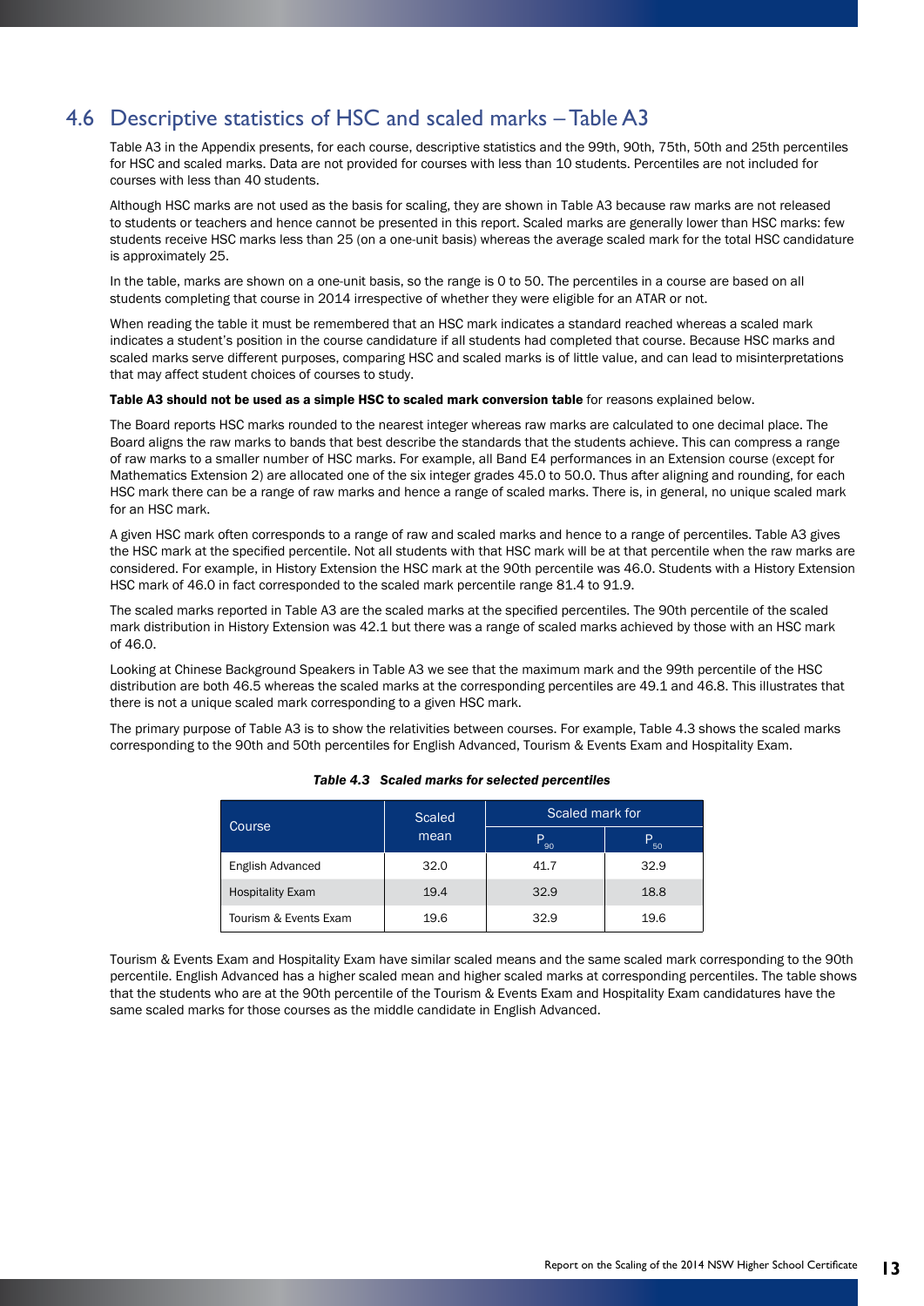## 4.6 Descriptive statistics of HSC and scaled marks – Table A3

Table A3 in the Appendix presents, for each course, descriptive statistics and the 99th, 90th, 75th, 50th and 25th percentiles for HSC and scaled marks. Data are not provided for courses with less than 10 students. Percentiles are not included for courses with less than 40 students.

Although HSC marks are not used as the basis for scaling, they are shown in Table A3 because raw marks are not released to students or teachers and hence cannot be presented in this report. Scaled marks are generally lower than HSC marks: few students receive HSC marks less than 25 (on a one-unit basis) whereas the average scaled mark for the total HSC candidature is approximately 25.

In the table, marks are shown on a one-unit basis, so the range is 0 to 50. The percentiles in a course are based on all students completing that course in 2014 irrespective of whether they were eligible for an ATAR or not.

When reading the table it must be remembered that an HSC mark indicates a standard reached whereas a scaled mark indicates a student's position in the course candidature if all students had completed that course. Because HSC marks and scaled marks serve different purposes, comparing HSC and scaled marks is of little value, and can lead to misinterpretations that may affect student choices of courses to study.

**Table A3 should not be used as a simple HSC to scaled mark conversion table** for reasons explained below.

The Board reports HSC marks rounded to the nearest integer whereas raw marks are calculated to one decimal place. The Board aligns the raw marks to bands that best describe the standards that the students achieve. This can compress a range of raw marks to a smaller number of HSC marks. For example, all Band E4 performances in an Extension course (except for Mathematics Extension 2) are allocated one of the six integer grades 45.0 to 50.0. Thus after aligning and rounding, for each HSC mark there can be a range of raw marks and hence a range of scaled marks. There is, in general, no unique scaled mark for an HSC mark.

A given HSC mark often corresponds to a range of raw and scaled marks and hence to a range of percentiles. Table A3 gives the HSC mark at the specified percentile. Not all students with that HSC mark will be at that percentile when the raw marks are considered. For example, in History Extension the HSC mark at the 90th percentile was 46.0. Students with a History Extension HSC mark of 46.0 in fact corresponded to the scaled mark percentile range 81.4 to 91.9.

The scaled marks reported in Table A3 are the scaled marks at the specified percentiles. The 90th percentile of the scaled mark distribution in History Extension was 42.1 but there was a range of scaled marks achieved by those with an HSC mark of 46.0.

Looking at Chinese Background Speakers in Table A3 we see that the maximum mark and the 99th percentile of the HSC distribution are both 46.5 whereas the scaled marks at the corresponding percentiles are 49.1 and 46.8. This illustrates that there is not a unique scaled mark corresponding to a given HSC mark.

The primary purpose of Table A3 is to show the relativities between courses. For example, Table 4.3 shows the scaled marks corresponding to the 90th and 50th percentiles for English Advanced, Tourism & Events Exam and Hospitality Exam.

*Table 4.3 Scaled marks for selected percentiles*

| Course | Scaled mean | Scaled mark for | |
|---|---|---|---|
| | | $P_{90}$ | $P_{50}$ |
| English Advanced | 32.0 | 41.7 | 32.9 |
| Hospitality Exam | 19.4 | 32.9 | 18.8 |
| Tourism & Events Exam | 19.6 | 32.9 | 19.6 |

Tourism & Events Exam and Hospitality Exam have similar scaled means and the same scaled mark corresponding to the 90th percentile. English Advanced has a higher scaled mean and higher scaled marks at corresponding percentiles. The table shows that the students who are at the 90th percentile of the Tourism & Events Exam and Hospitality Exam candidatures have the same scaled marks for those courses as the middle candidate in English Advanced.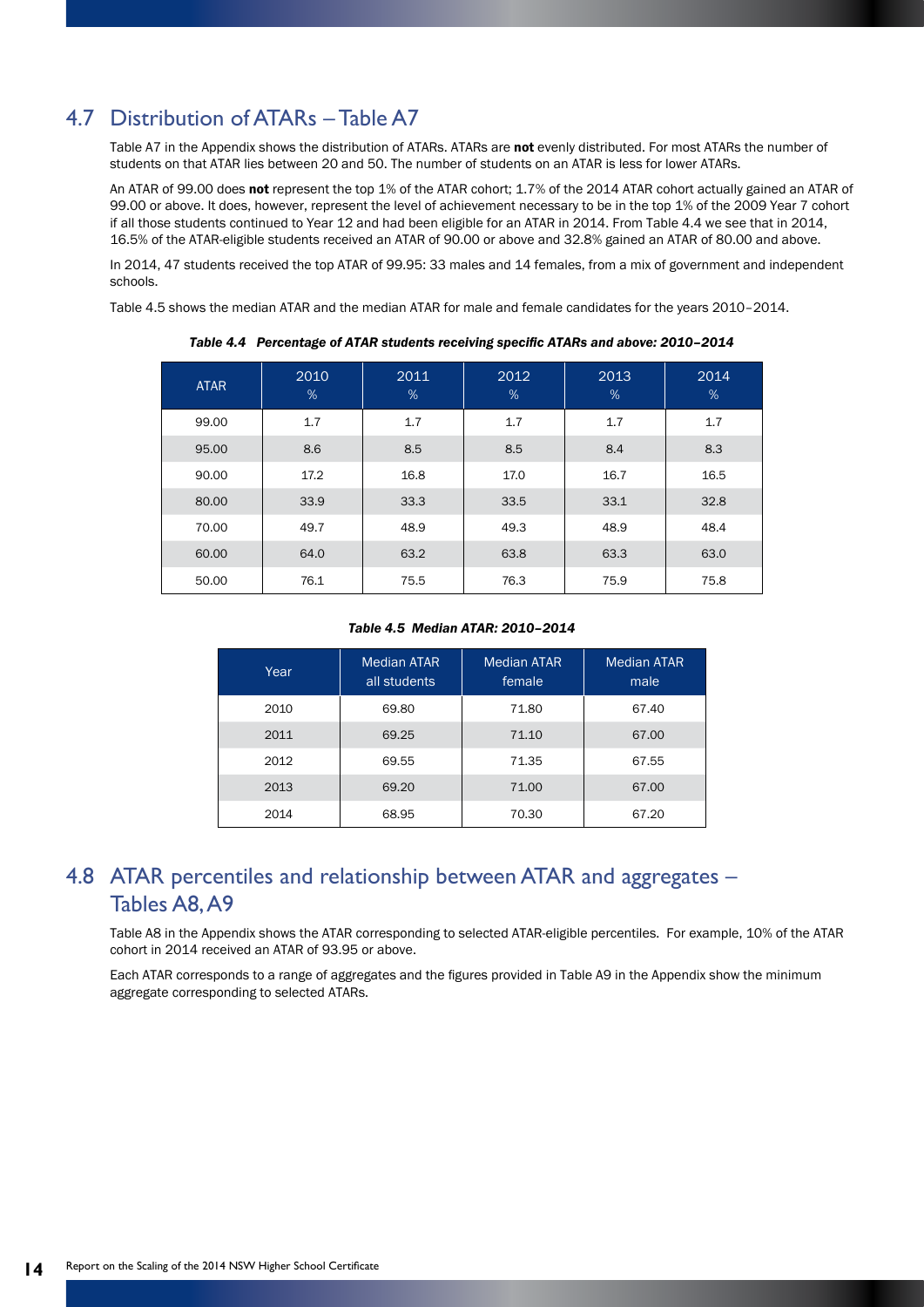## 4.7 Distribution of ATARs – Table A7

Table A7 in the Appendix shows the distribution of ATARs. ATARs are **not** evenly distributed. For most ATARs the number of students on that ATAR lies between 20 and 50. The number of students on an ATAR is less for lower ATARs.

An ATAR of 99.00 does **not** represent the top 1% of the ATAR cohort; 1.7% of the 2014 ATAR cohort actually gained an ATAR of 99.00 or above. It does, however, represent the level of achievement necessary to be in the top 1% of the 2009 Year 7 cohort if all those students continued to Year 12 and had been eligible for an ATAR in 2014. From Table 4.4 we see that in 2014, 16.5% of the ATAR-eligible students received an ATAR of 90.00 or above and 32.8% gained an ATAR of 80.00 and above.

In 2014, 47 students received the top ATAR of 99.95: 33 males and 14 females, from a mix of government and independent schools.

Table 4.5 shows the median ATAR and the median ATAR for male and female candidates for the years 2010–2014.

***Table 4.4 Percentage of ATAR students receiving specific ATARs and above: 2010–2014***

| ATAR | 2010 % | 2011 % | 2012 % | 2013 % | 2014 % |
|---|---|---|---|---|---|
| 99.00 | 1.7 | 1.7 | 1.7 | 1.7 | 1.7 |
| 95.00 | 8.6 | 8.5 | 8.5 | 8.4 | 8.3 |
| 90.00 | 17.2 | 16.8 | 17.0 | 16.7 | 16.5 |
| 80.00 | 33.9 | 33.3 | 33.5 | 33.1 | 32.8 |
| 70.00 | 49.7 | 48.9 | 49.3 | 48.9 | 48.4 |
| 60.00 | 64.0 | 63.2 | 63.8 | 63.3 | 63.0 |
| 50.00 | 76.1 | 75.5 | 76.3 | 75.9 | 75.8 |

***Table 4.5 Median ATAR: 2010–2014***

| Year | Median ATAR all students | Median ATAR female | Median ATAR male |
|---|---|---|---|
| 2010 | 69.80 | 71.80 | 67.40 |
| 2011 | 69.25 | 71.10 | 67.00 |
| 2012 | 69.55 | 71.35 | 67.55 |
| 2013 | 69.20 | 71.00 | 67.00 |
| 2014 | 68.95 | 70.30 | 67.20 |

## 4.8 ATAR percentiles and relationship between ATAR and aggregates – Tables A8, A9

Table A8 in the Appendix shows the ATAR corresponding to selected ATAR-eligible percentiles. For example, 10% of the ATAR cohort in 2014 received an ATAR of 93.95 or above.

Each ATAR corresponds to a range of aggregates and the figures provided in Table A9 in the Appendix show the minimum aggregate corresponding to selected ATARs.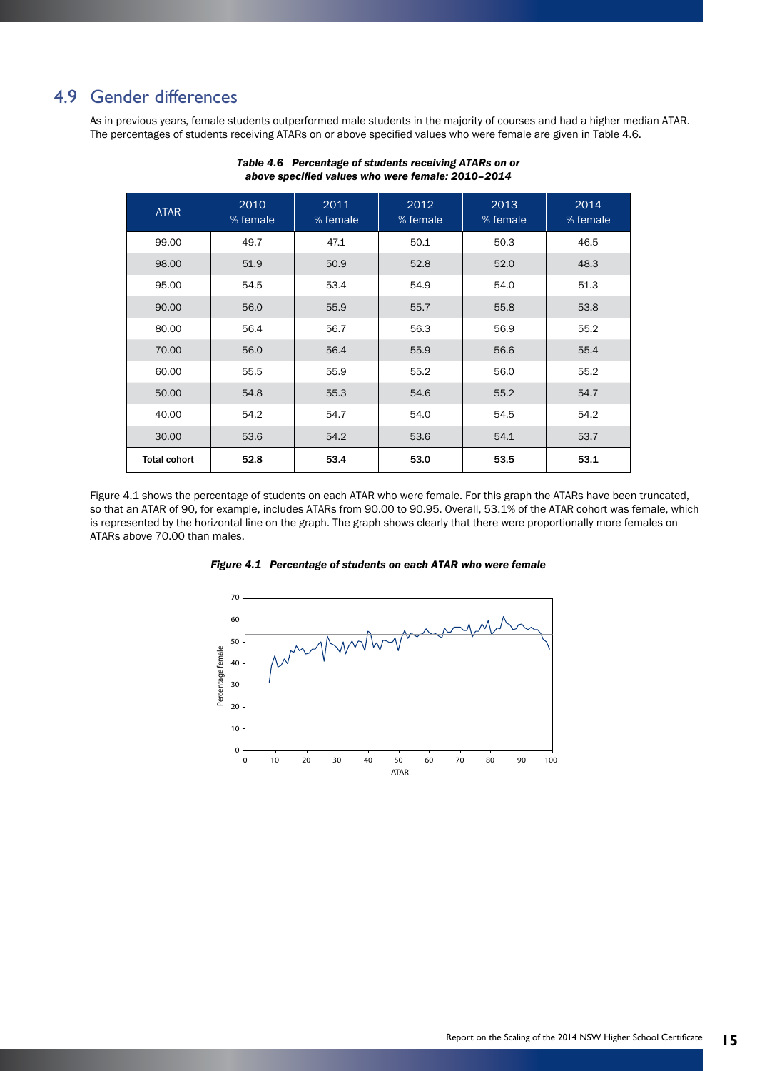## 4.9 Gender differences

As in previous years, female students outperformed male students in the majority of courses and had a higher median ATAR. The percentages of students receiving ATARs on or above specified values who were female are given in Table 4.6.

***Table 4.6 Percentage of students receiving ATARs on or above specified values who were female: 2010–2014***

| ATAR | 2010 % female | 2011 % female | 2012 % female | 2013 % female | 2014 % female |
|---|---|---|---|---|---|
| 99.00 | 49.7 | 47.1 | 50.1 | 50.3 | 46.5 |
| 98.00 | 51.9 | 50.9 | 52.8 | 52.0 | 48.3 |
| 95.00 | 54.5 | 53.4 | 54.9 | 54.0 | 51.3 |
| 90.00 | 56.0 | 55.9 | 55.7 | 55.8 | 53.8 |
| 80.00 | 56.4 | 56.7 | 56.3 | 56.9 | 55.2 |
| 70.00 | 56.0 | 56.4 | 55.9 | 56.6 | 55.4 |
| 60.00 | 55.5 | 55.9 | 55.2 | 56.0 | 55.2 |
| 50.00 | 54.8 | 55.3 | 54.6 | 55.2 | 54.7 |
| 40.00 | 54.2 | 54.7 | 54.0 | 54.5 | 54.2 |
| 30.00 | 53.6 | 54.2 | 53.6 | 54.1 | 53.7 |
| **Total cohort** | **52.8** | **53.4** | **53.0** | **53.5** | **53.1** |

Figure 4.1 shows the percentage of students on each ATAR who were female. For this graph the ATARs have been truncated, so that an ATAR of 90, for example, includes ATARs from 90.00 to 90.95. Overall, 53.1% of the ATAR cohort was female, which is represented by the horizontal line on the graph. The graph shows clearly that there were proportionally more females on ATARs above 70.00 than males.

***Figure 4.1 Percentage of students on each ATAR who were female***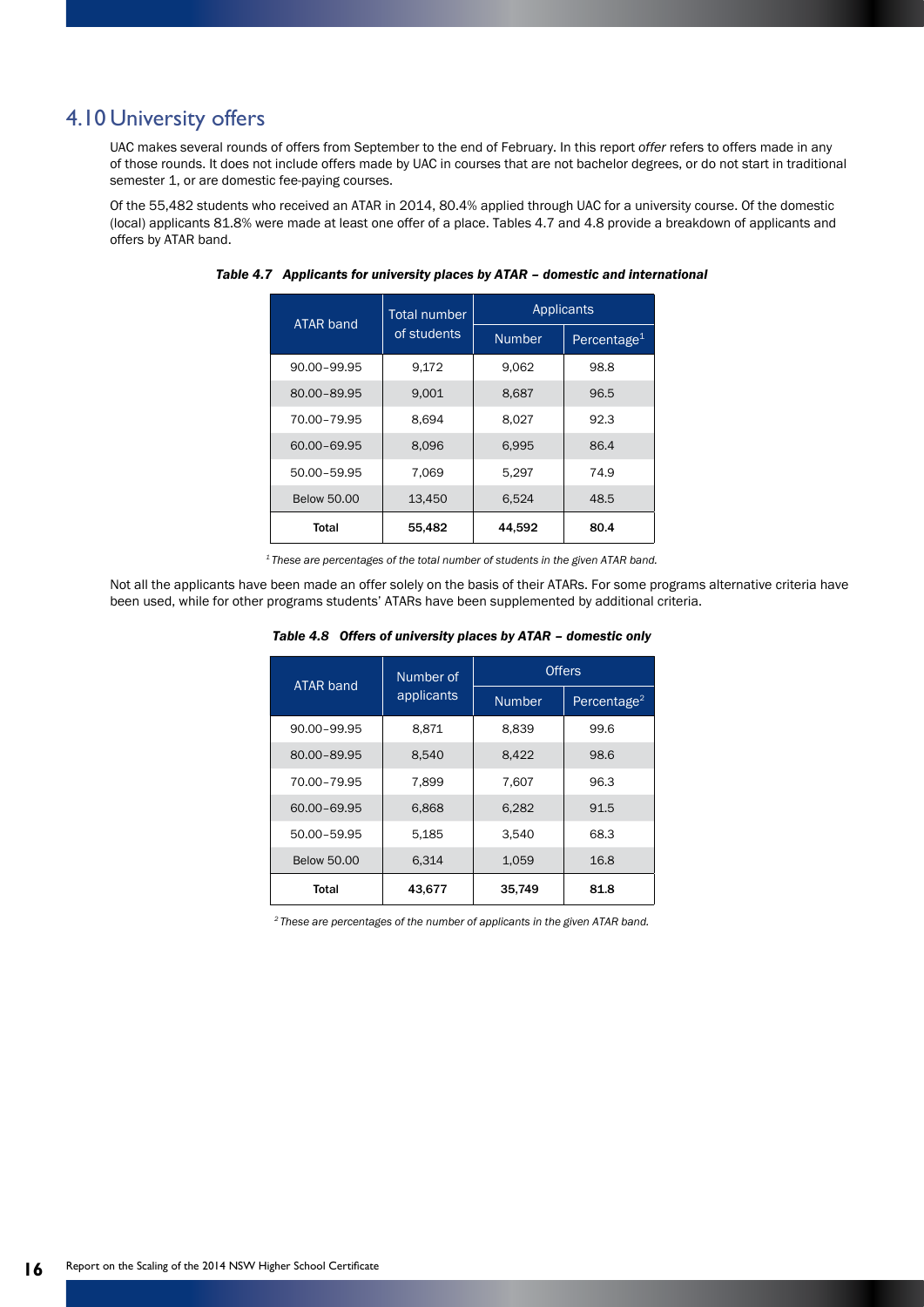## 4.10 University offers

UAC makes several rounds of offers from September to the end of February. In this report *offer* refers to offers made in any of those rounds. It does not include offers made by UAC in courses that are not bachelor degrees, or do not start in traditional semester 1, or are domestic fee-paying courses.

Of the 55,482 students who received an ATAR in 2014, 80.4% applied through UAC for a university course. Of the domestic (local) applicants 81.8% were made at least one offer of a place. Tables 4.7 and 4.8 provide a breakdown of applicants and offers by ATAR band.

***Table 4.7 Applicants for university places by ATAR – domestic and international***

| ATAR band | Total number of students | Applicants | |
|---|---|---|---|
| | | Number | Percentage[1] |
| 90.00–99.95 | 9,172 | 9,062 | 98.8 |
| 80.00–89.95 | 9,001 | 8,687 | 96.5 |
| 70.00–79.95 | 8,694 | 8,027 | 92.3 |
| 60.00–69.95 | 8,096 | 6,995 | 86.4 |
| 50.00–59.95 | 7,069 | 5,297 | 74.9 |
| Below 50.00 | 13,450 | 6,524 | 48.5 |
| **Total** | **55,482** | **44,592** | **80.4** |

*[1] These are percentages of the total number of students in the given ATAR band.*

Not all the applicants have been made an offer solely on the basis of their ATARs. For some programs alternative criteria have been used, while for other programs students' ATARs have been supplemented by additional criteria.

***Table 4.8 Offers of university places by ATAR – domestic only***

| ATAR band | Number of applicants | Offers | |
|---|---|---|---|
| | | Number | Percentage[2] |
| 90.00–99.95 | 8,871 | 8,839 | 99.6 |
| 80.00–89.95 | 8,540 | 8,422 | 98.6 |
| 70.00–79.95 | 7,899 | 7,607 | 96.3 |
| 60.00–69.95 | 6,868 | 6,282 | 91.5 |
| 50.00–59.95 | 5,185 | 3,540 | 68.3 |
| Below 50.00 | 6,314 | 1,059 | 16.8 |
| **Total** | **43,677** | **35,749** | **81.8** |

*[2] These are percentages of the number of applicants in the given ATAR band.*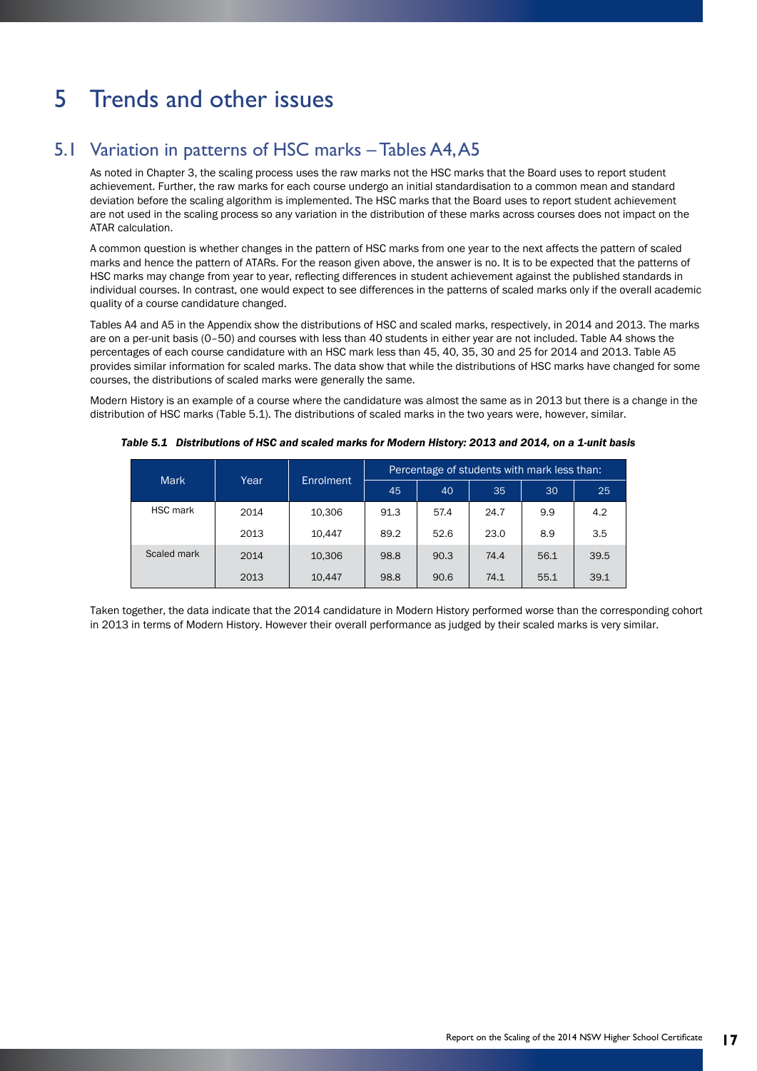# 5 Trends and other issues

## 5.1 Variation in patterns of HSC marks – Tables A4, A5

As noted in Chapter 3, the scaling process uses the raw marks not the HSC marks that the Board uses to report student achievement. Further, the raw marks for each course undergo an initial standardisation to a common mean and standard deviation before the scaling algorithm is implemented. The HSC marks that the Board uses to report student achievement are not used in the scaling process so any variation in the distribution of these marks across courses does not impact on the ATAR calculation.

A common question is whether changes in the pattern of HSC marks from one year to the next affects the pattern of scaled marks and hence the pattern of ATARs. For the reason given above, the answer is no. It is to be expected that the patterns of HSC marks may change from year to year, reflecting differences in student achievement against the published standards in individual courses. In contrast, one would expect to see differences in the patterns of scaled marks only if the overall academic quality of a course candidature changed.

Tables A4 and A5 in the Appendix show the distributions of HSC and scaled marks, respectively, in 2014 and 2013. The marks are on a per-unit basis (0–50) and courses with less than 40 students in either year are not included. Table A4 shows the percentages of each course candidature with an HSC mark less than 45, 40, 35, 30 and 25 for 2014 and 2013. Table A5 provides similar information for scaled marks. The data show that while the distributions of HSC marks have changed for some courses, the distributions of scaled marks were generally the same.

Modern History is an example of a course where the candidature was almost the same as in 2013 but there is a change in the distribution of HSC marks (Table 5.1). The distributions of scaled marks in the two years were, however, similar.

***Table 5.1 Distributions of HSC and scaled marks for Modern History: 2013 and 2014, on a 1-unit basis***

| Mark | Year | Enrolment | Percentage of students with mark less than: | | | | |
|---|---|---|---|---|---|---|---|
| | | | 45 | 40 | 35 | 30 | 25 |
| HSC mark | 2014 | 10,306 | 91.3 | 57.4 | 24.7 | 9.9 | 4.2 |
| | 2013 | 10,447 | 89.2 | 52.6 | 23.0 | 8.9 | 3.5 |
| Scaled mark | 2014 | 10,306 | 98.8 | 90.3 | 74.4 | 56.1 | 39.5 |
| | 2013 | 10,447 | 98.8 | 90.6 | 74.1 | 55.1 | 39.1 |

Taken together, the data indicate that the 2014 candidature in Modern History performed worse than the corresponding cohort in 2013 in terms of Modern History. However their overall performance as judged by their scaled marks is very similar.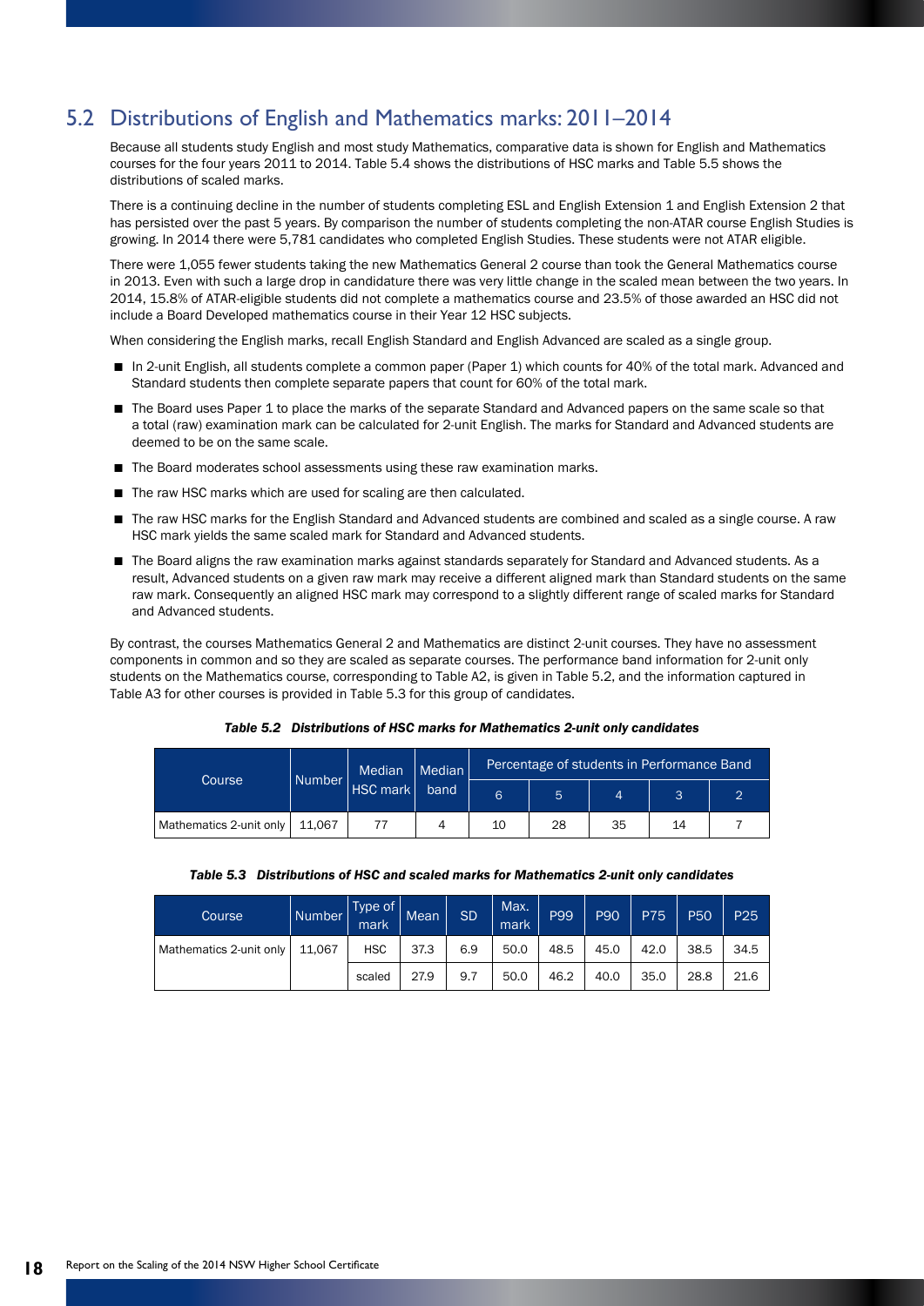## 5.2 Distributions of English and Mathematics marks: 2011–2014

Because all students study English and most study Mathematics, comparative data is shown for English and Mathematics courses for the four years 2011 to 2014. Table 5.4 shows the distributions of HSC marks and Table 5.5 shows the distributions of scaled marks.

There is a continuing decline in the number of students completing ESL and English Extension 1 and English Extension 2 that has persisted over the past 5 years. By comparison the number of students completing the non-ATAR course English Studies is growing. In 2014 there were 5,781 candidates who completed English Studies. These students were not ATAR eligible.

There were 1,055 fewer students taking the new Mathematics General 2 course than took the General Mathematics course in 2013. Even with such a large drop in candidature there was very little change in the scaled mean between the two years. In 2014, 15.8% of ATAR-eligible students did not complete a mathematics course and 23.5% of those awarded an HSC did not include a Board Developed mathematics course in their Year 12 HSC subjects.

When considering the English marks, recall English Standard and English Advanced are scaled as a single group.

- In 2-unit English, all students complete a common paper (Paper 1) which counts for 40% of the total mark. Advanced and Standard students then complete separate papers that count for 60% of the total mark.
- The Board uses Paper 1 to place the marks of the separate Standard and Advanced papers on the same scale so that a total (raw) examination mark can be calculated for 2-unit English. The marks for Standard and Advanced students are deemed to be on the same scale.
- The Board moderates school assessments using these raw examination marks.
- The raw HSC marks which are used for scaling are then calculated.
- The raw HSC marks for the English Standard and Advanced students are combined and scaled as a single course. A raw HSC mark yields the same scaled mark for Standard and Advanced students.
- The Board aligns the raw examination marks against standards separately for Standard and Advanced students. As a result, Advanced students on a given raw mark may receive a different aligned mark than Standard students on the same raw mark. Consequently an aligned HSC mark may correspond to a slightly different range of scaled marks for Standard and Advanced students.

By contrast, the courses Mathematics General 2 and Mathematics are distinct 2-unit courses. They have no assessment components in common and so they are scaled as separate courses. The performance band information for 2-unit only students on the Mathematics course, corresponding to Table A2, is given in Table 5.2, and the information captured in Table A3 for other courses is provided in Table 5.3 for this group of candidates.

*Table 5.2 Distributions of HSC marks for Mathematics 2-unit only candidates*

| Course | Number | Median HSC mark | Median band | Percentage of students in Performance Band | | | | |
|---|---|---|---|---|---|---|---|---|
| | | | | 6 | 5 | 4 | 3 | 2 |
| Mathematics 2-unit only | 11,067 | 77 | 4 | 10 | 28 | 35 | 14 | 7 |

*Table 5.3 Distributions of HSC and scaled marks for Mathematics 2-unit only candidates*

| Course | Number | Type of mark | Mean | SD | Max. mark | P99 | P90 | P75 | P50 | P25 |
|---|---|---|---|---|---|---|---|---|---|---|
| Mathematics 2-unit only | 11,067 | HSC | 37.3 | 6.9 | 50.0 | 48.5 | 45.0 | 42.0 | 38.5 | 34.5 |
| | | scaled | 27.9 | 9.7 | 50.0 | 46.2 | 40.0 | 35.0 | 28.8 | 21.6 |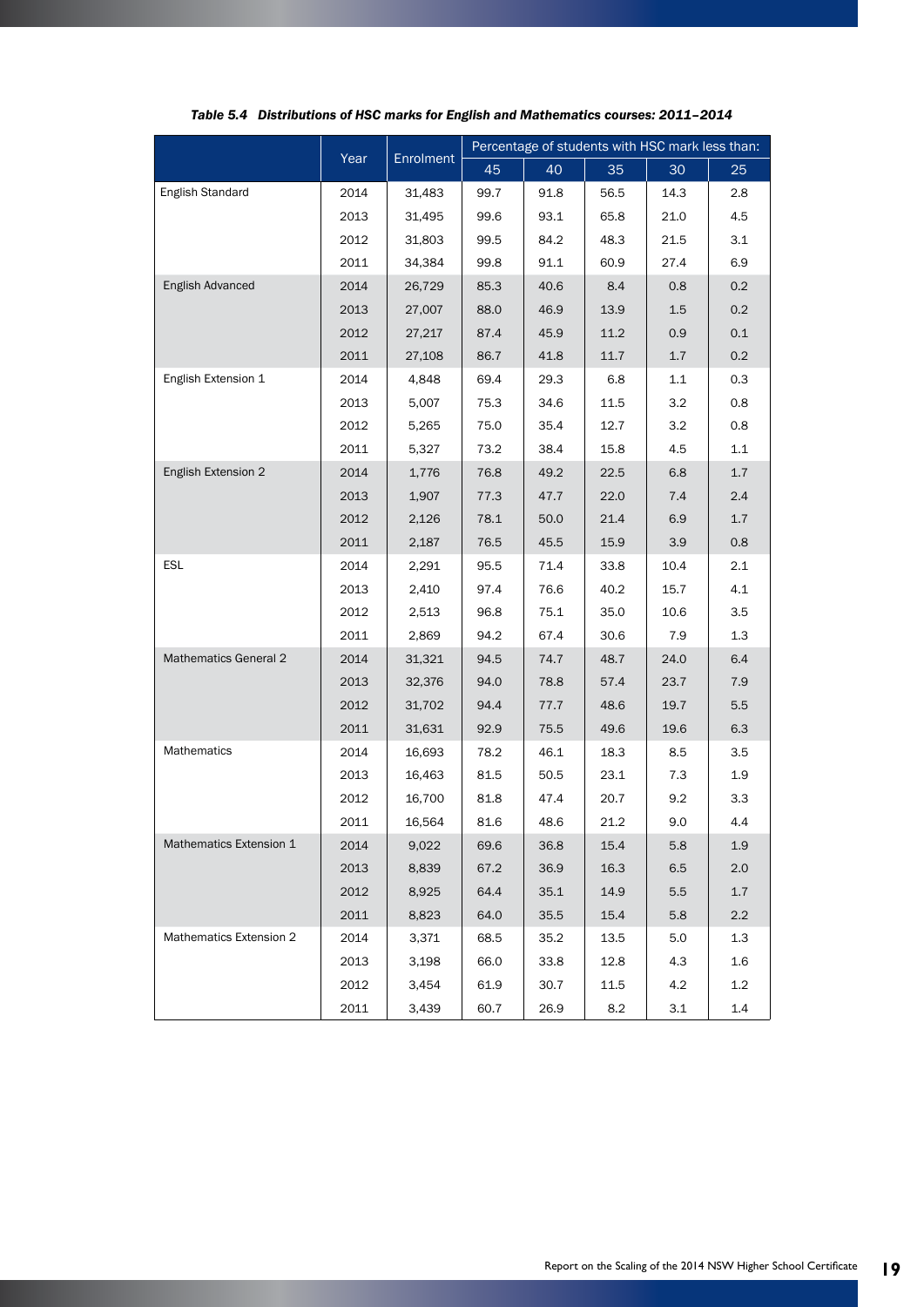*Table 5.4 Distributions of HSC marks for English and Mathematics courses: 2011–2014*

| | Year | Enrolment | Percentage of students with HSC mark less than: | | | | |
|---|---|---|---|---|---|---|---|
| | | | 45 | 40 | 35 | 30 | 25 |
| English Standard | 2014 | 31,483 | 99.7 | 91.8 | 56.5 | 14.3 | 2.8 |
| | 2013 | 31,495 | 99.6 | 93.1 | 65.8 | 21.0 | 4.5 |
| | 2012 | 31,803 | 99.5 | 84.2 | 48.3 | 21.5 | 3.1 |
| | 2011 | 34,384 | 99.8 | 91.1 | 60.9 | 27.4 | 6.9 |
| English Advanced | 2014 | 26,729 | 85.3 | 40.6 | 8.4 | 0.8 | 0.2 |
| | 2013 | 27,007 | 88.0 | 46.9 | 13.9 | 1.5 | 0.2 |
| | 2012 | 27,217 | 87.4 | 45.9 | 11.2 | 0.9 | 0.1 |
| | 2011 | 27,108 | 86.7 | 41.8 | 11.7 | 1.7 | 0.2 |
| English Extension 1 | 2014 | 4,848 | 69.4 | 29.3 | 6.8 | 1.1 | 0.3 |
| | 2013 | 5,007 | 75.3 | 34.6 | 11.5 | 3.2 | 0.8 |
| | 2012 | 5,265 | 75.0 | 35.4 | 12.7 | 3.2 | 0.8 |
| | 2011 | 5,327 | 73.2 | 38.4 | 15.8 | 4.5 | 1.1 |
| English Extension 2 | 2014 | 1,776 | 76.8 | 49.2 | 22.5 | 6.8 | 1.7 |
| | 2013 | 1,907 | 77.3 | 47.7 | 22.0 | 7.4 | 2.4 |
| | 2012 | 2,126 | 78.1 | 50.0 | 21.4 | 6.9 | 1.7 |
| | 2011 | 2,187 | 76.5 | 45.5 | 15.9 | 3.9 | 0.8 |
| ESL | 2014 | 2,291 | 95.5 | 71.4 | 33.8 | 10.4 | 2.1 |
| | 2013 | 2,410 | 97.4 | 76.6 | 40.2 | 15.7 | 4.1 |
| | 2012 | 2,513 | 96.8 | 75.1 | 35.0 | 10.6 | 3.5 |
| | 2011 | 2,869 | 94.2 | 67.4 | 30.6 | 7.9 | 1.3 |
| Mathematics General 2 | 2014 | 31,321 | 94.5 | 74.7 | 48.7 | 24.0 | 6.4 |
| | 2013 | 32,376 | 94.0 | 78.8 | 57.4 | 23.7 | 7.9 |
| | 2012 | 31,702 | 94.4 | 77.7 | 48.6 | 19.7 | 5.5 |
| | 2011 | 31,631 | 92.9 | 75.5 | 49.6 | 19.6 | 6.3 |
| Mathematics | 2014 | 16,693 | 78.2 | 46.1 | 18.3 | 8.5 | 3.5 |
| | 2013 | 16,463 | 81.5 | 50.5 | 23.1 | 7.3 | 1.9 |
| | 2012 | 16,700 | 81.8 | 47.4 | 20.7 | 9.2 | 3.3 |
| | 2011 | 16,564 | 81.6 | 48.6 | 21.2 | 9.0 | 4.4 |
| Mathematics Extension 1 | 2014 | 9,022 | 69.6 | 36.8 | 15.4 | 5.8 | 1.9 |
| | 2013 | 8,839 | 67.2 | 36.9 | 16.3 | 6.5 | 2.0 |
| | 2012 | 8,925 | 64.4 | 35.1 | 14.9 | 5.5 | 1.7 |
| | 2011 | 8,823 | 64.0 | 35.5 | 15.4 | 5.8 | 2.2 |
| Mathematics Extension 2 | 2014 | 3,371 | 68.5 | 35.2 | 13.5 | 5.0 | 1.3 |
| | 2013 | 3,198 | 66.0 | 33.8 | 12.8 | 4.3 | 1.6 |
| | 2012 | 3,454 | 61.9 | 30.7 | 11.5 | 4.2 | 1.2 |
| | 2011 | 3,439 | 60.7 | 26.9 | 8.2 | 3.1 | 1.4 |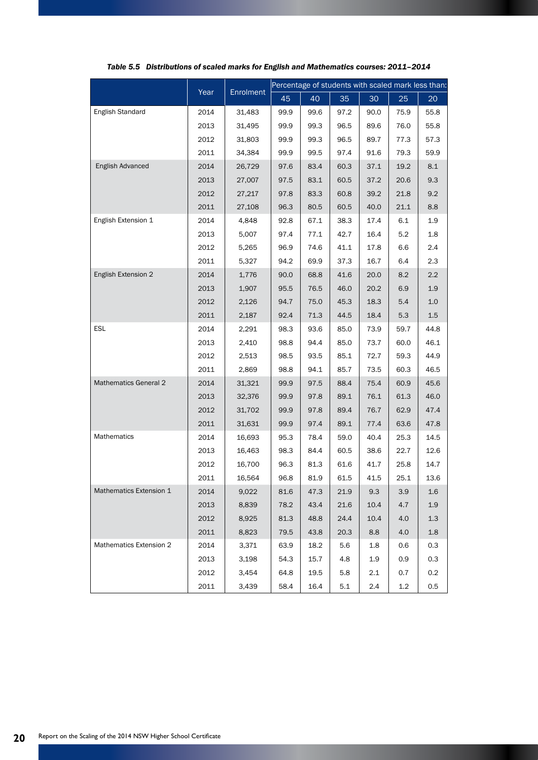*Table 5.5 Distributions of scaled marks for English and Mathematics courses: 2011–2014*

| | Year | Enrolment | Percentage of students with scaled mark less than: | | | | | |
|---|---|---|---|---|---|---|---|---|
| | | | 45 | 40 | 35 | 30 | 25 | 20 |
| English Standard | 2014 | 31,483 | 99.9 | 99.6 | 97.2 | 90.0 | 75.9 | 55.8 |
| | 2013 | 31,495 | 99.9 | 99.3 | 96.5 | 89.6 | 76.0 | 55.8 |
| | 2012 | 31,803 | 99.9 | 99.3 | 96.5 | 89.7 | 77.3 | 57.3 |
| | 2011 | 34,384 | 99.9 | 99.5 | 97.4 | 91.6 | 79.3 | 59.9 |
| English Advanced | 2014 | 26,729 | 97.6 | 83.4 | 60.3 | 37.1 | 19.2 | 8.1 |
| | 2013 | 27,007 | 97.5 | 83.1 | 60.5 | 37.2 | 20.6 | 9.3 |
| | 2012 | 27,217 | 97.8 | 83.3 | 60.8 | 39.2 | 21.8 | 9.2 |
| | 2011 | 27,108 | 96.3 | 80.5 | 60.5 | 40.0 | 21.1 | 8.8 |
| English Extension 1 | 2014 | 4,848 | 92.8 | 67.1 | 38.3 | 17.4 | 6.1 | 1.9 |
| | 2013 | 5,007 | 97.4 | 77.1 | 42.7 | 16.4 | 5.2 | 1.8 |
| | 2012 | 5,265 | 96.9 | 74.6 | 41.1 | 17.8 | 6.6 | 2.4 |
| | 2011 | 5,327 | 94.2 | 69.9 | 37.3 | 16.7 | 6.4 | 2.3 |
| English Extension 2 | 2014 | 1,776 | 90.0 | 68.8 | 41.6 | 20.0 | 8.2 | 2.2 |
| | 2013 | 1,907 | 95.5 | 76.5 | 46.0 | 20.2 | 6.9 | 1.9 |
| | 2012 | 2,126 | 94.7 | 75.0 | 45.3 | 18.3 | 5.4 | 1.0 |
| | 2011 | 2,187 | 92.4 | 71.3 | 44.5 | 18.4 | 5.3 | 1.5 |
| ESL | 2014 | 2,291 | 98.3 | 93.6 | 85.0 | 73.9 | 59.7 | 44.8 |
| | 2013 | 2,410 | 98.8 | 94.4 | 85.0 | 73.7 | 60.0 | 46.1 |
| | 2012 | 2,513 | 98.5 | 93.5 | 85.1 | 72.7 | 59.3 | 44.9 |
| | 2011 | 2,869 | 98.8 | 94.1 | 85.7 | 73.5 | 60.3 | 46.5 |
| Mathematics General 2 | 2014 | 31,321 | 99.9 | 97.5 | 88.4 | 75.4 | 60.9 | 45.6 |
| | 2013 | 32,376 | 99.9 | 97.8 | 89.1 | 76.1 | 61.3 | 46.0 |
| | 2012 | 31,702 | 99.9 | 97.8 | 89.4 | 76.7 | 62.9 | 47.4 |
| | 2011 | 31,631 | 99.9 | 97.4 | 89.1 | 77.4 | 63.6 | 47.8 |
| Mathematics | 2014 | 16,693 | 95.3 | 78.4 | 59.0 | 40.4 | 25.3 | 14.5 |
| | 2013 | 16,463 | 98.3 | 84.4 | 60.5 | 38.6 | 22.7 | 12.6 |
| | 2012 | 16,700 | 96.3 | 81.3 | 61.6 | 41.7 | 25.8 | 14.7 |
| | 2011 | 16,564 | 96.8 | 81.9 | 61.5 | 41.5 | 25.1 | 13.6 |
| Mathematics Extension 1 | 2014 | 9,022 | 81.6 | 47.3 | 21.9 | 9.3 | 3.9 | 1.6 |
| | 2013 | 8,839 | 78.2 | 43.4 | 21.6 | 10.4 | 4.7 | 1.9 |
| | 2012 | 8,925 | 81.3 | 48.8 | 24.4 | 10.4 | 4.0 | 1.3 |
| | 2011 | 8,823 | 79.5 | 43.8 | 20.3 | 8.8 | 4.0 | 1.8 |
| Mathematics Extension 2 | 2014 | 3,371 | 63.9 | 18.2 | 5.6 | 1.8 | 0.6 | 0.3 |
| | 2013 | 3,198 | 54.3 | 15.7 | 4.8 | 1.9 | 0.9 | 0.3 |
| | 2012 | 3,454 | 64.8 | 19.5 | 5.8 | 2.1 | 0.7 | 0.2 |
| | 2011 | 3,439 | 58.4 | 16.4 | 5.1 | 2.4 | 1.2 | 0.5 |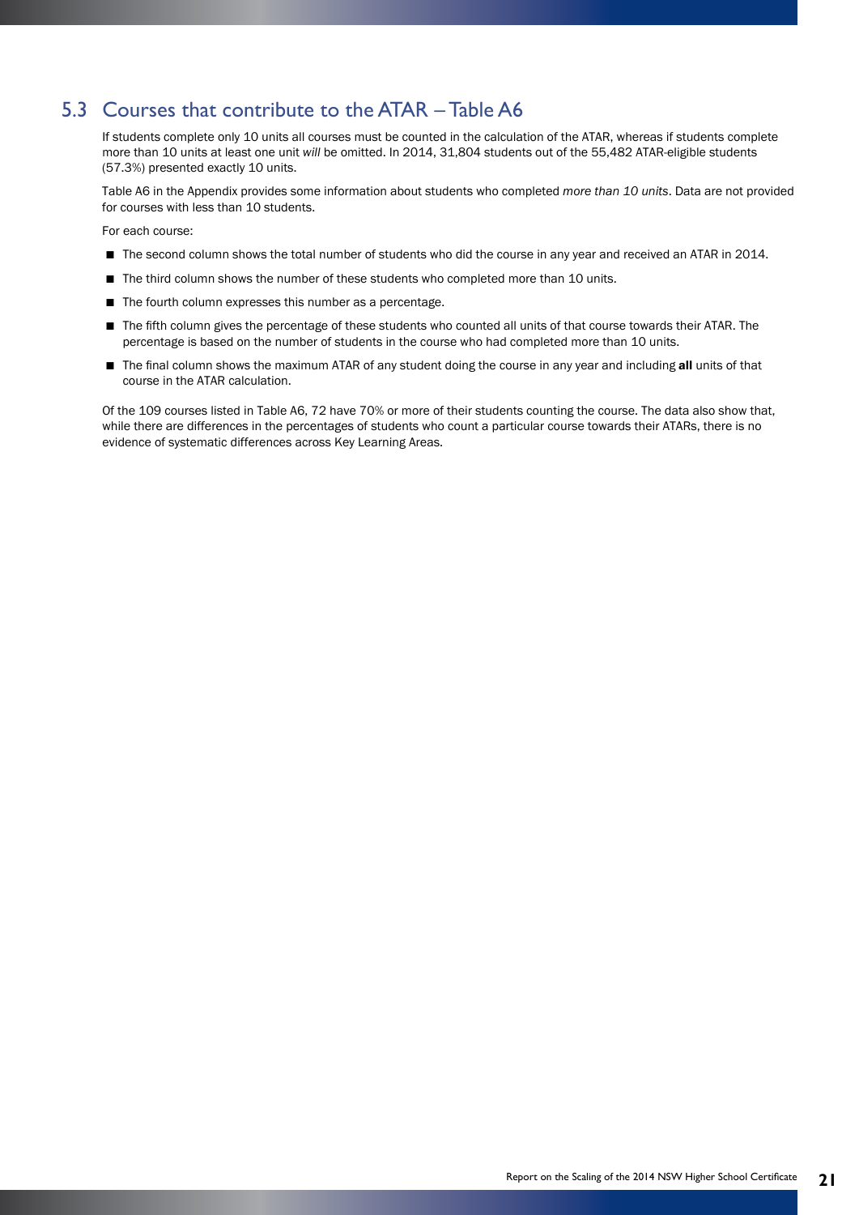## 5.3 Courses that contribute to the ATAR – Table A6

If students complete only 10 units all courses must be counted in the calculation of the ATAR, whereas if students complete more than 10 units at least one unit *will* be omitted. In 2014, 31,804 students out of the 55,482 ATAR-eligible students (57.3%) presented exactly 10 units.

Table A6 in the Appendix provides some information about students who completed *more than 10 units*. Data are not provided for courses with less than 10 students.

For each course:

- The second column shows the total number of students who did the course in any year and received an ATAR in 2014.
- The third column shows the number of these students who completed more than 10 units.
- The fourth column expresses this number as a percentage.
- The fifth column gives the percentage of these students who counted all units of that course towards their ATAR. The percentage is based on the number of students in the course who had completed more than 10 units.
- The final column shows the maximum ATAR of any student doing the course in any year and including **all** units of that course in the ATAR calculation.

Of the 109 courses listed in Table A6, 72 have 70% or more of their students counting the course. The data also show that, while there are differences in the percentages of students who count a particular course towards their ATARs, there is no evidence of systematic differences across Key Learning Areas.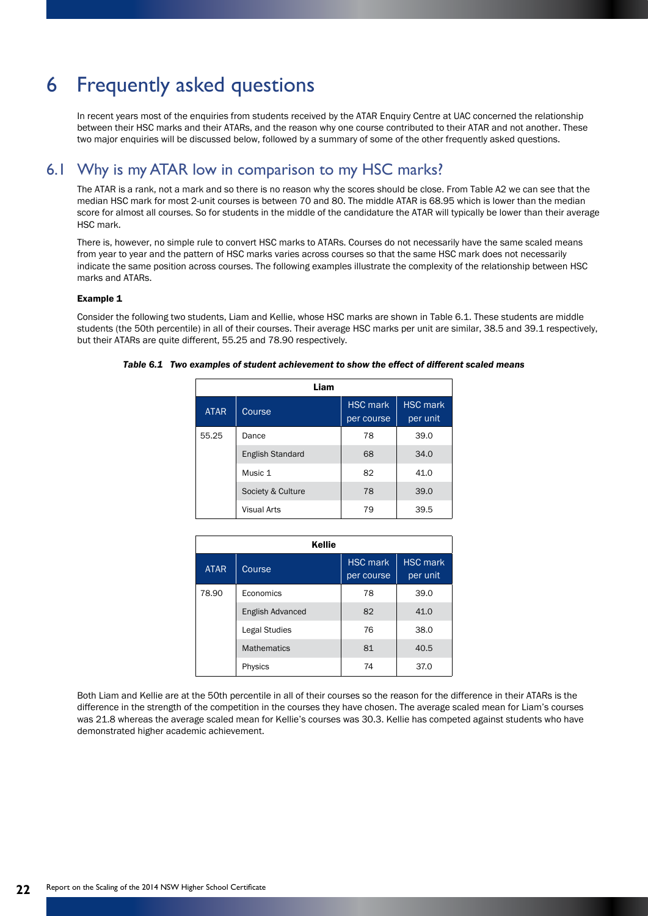# 6 Frequently asked questions

In recent years most of the enquiries from students received by the ATAR Enquiry Centre at UAC concerned the relationship between their HSC marks and their ATARs, and the reason why one course contributed to their ATAR and not another. These two major enquiries will be discussed below, followed by a summary of some of the other frequently asked questions.

## 6.1 Why is my ATAR low in comparison to my HSC marks?

The ATAR is a rank, not a mark and so there is no reason why the scores should be close. From Table A2 we can see that the median HSC mark for most 2-unit courses is between 70 and 80. The middle ATAR is 68.95 which is lower than the median score for almost all courses. So for students in the middle of the candidature the ATAR will typically be lower than their average HSC mark.

There is, however, no simple rule to convert HSC marks to ATARs. Courses do not necessarily have the same scaled means from year to year and the pattern of HSC marks varies across courses so that the same HSC mark does not necessarily indicate the same position across courses. The following examples illustrate the complexity of the relationship between HSC marks and ATARs.

**Example 1**

Consider the following two students, Liam and Kellie, whose HSC marks are shown in Table 6.1. These students are middle students (the 50th percentile) in all of their courses. Their average HSC marks per unit are similar, 38.5 and 39.1 respectively, but their ATARs are quite different, 55.25 and 78.90 respectively.

***Table 6.1 Two examples of student achievement to show the effect of different scaled means***

**Liam**

| ATAR | Course | HSC mark per course | HSC mark per unit |
|---|---|---|---|
| 55.25 | Dance | 78 | 39.0 |
| | English Standard | 68 | 34.0 |
| | Music 1 | 82 | 41.0 |
| | Society & Culture | 78 | 39.0 |
| | Visual Arts | 79 | 39.5 |

**Kellie**

| ATAR | Course | HSC mark per course | HSC mark per unit |
|---|---|---|---|
| 78.90 | Economics | 78 | 39.0 |
| | English Advanced | 82 | 41.0 |
| | Legal Studies | 76 | 38.0 |
| | Mathematics | 81 | 40.5 |
| | Physics | 74 | 37.0 |

Both Liam and Kellie are at the 50th percentile in all of their courses so the reason for the difference in their ATARs is the difference in the strength of the competition in the courses they have chosen. The average scaled mean for Liam's courses was 21.8 whereas the average scaled mean for Kellie's courses was 30.3. Kellie has competed against students who have demonstrated higher academic achievement.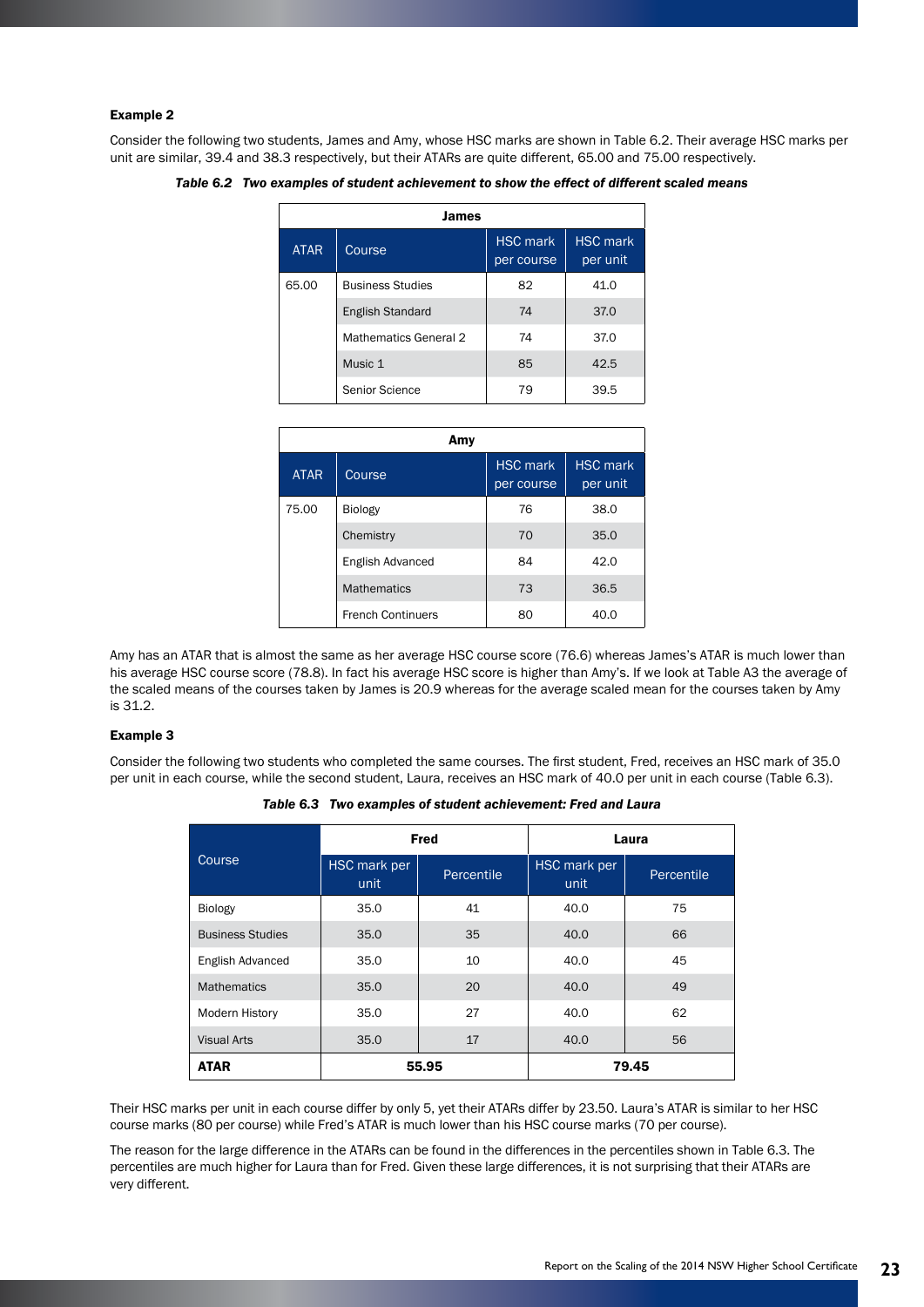**Example 2**

Consider the following two students, James and Amy, whose HSC marks are shown in Table 6.2. Their average HSC marks per unit are similar, 39.4 and 38.3 respectively, but their ATARs are quite different, 65.00 and 75.00 respectively.

***Table 6.2 Two examples of student achievement to show the effect of different scaled means***

| James | | | |
|---|---|---|---|
| ATAR | Course | HSC mark per course | HSC mark per unit |
| 65.00 | Business Studies | 82 | 41.0 |
| | English Standard | 74 | 37.0 |
| | Mathematics General 2 | 74 | 37.0 |
| | Music 1 | 85 | 42.5 |
| | Senior Science | 79 | 39.5 |

| Amy | | | |
|---|---|---|---|
| ATAR | Course | HSC mark per course | HSC mark per unit |
| 75.00 | Biology | 76 | 38.0 |
| | Chemistry | 70 | 35.0 |
| | English Advanced | 84 | 42.0 |
| | Mathematics | 73 | 36.5 |
| | French Continuers | 80 | 40.0 |

Amy has an ATAR that is almost the same as her average HSC course score (76.6) whereas James's ATAR is much lower than his average HSC course score (78.8). In fact his average HSC score is higher than Amy's. If we look at Table A3 the average of the scaled means of the courses taken by James is 20.9 whereas for the average scaled mean for the courses taken by Amy is 31.2.

**Example 3**

Consider the following two students who completed the same courses. The first student, Fred, receives an HSC mark of 35.0 per unit in each course, while the second student, Laura, receives an HSC mark of 40.0 per unit in each course (Table 6.3).

***Table 6.3 Two examples of student achievement: Fred and Laura***

| Course | Fred | | Laura | |
|---|---|---|---|---|
| | HSC mark per unit | Percentile | HSC mark per unit | Percentile |
| Biology | 35.0 | 41 | 40.0 | 75 |
| Business Studies | 35.0 | 35 | 40.0 | 66 |
| English Advanced | 35.0 | 10 | 40.0 | 45 |
| Mathematics | 35.0 | 20 | 40.0 | 49 |
| Modern History | 35.0 | 27 | 40.0 | 62 |
| Visual Arts | 35.0 | 17 | 40.0 | 56 |
| **ATAR** | **55.95** | | **79.45** | |

Their HSC marks per unit in each course differ by only 5, yet their ATARs differ by 23.50. Laura's ATAR is similar to her HSC course marks (80 per course) while Fred's ATAR is much lower than his HSC course marks (70 per course).

The reason for the large difference in the ATARs can be found in the differences in the percentiles shown in Table 6.3. The percentiles are much higher for Laura than for Fred. Given these large differences, it is not surprising that their ATARs are very different.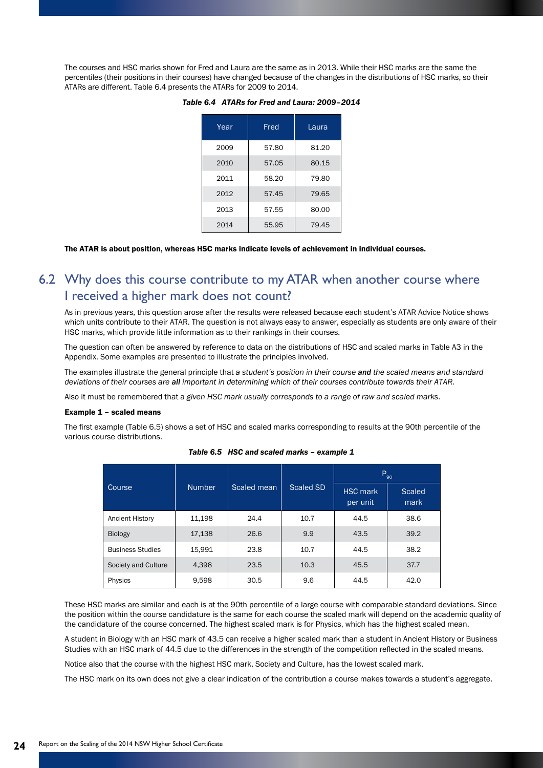The courses and HSC marks shown for Fred and Laura are the same as in 2013. While their HSC marks are the same the percentiles (their positions in their courses) have changed because of the changes in the distributions of HSC marks, so their ATARs are different. Table 6.4 presents the ATARs for 2009 to 2014.

*Table 6.4 ATARs for Fred and Laura: 2009–2014*

| Year | Fred | Laura |
|---|---|---|
| 2009 | 57.80 | 81.20 |
| 2010 | 57.05 | 80.15 |
| 2011 | 58.20 | 79.80 |
| 2012 | 57.45 | 79.65 |
| 2013 | 57.55 | 80.00 |
| 2014 | 55.95 | 79.45 |

**The ATAR is about position, whereas HSC marks indicate levels of achievement in individual courses.**

## 6.2 Why does this course contribute to my ATAR when another course where I received a higher mark does not count?

As in previous years, this question arose after the results were released because each student's ATAR Advice Notice shows which units contribute to their ATAR. The question is not always easy to answer, especially as students are only aware of their HSC marks, which provide little information as to their rankings in their courses.

The question can often be answered by reference to data on the distributions of HSC and scaled marks in Table A3 in the Appendix. Some examples are presented to illustrate the principles involved.

The examples illustrate the general principle that *a student's position in their course **and** the scaled means and standard deviations of their courses are **all** important in determining which of their courses contribute towards their ATAR.*

Also it must be remembered that a *given HSC mark usually corresponds to a range of raw and scaled marks*.

**Example 1 – scaled means**

The first example (Table 6.5) shows a set of HSC and scaled marks corresponding to results at the 90th percentile of the various course distributions.

*Table 6.5 HSC and scaled marks – example 1*

| Course | Number | Scaled mean | Scaled SD | $P_{90}$ | |
|---|---|---|---|---|---|
| | | | | HSC mark per unit | Scaled mark |
| Ancient History | 11,198 | 24.4 | 10.7 | 44.5 | 38.6 |
| Biology | 17,138 | 26.6 | 9.9 | 43.5 | 39.2 |
| Business Studies | 15,991 | 23.8 | 10.7 | 44.5 | 38.2 |
| Society and Culture | 4,398 | 23.5 | 10.3 | 45.5 | 37.7 |
| Physics | 9,598 | 30.5 | 9.6 | 44.5 | 42.0 |

These HSC marks are similar and each is at the 90th percentile of a large course with comparable standard deviations. Since the position within the course candidature is the same for each course the scaled mark will depend on the academic quality of the candidature of the course concerned. The highest scaled mark is for Physics, which has the highest scaled mean.

A student in Biology with an HSC mark of 43.5 can receive a higher scaled mark than a student in Ancient History or Business Studies with an HSC mark of 44.5 due to the differences in the strength of the competition reflected in the scaled means.

Notice also that the course with the highest HSC mark, Society and Culture, has the lowest scaled mark.

The HSC mark on its own does not give a clear indication of the contribution a course makes towards a student's aggregate.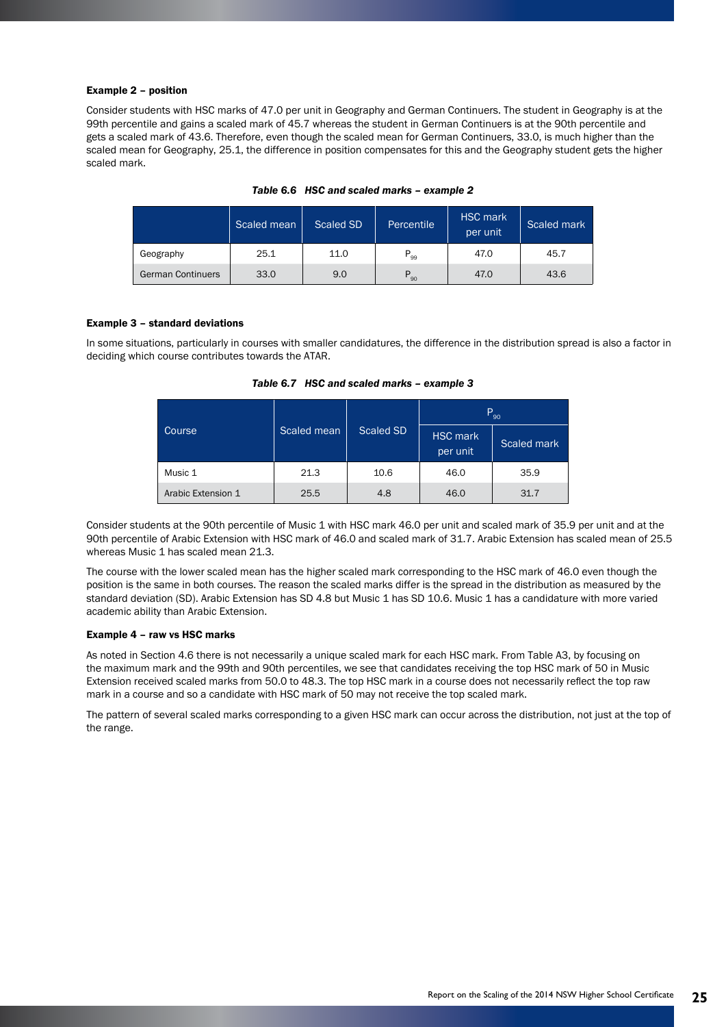**Example 2 – position**

Consider students with HSC marks of 47.0 per unit in Geography and German Continuers. The student in Geography is at the 99th percentile and gains a scaled mark of 45.7 whereas the student in German Continuers is at the 90th percentile and gets a scaled mark of 43.6. Therefore, even though the scaled mean for German Continuers, 33.0, is much higher than the scaled mean for Geography, 25.1, the difference in position compensates for this and the Geography student gets the higher scaled mark.

***Table 6.6 HSC and scaled marks – example 2***

| | Scaled mean | Scaled SD | Percentile | HSC mark per unit | Scaled mark |
|---|---|---|---|---|---|
| Geography | 25.1 | 11.0 | $P_{99}$ | 47.0 | 45.7 |
| German Continuers | 33.0 | 9.0 | $P_{90}$ | 47.0 | 43.6 |

**Example 3 – standard deviations**

In some situations, particularly in courses with smaller candidatures, the difference in the distribution spread is also a factor in deciding which course contributes towards the ATAR.

***Table 6.7 HSC and scaled marks – example 3***

| Course | Scaled mean | Scaled SD | $P_{90}$ | |
|---|---|---|---|---|
| | | | HSC mark per unit | Scaled mark |
| Music 1 | 21.3 | 10.6 | 46.0 | 35.9 |
| Arabic Extension 1 | 25.5 | 4.8 | 46.0 | 31.7 |

Consider students at the 90th percentile of Music 1 with HSC mark 46.0 per unit and scaled mark of 35.9 per unit and at the 90th percentile of Arabic Extension with HSC mark of 46.0 and scaled mark of 31.7. Arabic Extension has scaled mean of 25.5 whereas Music 1 has scaled mean 21.3.

The course with the lower scaled mean has the higher scaled mark corresponding to the HSC mark of 46.0 even though the position is the same in both courses. The reason the scaled marks differ is the spread in the distribution as measured by the standard deviation (SD). Arabic Extension has SD 4.8 but Music 1 has SD 10.6. Music 1 has a candidature with more varied academic ability than Arabic Extension.

**Example 4 – raw vs HSC marks**

As noted in Section 4.6 there is not necessarily a unique scaled mark for each HSC mark. From Table A3, by focusing on the maximum mark and the 99th and 90th percentiles, we see that candidates receiving the top HSC mark of 50 in Music Extension received scaled marks from 50.0 to 48.3. The top HSC mark in a course does not necessarily reflect the top raw mark in a course and so a candidate with HSC mark of 50 may not receive the top scaled mark.

The pattern of several scaled marks corresponding to a given HSC mark can occur across the distribution, not just at the top of the range.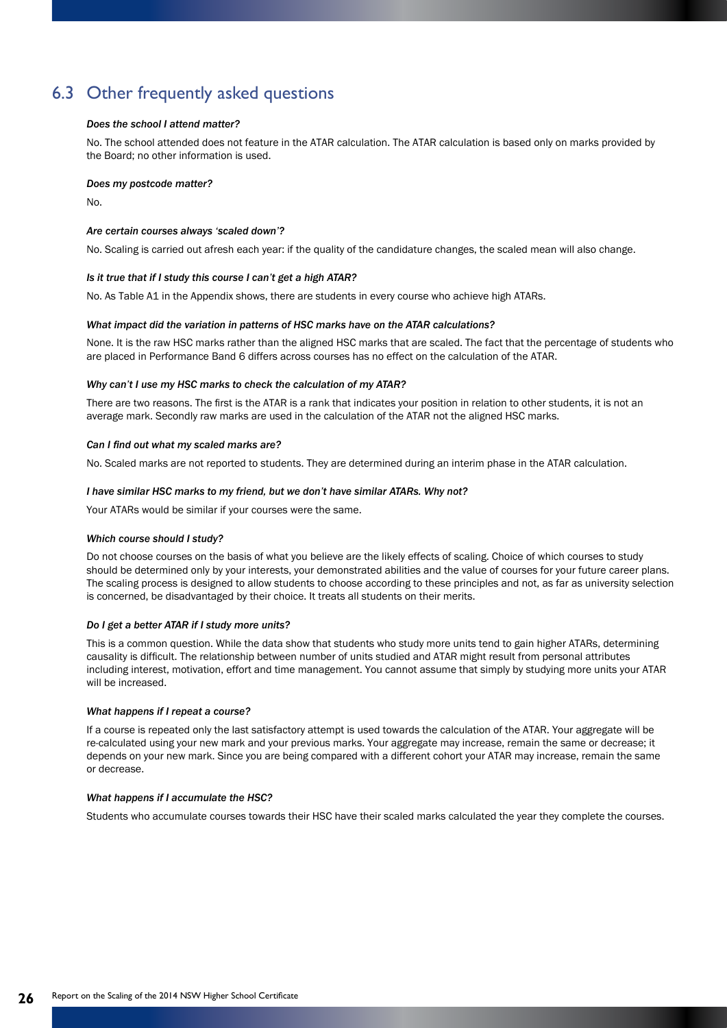## 6.3 Other frequently asked questions

***Does the school I attend matter?***

No. The school attended does not feature in the ATAR calculation. The ATAR calculation is based only on marks provided by the Board; no other information is used.

***Does my postcode matter?***

No.

***Are certain courses always 'scaled down'?***

No. Scaling is carried out afresh each year: if the quality of the candidature changes, the scaled mean will also change.

***Is it true that if I study this course I can't get a high ATAR?***

No. As Table A1 in the Appendix shows, there are students in every course who achieve high ATARs.

***What impact did the variation in patterns of HSC marks have on the ATAR calculations?***

None. It is the raw HSC marks rather than the aligned HSC marks that are scaled. The fact that the percentage of students who are placed in Performance Band 6 differs across courses has no effect on the calculation of the ATAR.

***Why can't I use my HSC marks to check the calculation of my ATAR?***

There are two reasons. The first is the ATAR is a rank that indicates your position in relation to other students, it is not an average mark. Secondly raw marks are used in the calculation of the ATAR not the aligned HSC marks.

***Can I find out what my scaled marks are?***

No. Scaled marks are not reported to students. They are determined during an interim phase in the ATAR calculation.

***I have similar HSC marks to my friend, but we don't have similar ATARs. Why not?***

Your ATARs would be similar if your courses were the same.

***Which course should I study?***

Do not choose courses on the basis of what you believe are the likely effects of scaling. Choice of which courses to study should be determined only by your interests, your demonstrated abilities and the value of courses for your future career plans. The scaling process is designed to allow students to choose according to these principles and not, as far as university selection is concerned, be disadvantaged by their choice. It treats all students on their merits.

***Do I get a better ATAR if I study more units?***

This is a common question. While the data show that students who study more units tend to gain higher ATARs, determining causality is difficult. The relationship between number of units studied and ATAR might result from personal attributes including interest, motivation, effort and time management. You cannot assume that simply by studying more units your ATAR will be increased.

***What happens if I repeat a course?***

If a course is repeated only the last satisfactory attempt is used towards the calculation of the ATAR. Your aggregate will be re-calculated using your new mark and your previous marks. Your aggregate may increase, remain the same or decrease; it depends on your new mark. Since you are being compared with a different cohort your ATAR may increase, remain the same or decrease.

***What happens if I accumulate the HSC?***

Students who accumulate courses towards their HSC have their scaled marks calculated the year they complete the courses.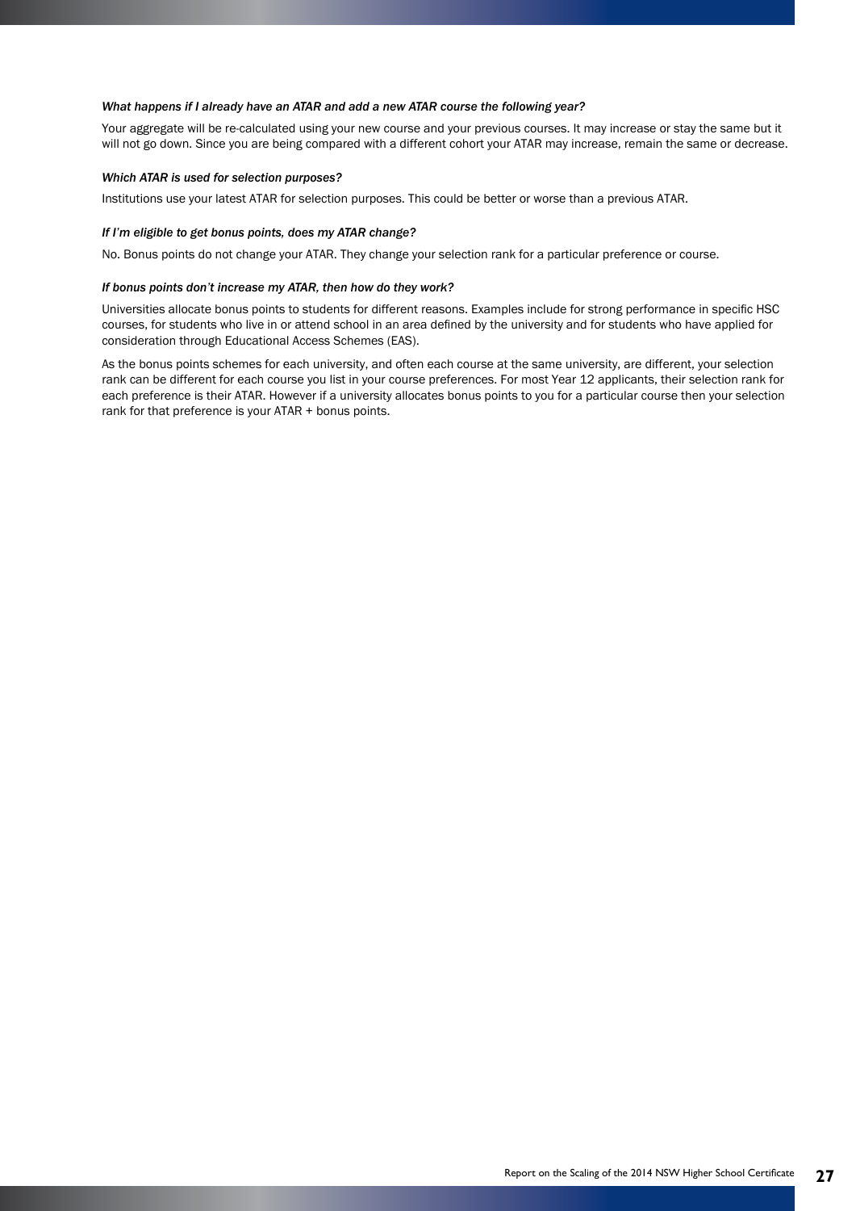*What happens if I already have an ATAR and add a new ATAR course the following year?*

Your aggregate will be re-calculated using your new course and your previous courses. It may increase or stay the same but it will not go down. Since you are being compared with a different cohort your ATAR may increase, remain the same or decrease.

*Which ATAR is used for selection purposes?*

Institutions use your latest ATAR for selection purposes. This could be better or worse than a previous ATAR.

*If I'm eligible to get bonus points, does my ATAR change?*

No. Bonus points do not change your ATAR. They change your selection rank for a particular preference or course.

*If bonus points don't increase my ATAR, then how do they work?*

Universities allocate bonus points to students for different reasons. Examples include for strong performance in specific HSC courses, for students who live in or attend school in an area defined by the university and for students who have applied for consideration through Educational Access Schemes (EAS).

As the bonus points schemes for each university, and often each course at the same university, are different, your selection rank can be different for each course you list in your course preferences. For most Year 12 applicants, their selection rank for each preference is their ATAR. However if a university allocates bonus points to you for a particular course then your selection rank for that preference is your ATAR + bonus points.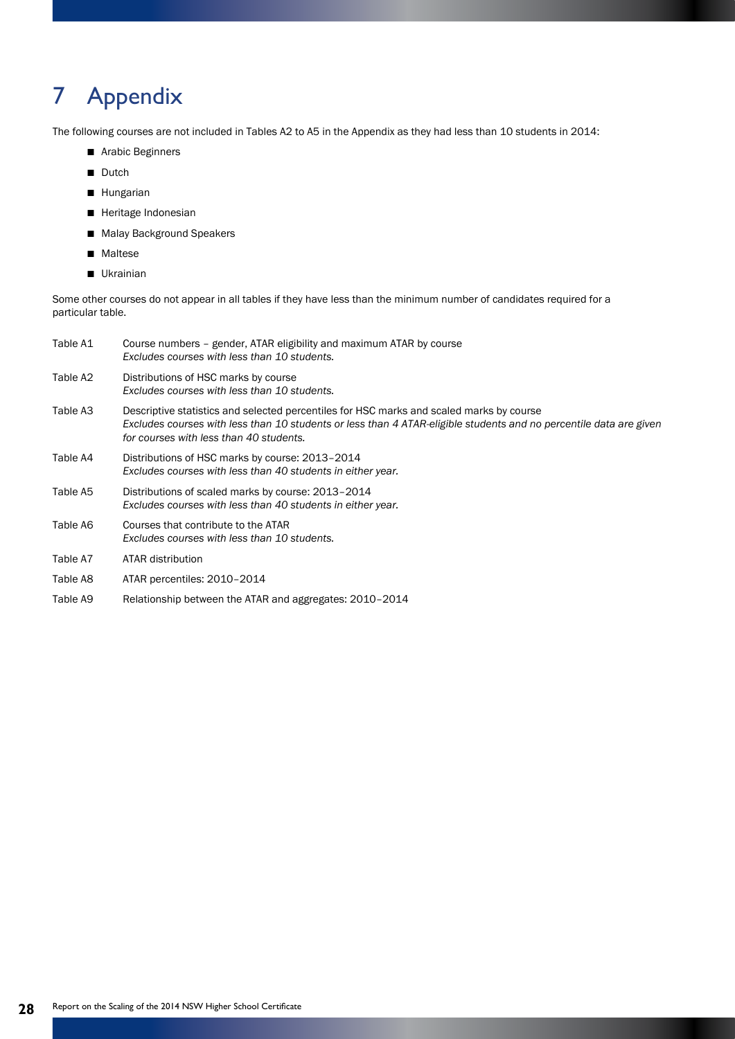# 7 Appendix

The following courses are not included in Tables A2 to A5 in the Appendix as they had less than 10 students in 2014:

- Arabic Beginners
- Dutch
- Hungarian
- Heritage Indonesian
- Malay Background Speakers
- Maltese
- Ukrainian

Some other courses do not appear in all tables if they have less than the minimum number of candidates required for a particular table.

| | |
|---|---|
| Table A1 | Course numbers – gender, ATAR eligibility and maximum ATAR by course<br>*Excludes courses with less than 10 students.* |
| Table A2 | Distributions of HSC marks by course<br>*Excludes courses with less than 10 students.* |
| Table A3 | Descriptive statistics and selected percentiles for HSC marks and scaled marks by course<br>*Excludes courses with less than 10 students or less than 4 ATAR-eligible students and no percentile data are given for courses with less than 40 students.* |
| Table A4 | Distributions of HSC marks by course: 2013–2014<br>*Excludes courses with less than 40 students in either year.* |
| Table A5 | Distributions of scaled marks by course: 2013–2014<br>*Excludes courses with less than 40 students in either year.* |
| Table A6 | Courses that contribute to the ATAR<br>*Excludes courses with less than 10 students.* |
| Table A7 | ATAR distribution |
| Table A8 | ATAR percentiles: 2010–2014 |
| Table A9 | Relationship between the ATAR and aggregates: 2010–2014 |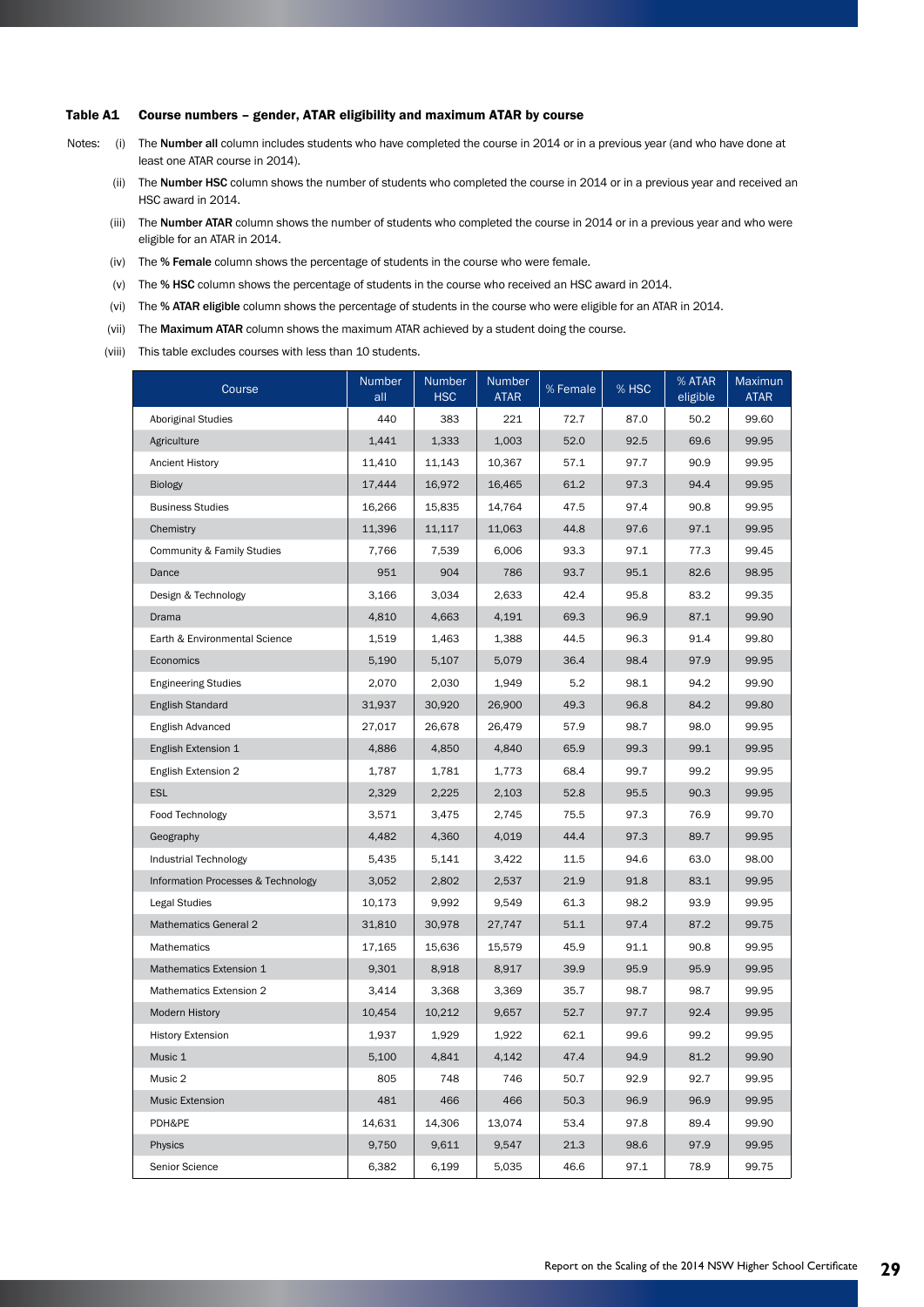### Table A1 Course numbers – gender, ATAR eligibility and maximum ATAR by course

Notes:

(i) The **Number all** column includes students who have completed the course in 2014 or in a previous year (and who have done at least one ATAR course in 2014).

(ii) The **Number HSC** column shows the number of students who completed the course in 2014 or in a previous year and received an HSC award in 2014.

(iii) The **Number ATAR** column shows the number of students who completed the course in 2014 or in a previous year and who were eligible for an ATAR in 2014.

(iv) The **% Female** column shows the percentage of students in the course who were female.

(v) The **% HSC** column shows the percentage of students in the course who received an HSC award in 2014.

(vi) The **% ATAR eligible** column shows the percentage of students in the course who were eligible for an ATAR in 2014.

(vii) The **Maximum ATAR** column shows the maximum ATAR achieved by a student doing the course.

(viii) This table excludes courses with less than 10 students.

| Course | Number all | Number HSC | Number ATAR | % Female | % HSC | % ATAR eligible | Maximun ATAR |
|---|---|---|---|---|---|---|---|
| Aboriginal Studies | 440 | 383 | 221 | 72.7 | 87.0 | 50.2 | 99.60 |
| Agriculture | 1,441 | 1,333 | 1,003 | 52.0 | 92.5 | 69.6 | 99.95 |
| Ancient History | 11,410 | 11,143 | 10,367 | 57.1 | 97.7 | 90.9 | 99.95 |
| Biology | 17,444 | 16,972 | 16,465 | 61.2 | 97.3 | 94.4 | 99.95 |
| Business Studies | 16,266 | 15,835 | 14,764 | 47.5 | 97.4 | 90.8 | 99.95 |
| Chemistry | 11,396 | 11,117 | 11,063 | 44.8 | 97.6 | 97.1 | 99.95 |
| Community & Family Studies | 7,766 | 7,539 | 6,006 | 93.3 | 97.1 | 77.3 | 99.45 |
| Dance | 951 | 904 | 786 | 93.7 | 95.1 | 82.6 | 98.95 |
| Design & Technology | 3,166 | 3,034 | 2,633 | 42.4 | 95.8 | 83.2 | 99.35 |
| Drama | 4,810 | 4,663 | 4,191 | 69.3 | 96.9 | 87.1 | 99.90 |
| Earth & Environmental Science | 1,519 | 1,463 | 1,388 | 44.5 | 96.3 | 91.4 | 99.80 |
| Economics | 5,190 | 5,107 | 5,079 | 36.4 | 98.4 | 97.9 | 99.95 |
| Engineering Studies | 2,070 | 2,030 | 1,949 | 5.2 | 98.1 | 94.2 | 99.90 |
| English Standard | 31,937 | 30,920 | 26,900 | 49.3 | 96.8 | 84.2 | 99.80 |
| English Advanced | 27,017 | 26,678 | 26,479 | 57.9 | 98.7 | 98.0 | 99.95 |
| English Extension 1 | 4,886 | 4,850 | 4,840 | 65.9 | 99.3 | 99.1 | 99.95 |
| English Extension 2 | 1,787 | 1,781 | 1,773 | 68.4 | 99.7 | 99.2 | 99.95 |
| ESL | 2,329 | 2,225 | 2,103 | 52.8 | 95.5 | 90.3 | 99.95 |
| Food Technology | 3,571 | 3,475 | 2,745 | 75.5 | 97.3 | 76.9 | 99.70 |
| Geography | 4,482 | 4,360 | 4,019 | 44.4 | 97.3 | 89.7 | 99.95 |
| Industrial Technology | 5,435 | 5,141 | 3,422 | 11.5 | 94.6 | 63.0 | 98.00 |
| Information Processes & Technology | 3,052 | 2,802 | 2,537 | 21.9 | 91.8 | 83.1 | 99.95 |
| Legal Studies | 10,173 | 9,992 | 9,549 | 61.3 | 98.2 | 93.9 | 99.95 |
| Mathematics General 2 | 31,810 | 30,978 | 27,747 | 51.1 | 97.4 | 87.2 | 99.75 |
| Mathematics | 17,165 | 15,636 | 15,579 | 45.9 | 91.1 | 90.8 | 99.95 |
| Mathematics Extension 1 | 9,301 | 8,918 | 8,917 | 39.9 | 95.9 | 95.9 | 99.95 |
| Mathematics Extension 2 | 3,414 | 3,368 | 3,369 | 35.7 | 98.7 | 98.7 | 99.95 |
| Modern History | 10,454 | 10,212 | 9,657 | 52.7 | 97.7 | 92.4 | 99.95 |
| History Extension | 1,937 | 1,929 | 1,922 | 62.1 | 99.6 | 99.2 | 99.95 |
| Music 1 | 5,100 | 4,841 | 4,142 | 47.4 | 94.9 | 81.2 | 99.90 |
| Music 2 | 805 | 748 | 746 | 50.7 | 92.9 | 92.7 | 99.95 |
| Music Extension | 481 | 466 | 466 | 50.3 | 96.9 | 96.9 | 99.95 |
| PDH&PE | 14,631 | 14,306 | 13,074 | 53.4 | 97.8 | 89.4 | 99.90 |
| Physics | 9,750 | 9,611 | 9,547 | 21.3 | 98.6 | 97.9 | 99.95 |
| Senior Science | 6,382 | 6,199 | 5,035 | 46.6 | 97.1 | 78.9 | 99.75 |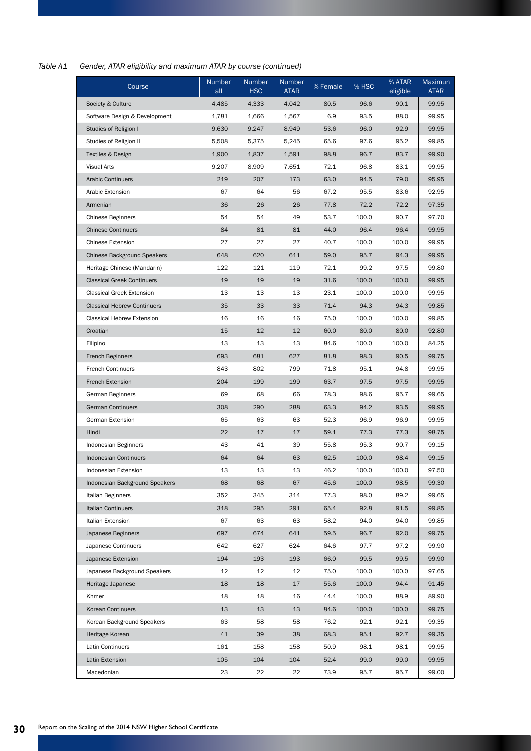*Table A1 Gender, ATAR eligibility and maximum ATAR by course (continued)*

| Course | Number all | Number HSC | Number ATAR | % Female | % HSC | % ATAR eligible | Maximun ATAR |
|---|---|---|---|---|---|---|---|
| Society & Culture | 4,485 | 4,333 | 4,042 | 80.5 | 96.6 | 90.1 | 99.95 |
| Software Design & Development | 1,781 | 1,666 | 1,567 | 6.9 | 93.5 | 88.0 | 99.95 |
| Studies of Religion I | 9,630 | 9,247 | 8,949 | 53.6 | 96.0 | 92.9 | 99.95 |
| Studies of Religion II | 5,508 | 5,375 | 5,245 | 65.6 | 97.6 | 95.2 | 99.85 |
| Textiles & Design | 1,900 | 1,837 | 1,591 | 98.8 | 96.7 | 83.7 | 99.90 |
| Visual Arts | 9,207 | 8,909 | 7,651 | 72.1 | 96.8 | 83.1 | 99.95 |
| Arabic Continuers | 219 | 207 | 173 | 63.0 | 94.5 | 79.0 | 95.95 |
| Arabic Extension | 67 | 64 | 56 | 67.2 | 95.5 | 83.6 | 92.95 |
| Armenian | 36 | 26 | 26 | 77.8 | 72.2 | 72.2 | 97.35 |
| Chinese Beginners | 54 | 54 | 49 | 53.7 | 100.0 | 90.7 | 97.70 |
| Chinese Continuers | 84 | 81 | 81 | 44.0 | 96.4 | 96.4 | 99.95 |
| Chinese Extension | 27 | 27 | 27 | 40.7 | 100.0 | 100.0 | 99.95 |
| Chinese Background Speakers | 648 | 620 | 611 | 59.0 | 95.7 | 94.3 | 99.95 |
| Heritage Chinese (Mandarin) | 122 | 121 | 119 | 72.1 | 99.2 | 97.5 | 99.80 |
| Classical Greek Continuers | 19 | 19 | 19 | 31.6 | 100.0 | 100.0 | 99.95 |
| Classical Greek Extension | 13 | 13 | 13 | 23.1 | 100.0 | 100.0 | 99.95 |
| Classical Hebrew Continuers | 35 | 33 | 33 | 71.4 | 94.3 | 94.3 | 99.85 |
| Classical Hebrew Extension | 16 | 16 | 16 | 75.0 | 100.0 | 100.0 | 99.85 |
| Croatian | 15 | 12 | 12 | 60.0 | 80.0 | 80.0 | 92.80 |
| Filipino | 13 | 13 | 13 | 84.6 | 100.0 | 100.0 | 84.25 |
| French Beginners | 693 | 681 | 627 | 81.8 | 98.3 | 90.5 | 99.75 |
| French Continuers | 843 | 802 | 799 | 71.8 | 95.1 | 94.8 | 99.95 |
| French Extension | 204 | 199 | 199 | 63.7 | 97.5 | 97.5 | 99.95 |
| German Beginners | 69 | 68 | 66 | 78.3 | 98.6 | 95.7 | 99.65 |
| German Continuers | 308 | 290 | 288 | 63.3 | 94.2 | 93.5 | 99.95 |
| German Extension | 65 | 63 | 63 | 52.3 | 96.9 | 96.9 | 99.95 |
| Hindi | 22 | 17 | 17 | 59.1 | 77.3 | 77.3 | 98.75 |
| Indonesian Beginners | 43 | 41 | 39 | 55.8 | 95.3 | 90.7 | 99.15 |
| Indonesian Continuers | 64 | 64 | 63 | 62.5 | 100.0 | 98.4 | 99.15 |
| Indonesian Extension | 13 | 13 | 13 | 46.2 | 100.0 | 100.0 | 97.50 |
| Indonesian Background Speakers | 68 | 68 | 67 | 45.6 | 100.0 | 98.5 | 99.30 |
| Italian Beginners | 352 | 345 | 314 | 77.3 | 98.0 | 89.2 | 99.65 |
| Italian Continuers | 318 | 295 | 291 | 65.4 | 92.8 | 91.5 | 99.85 |
| Italian Extension | 67 | 63 | 63 | 58.2 | 94.0 | 94.0 | 99.85 |
| Japanese Beginners | 697 | 674 | 641 | 59.5 | 96.7 | 92.0 | 99.75 |
| Japanese Continuers | 642 | 627 | 624 | 64.6 | 97.7 | 97.2 | 99.90 |
| Japanese Extension | 194 | 193 | 193 | 66.0 | 99.5 | 99.5 | 99.90 |
| Japanese Background Speakers | 12 | 12 | 12 | 75.0 | 100.0 | 100.0 | 97.65 |
| Heritage Japanese | 18 | 18 | 17 | 55.6 | 100.0 | 94.4 | 91.45 |
| Khmer | 18 | 18 | 16 | 44.4 | 100.0 | 88.9 | 89.90 |
| Korean Continuers | 13 | 13 | 13 | 84.6 | 100.0 | 100.0 | 99.75 |
| Korean Background Speakers | 63 | 58 | 58 | 76.2 | 92.1 | 92.1 | 99.35 |
| Heritage Korean | 41 | 39 | 38 | 68.3 | 95.1 | 92.7 | 99.35 |
| Latin Continuers | 161 | 158 | 158 | 50.9 | 98.1 | 98.1 | 99.95 |
| Latin Extension | 105 | 104 | 104 | 52.4 | 99.0 | 99.0 | 99.95 |
| Macedonian | 23 | 22 | 22 | 73.9 | 95.7 | 95.7 | 99.00 |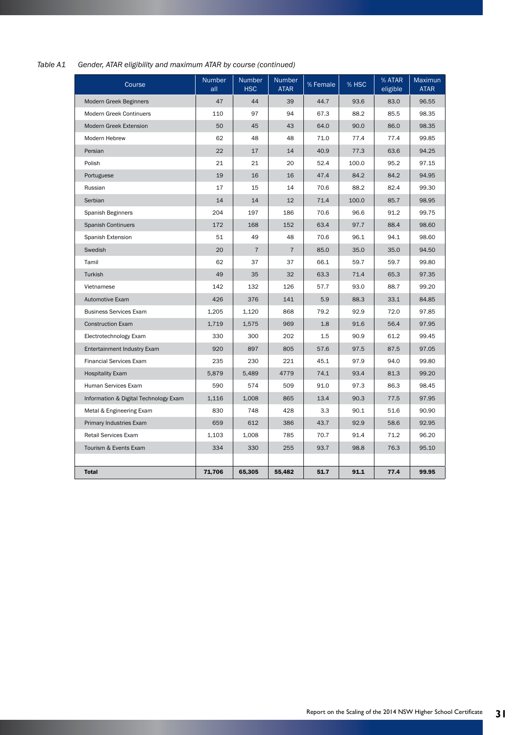Table A1 *Gender, ATAR eligibility and maximum ATAR by course (continued)*

| Course | Number all | Number HSC | Number ATAR | % Female | % HSC | % ATAR eligible | Maximun ATAR |
|---|---|---|---|---|---|---|---|
| Modern Greek Beginners | 47 | 44 | 39 | 44.7 | 93.6 | 83.0 | 96.55 |
| Modern Greek Continuers | 110 | 97 | 94 | 67.3 | 88.2 | 85.5 | 98.35 |
| Modern Greek Extension | 50 | 45 | 43 | 64.0 | 90.0 | 86.0 | 98.35 |
| Modern Hebrew | 62 | 48 | 48 | 71.0 | 77.4 | 77.4 | 99.85 |
| Persian | 22 | 17 | 14 | 40.9 | 77.3 | 63.6 | 94.25 |
| Polish | 21 | 21 | 20 | 52.4 | 100.0 | 95.2 | 97.15 |
| Portuguese | 19 | 16 | 16 | 47.4 | 84.2 | 84.2 | 94.95 |
| Russian | 17 | 15 | 14 | 70.6 | 88.2 | 82.4 | 99.30 |
| Serbian | 14 | 14 | 12 | 71.4 | 100.0 | 85.7 | 98.95 |
| Spanish Beginners | 204 | 197 | 186 | 70.6 | 96.6 | 91.2 | 99.75 |
| Spanish Continuers | 172 | 168 | 152 | 63.4 | 97.7 | 88.4 | 98.60 |
| Spanish Extension | 51 | 49 | 48 | 70.6 | 96.1 | 94.1 | 98.60 |
| Swedish | 20 | 7 | 7 | 85.0 | 35.0 | 35.0 | 94.50 |
| Tamil | 62 | 37 | 37 | 66.1 | 59.7 | 59.7 | 99.80 |
| Turkish | 49 | 35 | 32 | 63.3 | 71.4 | 65.3 | 97.35 |
| Vietnamese | 142 | 132 | 126 | 57.7 | 93.0 | 88.7 | 99.20 |
| Automotive Exam | 426 | 376 | 141 | 5.9 | 88.3 | 33.1 | 84.85 |
| Business Services Exam | 1,205 | 1,120 | 868 | 79.2 | 92.9 | 72.0 | 97.85 |
| Construction Exam | 1,719 | 1,575 | 969 | 1.8 | 91.6 | 56.4 | 97.95 |
| Electrotechnology Exam | 330 | 300 | 202 | 1.5 | 90.9 | 61.2 | 99.45 |
| Entertainment Industry Exam | 920 | 897 | 805 | 57.6 | 97.5 | 87.5 | 97.05 |
| Financial Services Exam | 235 | 230 | 221 | 45.1 | 97.9 | 94.0 | 99.80 |
| Hospitality Exam | 5,879 | 5,489 | 4779 | 74.1 | 93.4 | 81.3 | 99.20 |
| Human Services Exam | 590 | 574 | 509 | 91.0 | 97.3 | 86.3 | 98.45 |
| Information & Digital Technology Exam | 1,116 | 1,008 | 865 | 13.4 | 90.3 | 77.5 | 97.95 |
| Metal & Engineering Exam | 830 | 748 | 428 | 3.3 | 90.1 | 51.6 | 90.90 |
| Primary Industries Exam | 659 | 612 | 386 | 43.7 | 92.9 | 58.6 | 92.95 |
| Retail Services Exam | 1,103 | 1,008 | 785 | 70.7 | 91.4 | 71.2 | 96.20 |
| Tourism & Events Exam | 334 | 330 | 255 | 93.7 | 98.8 | 76.3 | 95.10 |
| | | | | | | | |
| **Total** | **71,706** | **65,305** | **55,482** | **51.7** | **91.1** | **77.4** | **99.95** |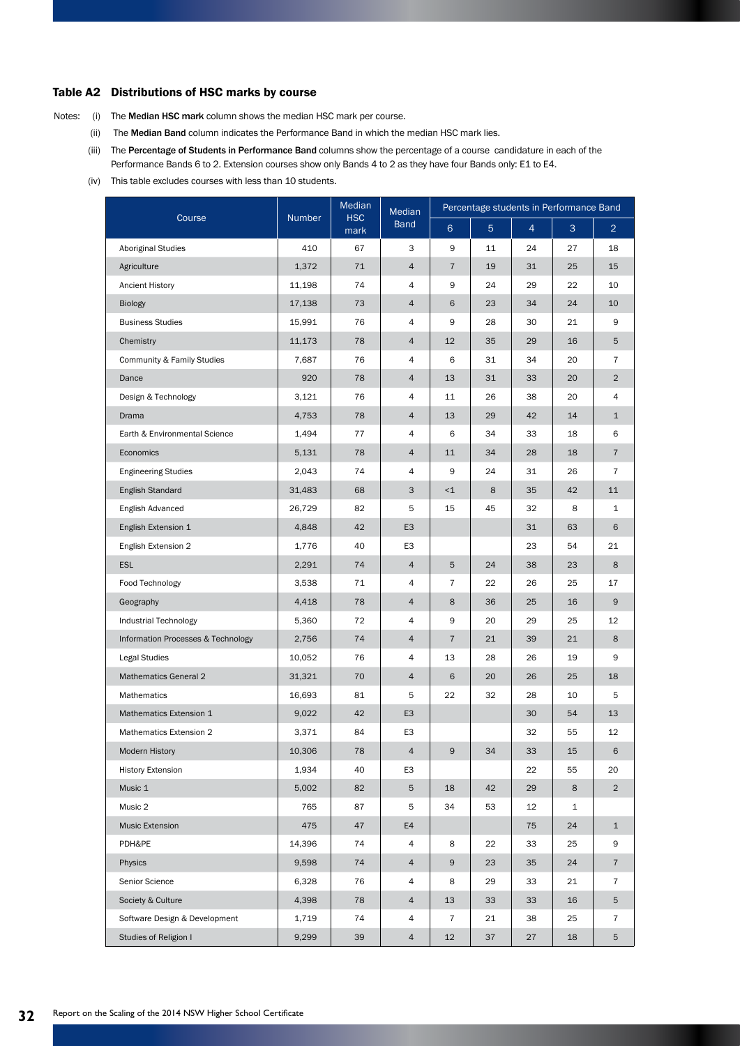### Table A2 Distributions of HSC marks by course

Notes:
- (i) The **Median HSC mark** column shows the median HSC mark per course.
- (ii) The **Median Band** column indicates the Performance Band in which the median HSC mark lies.
- (iii) The **Percentage of Students in Performance Band** columns show the percentage of a course candidature in each of the Performance Bands 6 to 2. Extension courses show only Bands 4 to 2 as they have four Bands only: E1 to E4.
- (iv) This table excludes courses with less than 10 students.

| Course | Number | Median HSC mark | Median Band | Percentage students in Performance Band | | | | |
|---|---|---|---|---|---|---|---|---|
| | | | | 6 | 5 | 4 | 3 | 2 |
| Aboriginal Studies | 410 | 67 | 3 | 9 | 11 | 24 | 27 | 18 |
| Agriculture | 1,372 | 71 | 4 | 7 | 19 | 31 | 25 | 15 |
| Ancient History | 11,198 | 74 | 4 | 9 | 24 | 29 | 22 | 10 |
| Biology | 17,138 | 73 | 4 | 6 | 23 | 34 | 24 | 10 |
| Business Studies | 15,991 | 76 | 4 | 9 | 28 | 30 | 21 | 9 |
| Chemistry | 11,173 | 78 | 4 | 12 | 35 | 29 | 16 | 5 |
| Community & Family Studies | 7,687 | 76 | 4 | 6 | 31 | 34 | 20 | 7 |
| Dance | 920 | 78 | 4 | 13 | 31 | 33 | 20 | 2 |
| Design & Technology | 3,121 | 76 | 4 | 11 | 26 | 38 | 20 | 4 |
| Drama | 4,753 | 78 | 4 | 13 | 29 | 42 | 14 | 1 |
| Earth & Environmental Science | 1,494 | 77 | 4 | 6 | 34 | 33 | 18 | 6 |
| Economics | 5,131 | 78 | 4 | 11 | 34 | 28 | 18 | 7 |
| Engineering Studies | 2,043 | 74 | 4 | 9 | 24 | 31 | 26 | 7 |
| English Standard | 31,483 | 68 | 3 | <1 | 8 | 35 | 42 | 11 |
| English Advanced | 26,729 | 82 | 5 | 15 | 45 | 32 | 8 | 1 |
| English Extension 1 | 4,848 | 42 | E3 | | | 31 | 63 | 6 |
| English Extension 2 | 1,776 | 40 | E3 | | | 23 | 54 | 21 |
| ESL | 2,291 | 74 | 4 | 5 | 24 | 38 | 23 | 8 |
| Food Technology | 3,538 | 71 | 4 | 7 | 22 | 26 | 25 | 17 |
| Geography | 4,418 | 78 | 4 | 8 | 36 | 25 | 16 | 9 |
| Industrial Technology | 5,360 | 72 | 4 | 9 | 20 | 29 | 25 | 12 |
| Information Processes & Technology | 2,756 | 74 | 4 | 7 | 21 | 39 | 21 | 8 |
| Legal Studies | 10,052 | 76 | 4 | 13 | 28 | 26 | 19 | 9 |
| Mathematics General 2 | 31,321 | 70 | 4 | 6 | 20 | 26 | 25 | 18 |
| Mathematics | 16,693 | 81 | 5 | 22 | 32 | 28 | 10 | 5 |
| Mathematics Extension 1 | 9,022 | 42 | E3 | | | 30 | 54 | 13 |
| Mathematics Extension 2 | 3,371 | 84 | E3 | | | 32 | 55 | 12 |
| Modern History | 10,306 | 78 | 4 | 9 | 34 | 33 | 15 | 6 |
| History Extension | 1,934 | 40 | E3 | | | 22 | 55 | 20 |
| Music 1 | 5,002 | 82 | 5 | 18 | 42 | 29 | 8 | 2 |
| Music 2 | 765 | 87 | 5 | 34 | 53 | 12 | 1 | |
| Music Extension | 475 | 47 | E4 | | | 75 | 24 | 1 |
| PDH&PE | 14,396 | 74 | 4 | 8 | 22 | 33 | 25 | 9 |
| Physics | 9,598 | 74 | 4 | 9 | 23 | 35 | 24 | 7 |
| Senior Science | 6,328 | 76 | 4 | 8 | 29 | 33 | 21 | 7 |
| Society & Culture | 4,398 | 78 | 4 | 13 | 33 | 33 | 16 | 5 |
| Software Design & Development | 1,719 | 74 | 4 | 7 | 21 | 38 | 25 | 7 |
| Studies of Religion I | 9,299 | 39 | 4 | 12 | 37 | 27 | 18 | 5 |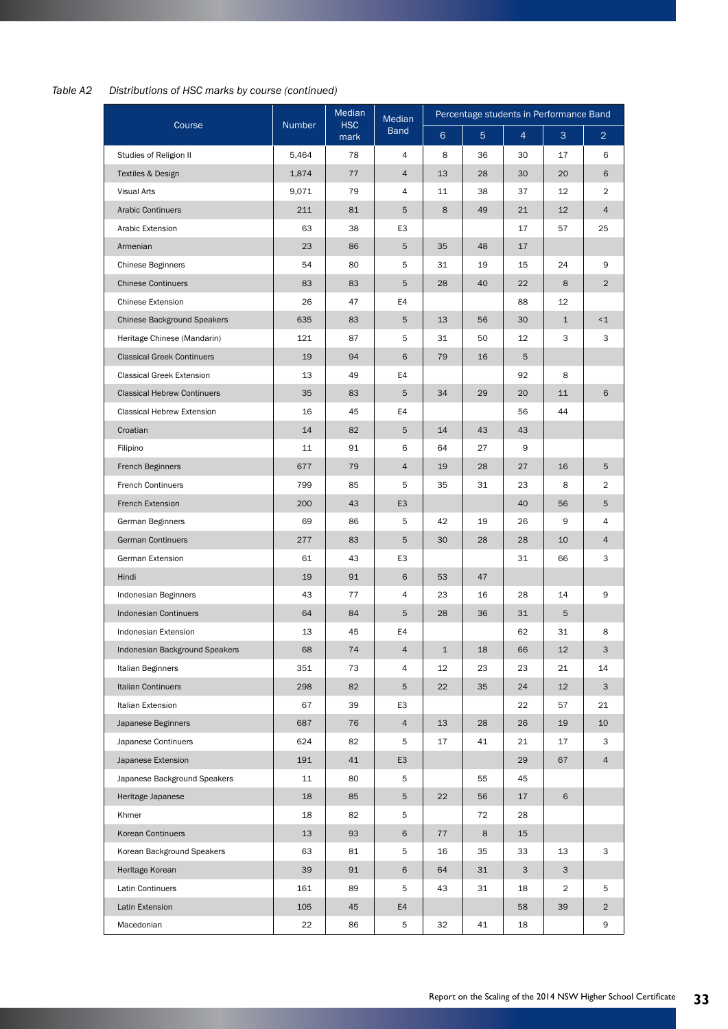*Table A2 Distributions of HSC marks by course (continued)*

| Course | Number | Median HSC mark | Median Band | Percentage students in Performance Band | | | | |
|---|---|---|---|---|---|---|---|---|
| | | | | 6 | 5 | 4 | 3 | 2 |
| Studies of Religion II | 5,464 | 78 | 4 | 8 | 36 | 30 | 17 | 6 |
| Textiles & Design | 1,874 | 77 | 4 | 13 | 28 | 30 | 20 | 6 |
| Visual Arts | 9,071 | 79 | 4 | 11 | 38 | 37 | 12 | 2 |
| Arabic Continuers | 211 | 81 | 5 | 8 | 49 | 21 | 12 | 4 |
| Arabic Extension | 63 | 38 | E3 | | | 17 | 57 | 25 |
| Armenian | 23 | 86 | 5 | 35 | 48 | 17 | | |
| Chinese Beginners | 54 | 80 | 5 | 31 | 19 | 15 | 24 | 9 |
| Chinese Continuers | 83 | 83 | 5 | 28 | 40 | 22 | 8 | 2 |
| Chinese Extension | 26 | 47 | E4 | | | 88 | 12 | |
| Chinese Background Speakers | 635 | 83 | 5 | 13 | 56 | 30 | 1 | <1 |
| Heritage Chinese (Mandarin) | 121 | 87 | 5 | 31 | 50 | 12 | 3 | 3 |
| Classical Greek Continuers | 19 | 94 | 6 | 79 | 16 | 5 | | |
| Classical Greek Extension | 13 | 49 | E4 | | | 92 | 8 | |
| Classical Hebrew Continuers | 35 | 83 | 5 | 34 | 29 | 20 | 11 | 6 |
| Classical Hebrew Extension | 16 | 45 | E4 | | | 56 | 44 | |
| Croatian | 14 | 82 | 5 | 14 | 43 | 43 | | |
| Filipino | 11 | 91 | 6 | 64 | 27 | 9 | | |
| French Beginners | 677 | 79 | 4 | 19 | 28 | 27 | 16 | 5 |
| French Continuers | 799 | 85 | 5 | 35 | 31 | 23 | 8 | 2 |
| French Extension | 200 | 43 | E3 | | | 40 | 56 | 5 |
| German Beginners | 69 | 86 | 5 | 42 | 19 | 26 | 9 | 4 |
| German Continuers | 277 | 83 | 5 | 30 | 28 | 28 | 10 | 4 |
| German Extension | 61 | 43 | E3 | | | 31 | 66 | 3 |
| Hindi | 19 | 91 | 6 | 53 | 47 | | | |
| Indonesian Beginners | 43 | 77 | 4 | 23 | 16 | 28 | 14 | 9 |
| Indonesian Continuers | 64 | 84 | 5 | 28 | 36 | 31 | 5 | |
| Indonesian Extension | 13 | 45 | E4 | | | 62 | 31 | 8 |
| Indonesian Background Speakers | 68 | 74 | 4 | 1 | 18 | 66 | 12 | 3 |
| Italian Beginners | 351 | 73 | 4 | 12 | 23 | 23 | 21 | 14 |
| Italian Continuers | 298 | 82 | 5 | 22 | 35 | 24 | 12 | 3 |
| Italian Extension | 67 | 39 | E3 | | | 22 | 57 | 21 |
| Japanese Beginners | 687 | 76 | 4 | 13 | 28 | 26 | 19 | 10 |
| Japanese Continuers | 624 | 82 | 5 | 17 | 41 | 21 | 17 | 3 |
| Japanese Extension | 191 | 41 | E3 | | | 29 | 67 | 4 |
| Japanese Background Speakers | 11 | 80 | 5 | | 55 | 45 | | |
| Heritage Japanese | 18 | 85 | 5 | 22 | 56 | 17 | 6 | |
| Khmer | 18 | 82 | 5 | | 72 | 28 | | |
| Korean Continuers | 13 | 93 | 6 | 77 | 8 | 15 | | |
| Korean Background Speakers | 63 | 81 | 5 | 16 | 35 | 33 | 13 | 3 |
| Heritage Korean | 39 | 91 | 6 | 64 | 31 | 3 | 3 | |
| Latin Continuers | 161 | 89 | 5 | 43 | 31 | 18 | 2 | 5 |
| Latin Extension | 105 | 45 | E4 | | | 58 | 39 | 2 |
| Macedonian | 22 | 86 | 5 | 32 | 41 | 18 | | 9 |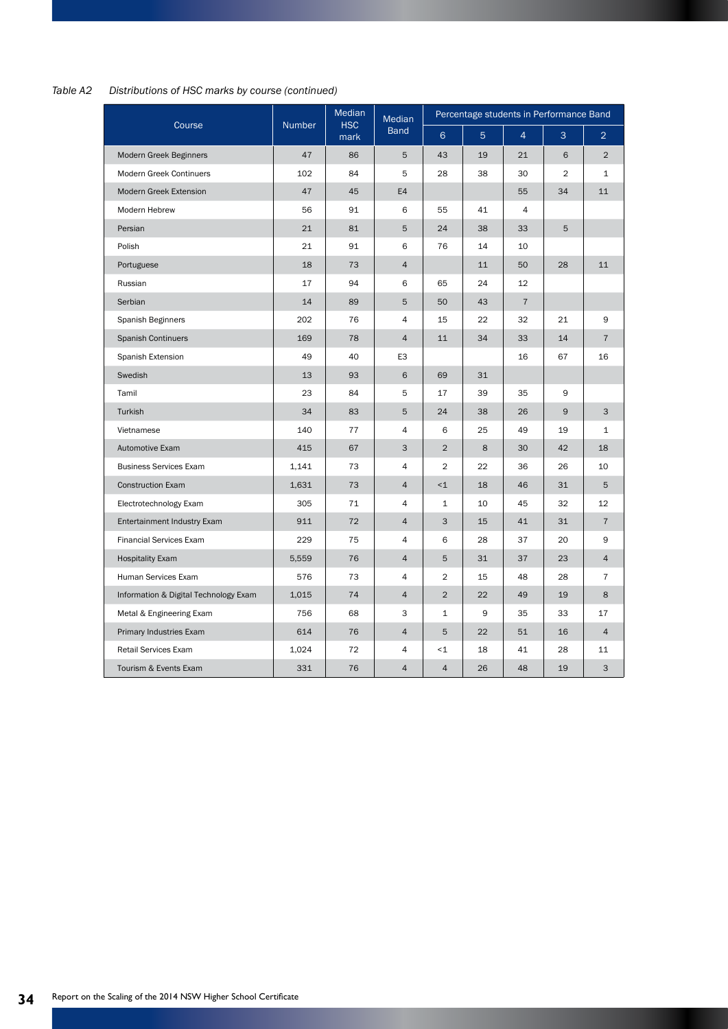*Table A2 Distributions of HSC marks by course (continued)*

| Course | Number | Median HSC mark | Median Band | Percentage students in Performance Band | | | | |
|---|---|---|---|---|---|---|---|---|
| | | | | 6 | 5 | 4 | 3 | 2 |
| Modern Greek Beginners | 47 | 86 | 5 | 43 | 19 | 21 | 6 | 2 |
| Modern Greek Continuers | 102 | 84 | 5 | 28 | 38 | 30 | 2 | 1 |
| Modern Greek Extension | 47 | 45 | E4 | | | 55 | 34 | 11 |
| Modern Hebrew | 56 | 91 | 6 | 55 | 41 | 4 | | |
| Persian | 21 | 81 | 5 | 24 | 38 | 33 | 5 | |
| Polish | 21 | 91 | 6 | 76 | 14 | 10 | | |
| Portuguese | 18 | 73 | 4 | | 11 | 50 | 28 | 11 |
| Russian | 17 | 94 | 6 | 65 | 24 | 12 | | |
| Serbian | 14 | 89 | 5 | 50 | 43 | 7 | | |
| Spanish Beginners | 202 | 76 | 4 | 15 | 22 | 32 | 21 | 9 |
| Spanish Continuers | 169 | 78 | 4 | 11 | 34 | 33 | 14 | 7 |
| Spanish Extension | 49 | 40 | E3 | | | 16 | 67 | 16 |
| Swedish | 13 | 93 | 6 | 69 | 31 | | | |
| Tamil | 23 | 84 | 5 | 17 | 39 | 35 | 9 | |
| Turkish | 34 | 83 | 5 | 24 | 38 | 26 | 9 | 3 |
| Vietnamese | 140 | 77 | 4 | 6 | 25 | 49 | 19 | 1 |
| Automotive Exam | 415 | 67 | 3 | 2 | 8 | 30 | 42 | 18 |
| Business Services Exam | 1,141 | 73 | 4 | 2 | 22 | 36 | 26 | 10 |
| Construction Exam | 1,631 | 73 | 4 | <1 | 18 | 46 | 31 | 5 |
| Electrotechnology Exam | 305 | 71 | 4 | 1 | 10 | 45 | 32 | 12 |
| Entertainment Industry Exam | 911 | 72 | 4 | 3 | 15 | 41 | 31 | 7 |
| Financial Services Exam | 229 | 75 | 4 | 6 | 28 | 37 | 20 | 9 |
| Hospitality Exam | 5,559 | 76 | 4 | 5 | 31 | 37 | 23 | 4 |
| Human Services Exam | 576 | 73 | 4 | 2 | 15 | 48 | 28 | 7 |
| Information & Digital Technology Exam | 1,015 | 74 | 4 | 2 | 22 | 49 | 19 | 8 |
| Metal & Engineering Exam | 756 | 68 | 3 | 1 | 9 | 35 | 33 | 17 |
| Primary Industries Exam | 614 | 76 | 4 | 5 | 22 | 51 | 16 | 4 |
| Retail Services Exam | 1,024 | 72 | 4 | <1 | 18 | 41 | 28 | 11 |
| Tourism & Events Exam | 331 | 76 | 4 | 4 | 26 | 48 | 19 | 3 |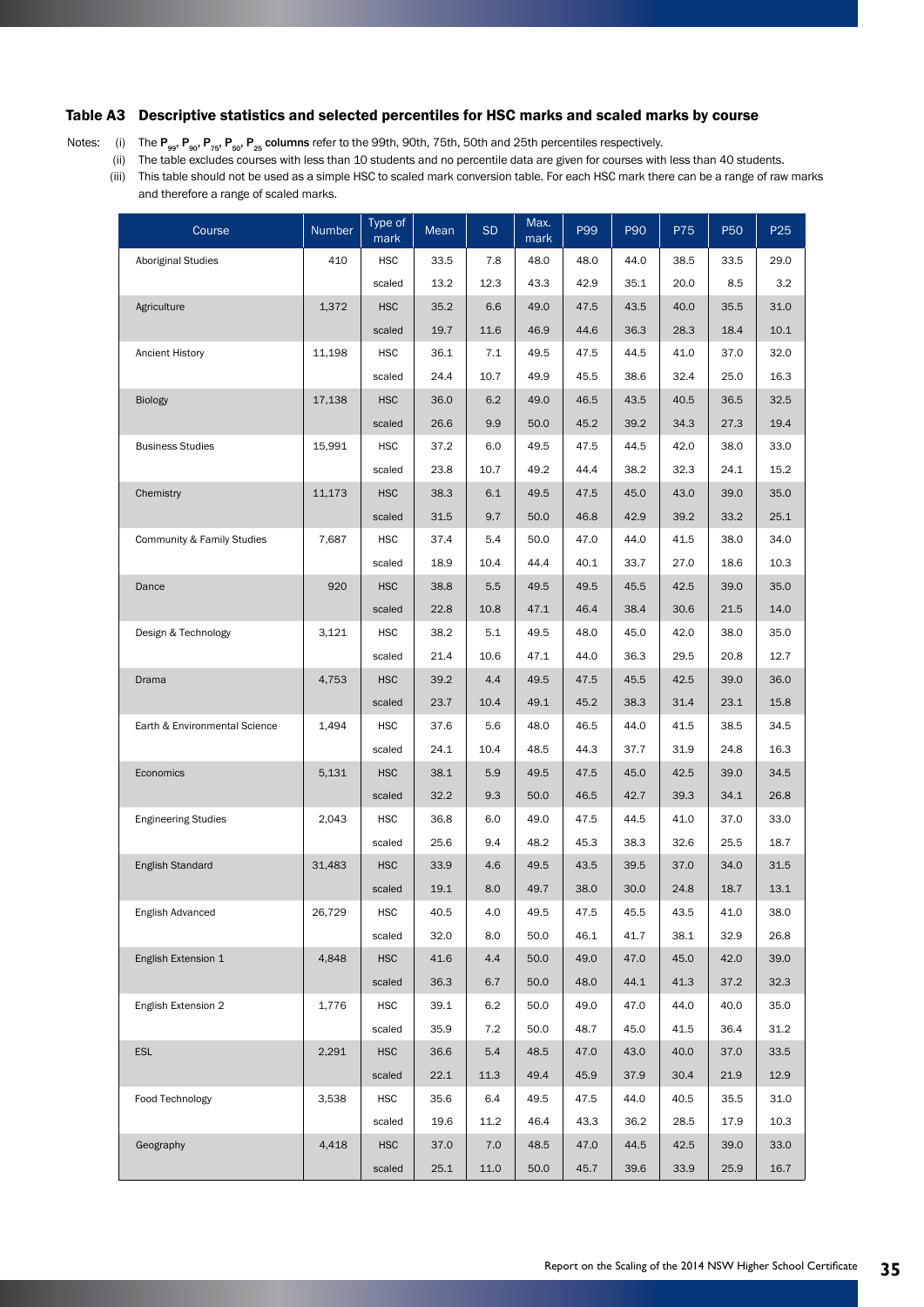## Table A3 Descriptive statistics and selected percentiles for HSC marks and scaled marks by course

Notes:
(i) The $P_{99}$, $P_{90}$, $P_{75}$, $P_{50}$, $P_{25}$ **columns** refer to the 99th, 90th, 75th, 50th and 25th percentiles respectively.
(ii) The table excludes courses with less than 10 students and no percentile data are given for courses with less than 40 students.
(iii) This table should not be used as a simple HSC to scaled mark conversion table. For each HSC mark there can be a range of raw marks and therefore a range of scaled marks.

| Course | Number | Type of mark | Mean | SD | Max. mark | P99 | P90 | P75 | P50 | P25 |
|---|---|---|---|---|---|---|---|---|---|---|
| Aboriginal Studies | 410 | HSC | 33.5 | 7.8 | 48.0 | 48.0 | 44.0 | 38.5 | 33.5 | 29.0 |
| | | scaled | 13.2 | 12.3 | 43.3 | 42.9 | 35.1 | 20.0 | 8.5 | 3.2 |
| Agriculture | 1,372 | HSC | 35.2 | 6.6 | 49.0 | 47.5 | 43.5 | 40.0 | 35.5 | 31.0 |
| | | scaled | 19.7 | 11.6 | 46.9 | 44.6 | 36.3 | 28.3 | 18.4 | 10.1 |
| Ancient History | 11,198 | HSC | 36.1 | 7.1 | 49.5 | 47.5 | 44.5 | 41.0 | 37.0 | 32.0 |
| | | scaled | 24.4 | 10.7 | 49.9 | 45.5 | 38.6 | 32.4 | 25.0 | 16.3 |
| Biology | 17,138 | HSC | 36.0 | 6.2 | 49.0 | 46.5 | 43.5 | 40.5 | 36.5 | 32.5 |
| | | scaled | 26.6 | 9.9 | 50.0 | 45.2 | 39.2 | 34.3 | 27.3 | 19.4 |
| Business Studies | 15,991 | HSC | 37.2 | 6.0 | 49.5 | 47.5 | 44.5 | 42.0 | 38.0 | 33.0 |
| | | scaled | 23.8 | 10.7 | 49.2 | 44.4 | 38.2 | 32.3 | 24.1 | 15.2 |
| Chemistry | 11,173 | HSC | 38.3 | 6.1 | 49.5 | 47.5 | 45.0 | 43.0 | 39.0 | 35.0 |
| | | scaled | 31.5 | 9.7 | 50.0 | 46.8 | 42.9 | 39.2 | 33.2 | 25.1 |
| Community & Family Studies | 7,687 | HSC | 37.4 | 5.4 | 50.0 | 47.0 | 44.0 | 41.5 | 38.0 | 34.0 |
| | | scaled | 18.9 | 10.4 | 44.4 | 40.1 | 33.7 | 27.0 | 18.6 | 10.3 |
| Dance | 920 | HSC | 38.8 | 5.5 | 49.5 | 49.5 | 45.5 | 42.5 | 39.0 | 35.0 |
| | | scaled | 22.8 | 10.8 | 47.1 | 46.4 | 38.4 | 30.6 | 21.5 | 14.0 |
| Design & Technology | 3,121 | HSC | 38.2 | 5.1 | 49.5 | 48.0 | 45.0 | 42.0 | 38.0 | 35.0 |
| | | scaled | 21.4 | 10.6 | 47.1 | 44.0 | 36.3 | 29.5 | 20.8 | 12.7 |
| Drama | 4,753 | HSC | 39.2 | 4.4 | 49.5 | 47.5 | 45.5 | 42.5 | 39.0 | 36.0 |
| | | scaled | 23.7 | 10.4 | 49.1 | 45.2 | 38.3 | 31.4 | 23.1 | 15.8 |
| Earth & Environmental Science | 1,494 | HSC | 37.6 | 5.6 | 48.0 | 46.5 | 44.0 | 41.5 | 38.5 | 34.5 |
| | | scaled | 24.1 | 10.4 | 48.5 | 44.3 | 37.7 | 31.9 | 24.8 | 16.3 |
| Economics | 5,131 | HSC | 38.1 | 5.9 | 49.5 | 47.5 | 45.0 | 42.5 | 39.0 | 34.5 |
| | | scaled | 32.2 | 9.3 | 50.0 | 46.5 | 42.7 | 39.3 | 34.1 | 26.8 |
| Engineering Studies | 2,043 | HSC | 36.8 | 6.0 | 49.0 | 47.5 | 44.5 | 41.0 | 37.0 | 33.0 |
| | | scaled | 25.6 | 9.4 | 48.2 | 45.3 | 38.3 | 32.6 | 25.5 | 18.7 |
| English Standard | 31,483 | HSC | 33.9 | 4.6 | 49.5 | 43.5 | 39.5 | 37.0 | 34.0 | 31.5 |
| | | scaled | 19.1 | 8.0 | 49.7 | 38.0 | 30.0 | 24.8 | 18.7 | 13.1 |
| English Advanced | 26,729 | HSC | 40.5 | 4.0 | 49.5 | 47.5 | 45.5 | 43.5 | 41.0 | 38.0 |
| | | scaled | 32.0 | 8.0 | 50.0 | 46.1 | 41.7 | 38.1 | 32.9 | 26.8 |
| English Extension 1 | 4,848 | HSC | 41.6 | 4.4 | 50.0 | 49.0 | 47.0 | 45.0 | 42.0 | 39.0 |
| | | scaled | 36.3 | 6.7 | 50.0 | 48.0 | 44.1 | 41.3 | 37.2 | 32.3 |
| English Extension 2 | 1,776 | HSC | 39.1 | 6.2 | 50.0 | 49.0 | 47.0 | 44.0 | 40.0 | 35.0 |
| | | scaled | 35.9 | 7.2 | 50.0 | 48.7 | 45.0 | 41.5 | 36.4 | 31.2 |
| ESL | 2,291 | HSC | 36.6 | 5.4 | 48.5 | 47.0 | 43.0 | 40.0 | 37.0 | 33.5 |
| | | scaled | 22.1 | 11.3 | 49.4 | 45.9 | 37.9 | 30.4 | 21.9 | 12.9 |
| Food Technology | 3,538 | HSC | 35.6 | 6.4 | 49.5 | 47.5 | 44.0 | 40.5 | 35.5 | 31.0 |
| | | scaled | 19.6 | 11.2 | 46.4 | 43.3 | 36.2 | 28.5 | 17.9 | 10.3 |
| Geography | 4,418 | HSC | 37.0 | 7.0 | 48.5 | 47.0 | 44.5 | 42.5 | 39.0 | 33.0 |
| | | scaled | 25.1 | 11.0 | 50.0 | 45.7 | 39.6 | 33.9 | 25.9 | 16.7 |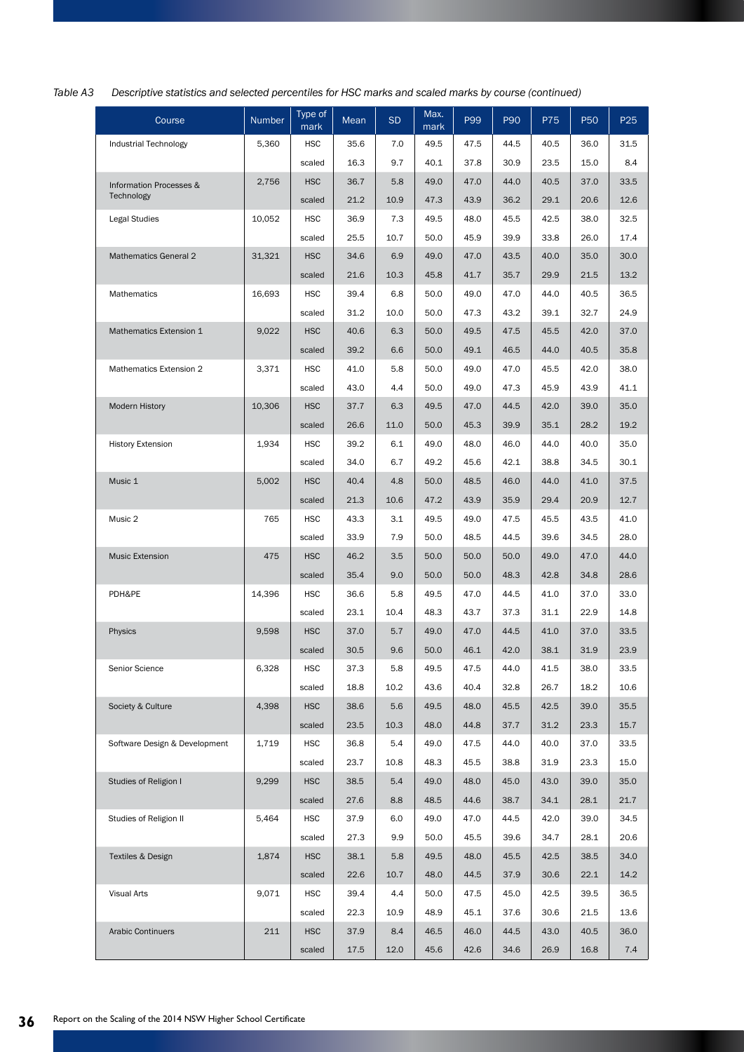*Table A3 Descriptive statistics and selected percentiles for HSC marks and scaled marks by course (continued)*

| Course | Number | Type of mark | Mean | SD | Max. mark | P99 | P90 | P75 | P50 | P25 |
|---|---|---|---|---|---|---|---|---|---|---|
| Industrial Technology | 5,360 | HSC | 35.6 | 7.0 | 49.5 | 47.5 | 44.5 | 40.5 | 36.0 | 31.5 |
| | | scaled | 16.3 | 9.7 | 40.1 | 37.8 | 30.9 | 23.5 | 15.0 | 8.4 |
| Information Processes & Technology | 2,756 | HSC | 36.7 | 5.8 | 49.0 | 47.0 | 44.0 | 40.5 | 37.0 | 33.5 |
| | | scaled | 21.2 | 10.9 | 47.3 | 43.9 | 36.2 | 29.1 | 20.6 | 12.6 |
| Legal Studies | 10,052 | HSC | 36.9 | 7.3 | 49.5 | 48.0 | 45.5 | 42.5 | 38.0 | 32.5 |
| | | scaled | 25.5 | 10.7 | 50.0 | 45.9 | 39.9 | 33.8 | 26.0 | 17.4 |
| Mathematics General 2 | 31,321 | HSC | 34.6 | 6.9 | 49.0 | 47.0 | 43.5 | 40.0 | 35.0 | 30.0 |
| | | scaled | 21.6 | 10.3 | 45.8 | 41.7 | 35.7 | 29.9 | 21.5 | 13.2 |
| Mathematics | 16,693 | HSC | 39.4 | 6.8 | 50.0 | 49.0 | 47.0 | 44.0 | 40.5 | 36.5 |
| | | scaled | 31.2 | 10.0 | 50.0 | 47.3 | 43.2 | 39.1 | 32.7 | 24.9 |
| Mathematics Extension 1 | 9,022 | HSC | 40.6 | 6.3 | 50.0 | 49.5 | 47.5 | 45.5 | 42.0 | 37.0 |
| | | scaled | 39.2 | 6.6 | 50.0 | 49.1 | 46.5 | 44.0 | 40.5 | 35.8 |
| Mathematics Extension 2 | 3,371 | HSC | 41.0 | 5.8 | 50.0 | 49.0 | 47.0 | 45.5 | 42.0 | 38.0 |
| | | scaled | 43.0 | 4.4 | 50.0 | 49.0 | 47.3 | 45.9 | 43.9 | 41.1 |
| Modern History | 10,306 | HSC | 37.7 | 6.3 | 49.5 | 47.0 | 44.5 | 42.0 | 39.0 | 35.0 |
| | | scaled | 26.6 | 11.0 | 50.0 | 45.3 | 39.9 | 35.1 | 28.2 | 19.2 |
| History Extension | 1,934 | HSC | 39.2 | 6.1 | 49.0 | 48.0 | 46.0 | 44.0 | 40.0 | 35.0 |
| | | scaled | 34.0 | 6.7 | 49.2 | 45.6 | 42.1 | 38.8 | 34.5 | 30.1 |
| Music 1 | 5,002 | HSC | 40.4 | 4.8 | 50.0 | 48.5 | 46.0 | 44.0 | 41.0 | 37.5 |
| | | scaled | 21.3 | 10.6 | 47.2 | 43.9 | 35.9 | 29.4 | 20.9 | 12.7 |
| Music 2 | 765 | HSC | 43.3 | 3.1 | 49.5 | 49.0 | 47.5 | 45.5 | 43.5 | 41.0 |
| | | scaled | 33.9 | 7.9 | 50.0 | 48.5 | 44.5 | 39.6 | 34.5 | 28.0 |
| Music Extension | 475 | HSC | 46.2 | 3.5 | 50.0 | 50.0 | 50.0 | 49.0 | 47.0 | 44.0 |
| | | scaled | 35.4 | 9.0 | 50.0 | 50.0 | 48.3 | 42.8 | 34.8 | 28.6 |
| PDH&PE | 14,396 | HSC | 36.6 | 5.8 | 49.5 | 47.0 | 44.5 | 41.0 | 37.0 | 33.0 |
| | | scaled | 23.1 | 10.4 | 48.3 | 43.7 | 37.3 | 31.1 | 22.9 | 14.8 |
| Physics | 9,598 | HSC | 37.0 | 5.7 | 49.0 | 47.0 | 44.5 | 41.0 | 37.0 | 33.5 |
| | | scaled | 30.5 | 9.6 | 50.0 | 46.1 | 42.0 | 38.1 | 31.9 | 23.9 |
| Senior Science | 6,328 | HSC | 37.3 | 5.8 | 49.5 | 47.5 | 44.0 | 41.5 | 38.0 | 33.5 |
| | | scaled | 18.8 | 10.2 | 43.6 | 40.4 | 32.8 | 26.7 | 18.2 | 10.6 |
| Society & Culture | 4,398 | HSC | 38.6 | 5.6 | 49.5 | 48.0 | 45.5 | 42.5 | 39.0 | 35.5 |
| | | scaled | 23.5 | 10.3 | 48.0 | 44.8 | 37.7 | 31.2 | 23.3 | 15.7 |
| Software Design & Development | 1,719 | HSC | 36.8 | 5.4 | 49.0 | 47.5 | 44.0 | 40.0 | 37.0 | 33.5 |
| | | scaled | 23.7 | 10.8 | 48.3 | 45.5 | 38.8 | 31.9 | 23.3 | 15.0 |
| Studies of Religion I | 9,299 | HSC | 38.5 | 5.4 | 49.0 | 48.0 | 45.0 | 43.0 | 39.0 | 35.0 |
| | | scaled | 27.6 | 8.8 | 48.5 | 44.6 | 38.7 | 34.1 | 28.1 | 21.7 |
| Studies of Religion II | 5,464 | HSC | 37.9 | 6.0 | 49.0 | 47.0 | 44.5 | 42.0 | 39.0 | 34.5 |
| | | scaled | 27.3 | 9.9 | 50.0 | 45.5 | 39.6 | 34.7 | 28.1 | 20.6 |
| Textiles & Design | 1,874 | HSC | 38.1 | 5.8 | 49.5 | 48.0 | 45.5 | 42.5 | 38.5 | 34.0 |
| | | scaled | 22.6 | 10.7 | 48.0 | 44.5 | 37.9 | 30.6 | 22.1 | 14.2 |
| Visual Arts | 9,071 | HSC | 39.4 | 4.4 | 50.0 | 47.5 | 45.0 | 42.5 | 39.5 | 36.5 |
| | | scaled | 22.3 | 10.9 | 48.9 | 45.1 | 37.6 | 30.6 | 21.5 | 13.6 |
| Arabic Continuers | 211 | HSC | 37.9 | 8.4 | 46.5 | 46.0 | 44.5 | 43.0 | 40.5 | 36.0 |
| | | scaled | 17.5 | 12.0 | 45.6 | 42.6 | 34.6 | 26.9 | 16.8 | 7.4 |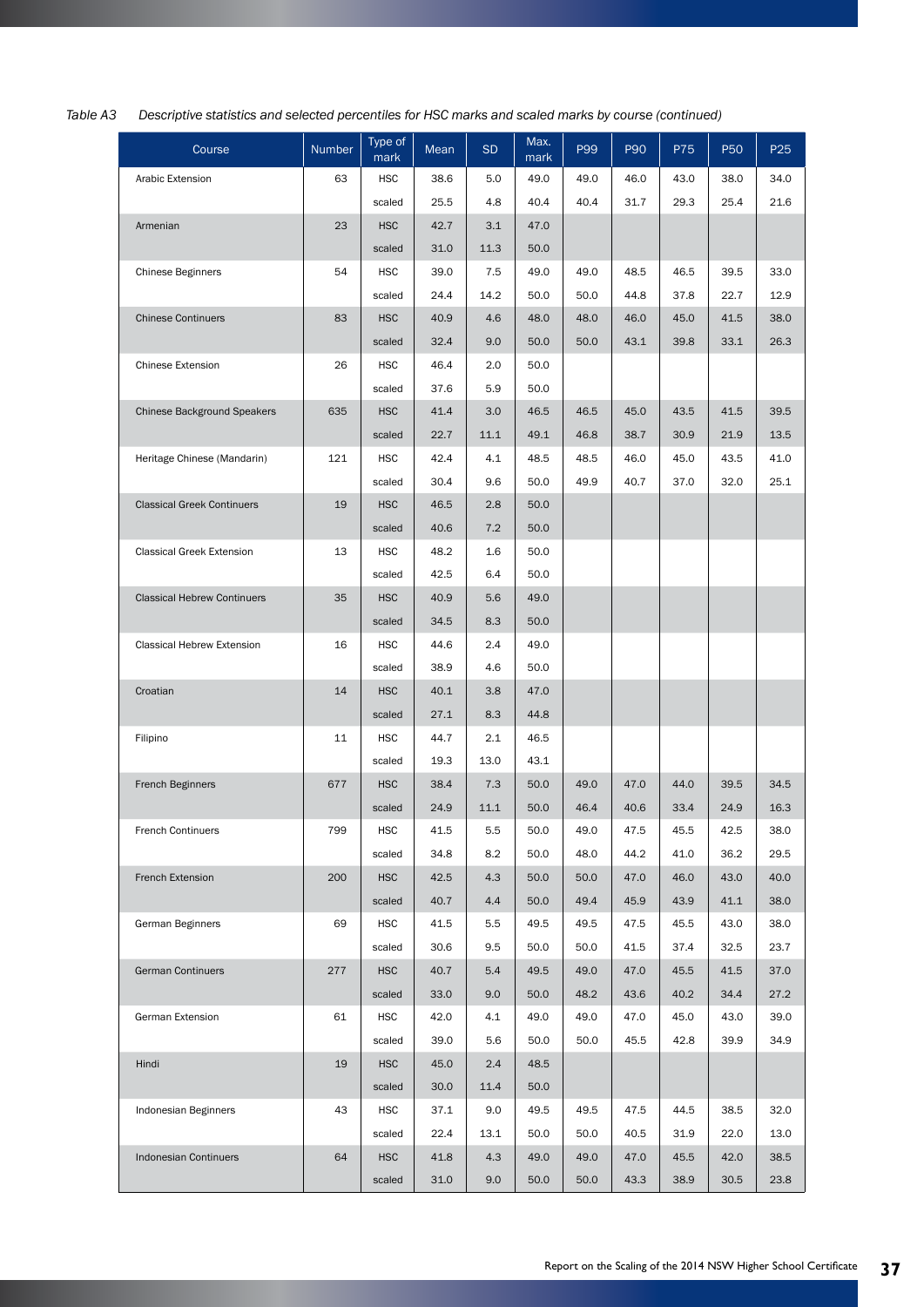*Table A3 Descriptive statistics and selected percentiles for HSC marks and scaled marks by course (continued)*

| Course | Number | Type of mark | Mean | SD | Max. mark | P99 | P90 | P75 | P50 | P25 |
|---|---|---|---|---|---|---|---|---|---|---|
| Arabic Extension | 63 | HSC | 38.6 | 5.0 | 49.0 | 49.0 | 46.0 | 43.0 | 38.0 | 34.0 |
| | | scaled | 25.5 | 4.8 | 40.4 | 40.4 | 31.7 | 29.3 | 25.4 | 21.6 |
| Armenian | 23 | HSC | 42.7 | 3.1 | 47.0 | | | | | |
| | | scaled | 31.0 | 11.3 | 50.0 | | | | | |
| Chinese Beginners | 54 | HSC | 39.0 | 7.5 | 49.0 | 49.0 | 48.5 | 46.5 | 39.5 | 33.0 |
| | | scaled | 24.4 | 14.2 | 50.0 | 50.0 | 44.8 | 37.8 | 22.7 | 12.9 |
| Chinese Continuers | 83 | HSC | 40.9 | 4.6 | 48.0 | 48.0 | 46.0 | 45.0 | 41.5 | 38.0 |
| | | scaled | 32.4 | 9.0 | 50.0 | 50.0 | 43.1 | 39.8 | 33.1 | 26.3 |
| Chinese Extension | 26 | HSC | 46.4 | 2.0 | 50.0 | | | | | |
| | | scaled | 37.6 | 5.9 | 50.0 | | | | | |
| Chinese Background Speakers | 635 | HSC | 41.4 | 3.0 | 46.5 | 46.5 | 45.0 | 43.5 | 41.5 | 39.5 |
| | | scaled | 22.7 | 11.1 | 49.1 | 46.8 | 38.7 | 30.9 | 21.9 | 13.5 |
| Heritage Chinese (Mandarin) | 121 | HSC | 42.4 | 4.1 | 48.5 | 48.5 | 46.0 | 45.0 | 43.5 | 41.0 |
| | | scaled | 30.4 | 9.6 | 50.0 | 49.9 | 40.7 | 37.0 | 32.0 | 25.1 |
| Classical Greek Continuers | 19 | HSC | 46.5 | 2.8 | 50.0 | | | | | |
| | | scaled | 40.6 | 7.2 | 50.0 | | | | | |
| Classical Greek Extension | 13 | HSC | 48.2 | 1.6 | 50.0 | | | | | |
| | | scaled | 42.5 | 6.4 | 50.0 | | | | | |
| Classical Hebrew Continuers | 35 | HSC | 40.9 | 5.6 | 49.0 | | | | | |
| | | scaled | 34.5 | 8.3 | 50.0 | | | | | |
| Classical Hebrew Extension | 16 | HSC | 44.6 | 2.4 | 49.0 | | | | | |
| | | scaled | 38.9 | 4.6 | 50.0 | | | | | |
| Croatian | 14 | HSC | 40.1 | 3.8 | 47.0 | | | | | |
| | | scaled | 27.1 | 8.3 | 44.8 | | | | | |
| Filipino | 11 | HSC | 44.7 | 2.1 | 46.5 | | | | | |
| | | scaled | 19.3 | 13.0 | 43.1 | | | | | |
| French Beginners | 677 | HSC | 38.4 | 7.3 | 50.0 | 49.0 | 47.0 | 44.0 | 39.5 | 34.5 |
| | | scaled | 24.9 | 11.1 | 50.0 | 46.4 | 40.6 | 33.4 | 24.9 | 16.3 |
| French Continuers | 799 | HSC | 41.5 | 5.5 | 50.0 | 49.0 | 47.5 | 45.5 | 42.5 | 38.0 |
| | | scaled | 34.8 | 8.2 | 50.0 | 48.0 | 44.2 | 41.0 | 36.2 | 29.5 |
| French Extension | 200 | HSC | 42.5 | 4.3 | 50.0 | 50.0 | 47.0 | 46.0 | 43.0 | 40.0 |
| | | scaled | 40.7 | 4.4 | 50.0 | 49.4 | 45.9 | 43.9 | 41.1 | 38.0 |
| German Beginners | 69 | HSC | 41.5 | 5.5 | 49.5 | 49.5 | 47.5 | 45.5 | 43.0 | 38.0 |
| | | scaled | 30.6 | 9.5 | 50.0 | 50.0 | 41.5 | 37.4 | 32.5 | 23.7 |
| German Continuers | 277 | HSC | 40.7 | 5.4 | 49.5 | 49.0 | 47.0 | 45.5 | 41.5 | 37.0 |
| | | scaled | 33.0 | 9.0 | 50.0 | 48.2 | 43.6 | 40.2 | 34.4 | 27.2 |
| German Extension | 61 | HSC | 42.0 | 4.1 | 49.0 | 49.0 | 47.0 | 45.0 | 43.0 | 39.0 |
| | | scaled | 39.0 | 5.6 | 50.0 | 50.0 | 45.5 | 42.8 | 39.9 | 34.9 |
| Hindi | 19 | HSC | 45.0 | 2.4 | 48.5 | | | | | |
| | | scaled | 30.0 | 11.4 | 50.0 | | | | | |
| Indonesian Beginners | 43 | HSC | 37.1 | 9.0 | 49.5 | 49.5 | 47.5 | 44.5 | 38.5 | 32.0 |
| | | scaled | 22.4 | 13.1 | 50.0 | 50.0 | 40.5 | 31.9 | 22.0 | 13.0 |
| Indonesian Continuers | 64 | HSC | 41.8 | 4.3 | 49.0 | 49.0 | 47.0 | 45.5 | 42.0 | 38.5 |
| | | scaled | 31.0 | 9.0 | 50.0 | 50.0 | 43.3 | 38.9 | 30.5 | 23.8 |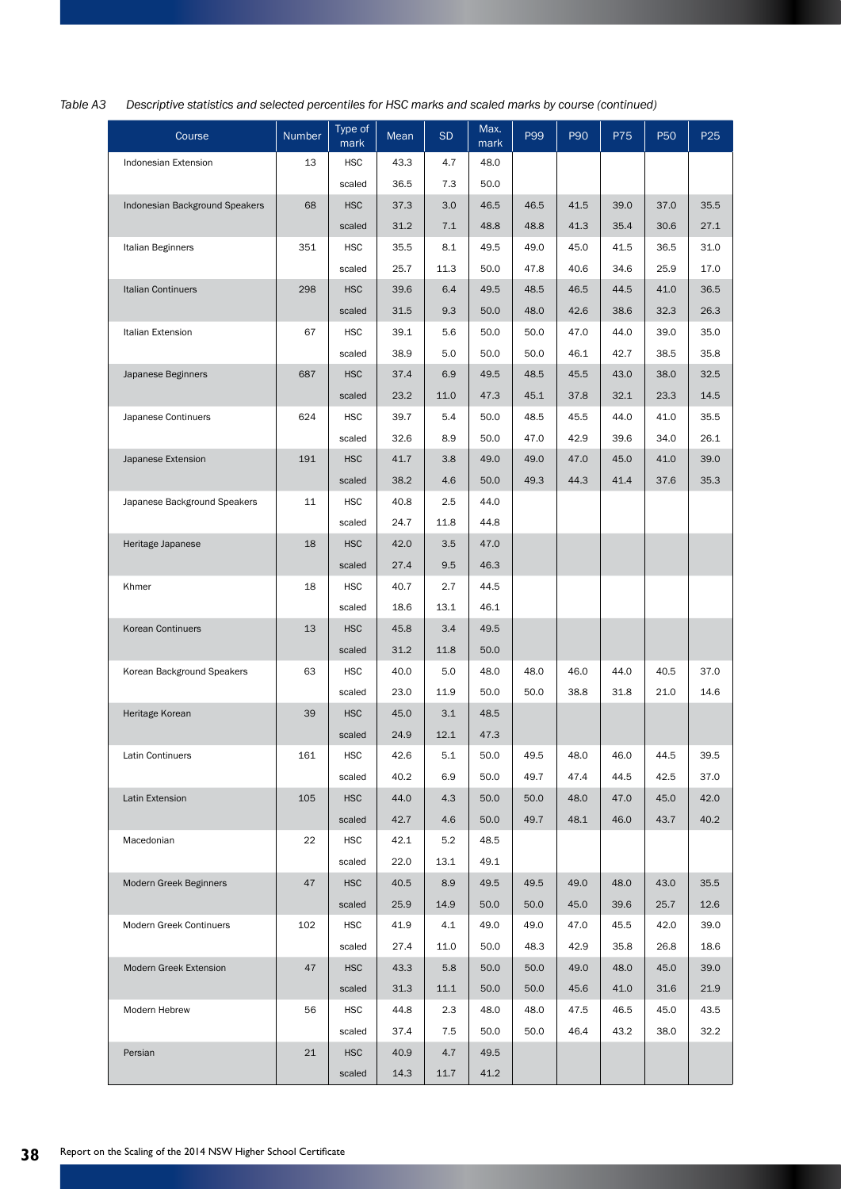*Table A3 Descriptive statistics and selected percentiles for HSC marks and scaled marks by course (continued)*

| Course | Number | Type of mark | Mean | SD | Max. mark | P99 | P90 | P75 | P50 | P25 |
|---|---|---|---|---|---|---|---|---|---|---|
| Indonesian Extension | 13 | HSC | 43.3 | 4.7 | 48.0 | | | | | |
| | | scaled | 36.5 | 7.3 | 50.0 | | | | | |
| Indonesian Background Speakers | 68 | HSC | 37.3 | 3.0 | 46.5 | 46.5 | 41.5 | 39.0 | 37.0 | 35.5 |
| | | scaled | 31.2 | 7.1 | 48.8 | 48.8 | 41.3 | 35.4 | 30.6 | 27.1 |
| Italian Beginners | 351 | HSC | 35.5 | 8.1 | 49.5 | 49.0 | 45.0 | 41.5 | 36.5 | 31.0 |
| | | scaled | 25.7 | 11.3 | 50.0 | 47.8 | 40.6 | 34.6 | 25.9 | 17.0 |
| Italian Continuers | 298 | HSC | 39.6 | 6.4 | 49.5 | 48.5 | 46.5 | 44.5 | 41.0 | 36.5 |
| | | scaled | 31.5 | 9.3 | 50.0 | 48.0 | 42.6 | 38.6 | 32.3 | 26.3 |
| Italian Extension | 67 | HSC | 39.1 | 5.6 | 50.0 | 50.0 | 47.0 | 44.0 | 39.0 | 35.0 |
| | | scaled | 38.9 | 5.0 | 50.0 | 50.0 | 46.1 | 42.7 | 38.5 | 35.8 |
| Japanese Beginners | 687 | HSC | 37.4 | 6.9 | 49.5 | 48.5 | 45.5 | 43.0 | 38.0 | 32.5 |
| | | scaled | 23.2 | 11.0 | 47.3 | 45.1 | 37.8 | 32.1 | 23.3 | 14.5 |
| Japanese Continuers | 624 | HSC | 39.7 | 5.4 | 50.0 | 48.5 | 45.5 | 44.0 | 41.0 | 35.5 |
| | | scaled | 32.6 | 8.9 | 50.0 | 47.0 | 42.9 | 39.6 | 34.0 | 26.1 |
| Japanese Extension | 191 | HSC | 41.7 | 3.8 | 49.0 | 49.0 | 47.0 | 45.0 | 41.0 | 39.0 |
| | | scaled | 38.2 | 4.6 | 50.0 | 49.3 | 44.3 | 41.4 | 37.6 | 35.3 |
| Japanese Background Speakers | 11 | HSC | 40.8 | 2.5 | 44.0 | | | | | |
| | | scaled | 24.7 | 11.8 | 44.8 | | | | | |
| Heritage Japanese | 18 | HSC | 42.0 | 3.5 | 47.0 | | | | | |
| | | scaled | 27.4 | 9.5 | 46.3 | | | | | |
| Khmer | 18 | HSC | 40.7 | 2.7 | 44.5 | | | | | |
| | | scaled | 18.6 | 13.1 | 46.1 | | | | | |
| Korean Continuers | 13 | HSC | 45.8 | 3.4 | 49.5 | | | | | |
| | | scaled | 31.2 | 11.8 | 50.0 | | | | | |
| Korean Background Speakers | 63 | HSC | 40.0 | 5.0 | 48.0 | 48.0 | 46.0 | 44.0 | 40.5 | 37.0 |
| | | scaled | 23.0 | 11.9 | 50.0 | 50.0 | 38.8 | 31.8 | 21.0 | 14.6 |
| Heritage Korean | 39 | HSC | 45.0 | 3.1 | 48.5 | | | | | |
| | | scaled | 24.9 | 12.1 | 47.3 | | | | | |
| Latin Continuers | 161 | HSC | 42.6 | 5.1 | 50.0 | 49.5 | 48.0 | 46.0 | 44.5 | 39.5 |
| | | scaled | 40.2 | 6.9 | 50.0 | 49.7 | 47.4 | 44.5 | 42.5 | 37.0 |
| Latin Extension | 105 | HSC | 44.0 | 4.3 | 50.0 | 50.0 | 48.0 | 47.0 | 45.0 | 42.0 |
| | | scaled | 42.7 | 4.6 | 50.0 | 49.7 | 48.1 | 46.0 | 43.7 | 40.2 |
| Macedonian | 22 | HSC | 42.1 | 5.2 | 48.5 | | | | | |
| | | scaled | 22.0 | 13.1 | 49.1 | | | | | |
| Modern Greek Beginners | 47 | HSC | 40.5 | 8.9 | 49.5 | 49.5 | 49.0 | 48.0 | 43.0 | 35.5 |
| | | scaled | 25.9 | 14.9 | 50.0 | 50.0 | 45.0 | 39.6 | 25.7 | 12.6 |
| Modern Greek Continuers | 102 | HSC | 41.9 | 4.1 | 49.0 | 49.0 | 47.0 | 45.5 | 42.0 | 39.0 |
| | | scaled | 27.4 | 11.0 | 50.0 | 48.3 | 42.9 | 35.8 | 26.8 | 18.6 |
| Modern Greek Extension | 47 | HSC | 43.3 | 5.8 | 50.0 | 50.0 | 49.0 | 48.0 | 45.0 | 39.0 |
| | | scaled | 31.3 | 11.1 | 50.0 | 50.0 | 45.6 | 41.0 | 31.6 | 21.9 |
| Modern Hebrew | 56 | HSC | 44.8 | 2.3 | 48.0 | 48.0 | 47.5 | 46.5 | 45.0 | 43.5 |
| | | scaled | 37.4 | 7.5 | 50.0 | 50.0 | 46.4 | 43.2 | 38.0 | 32.2 |
| Persian | 21 | HSC | 40.9 | 4.7 | 49.5 | | | | | |
| | | scaled | 14.3 | 11.7 | 41.2 | | | | | |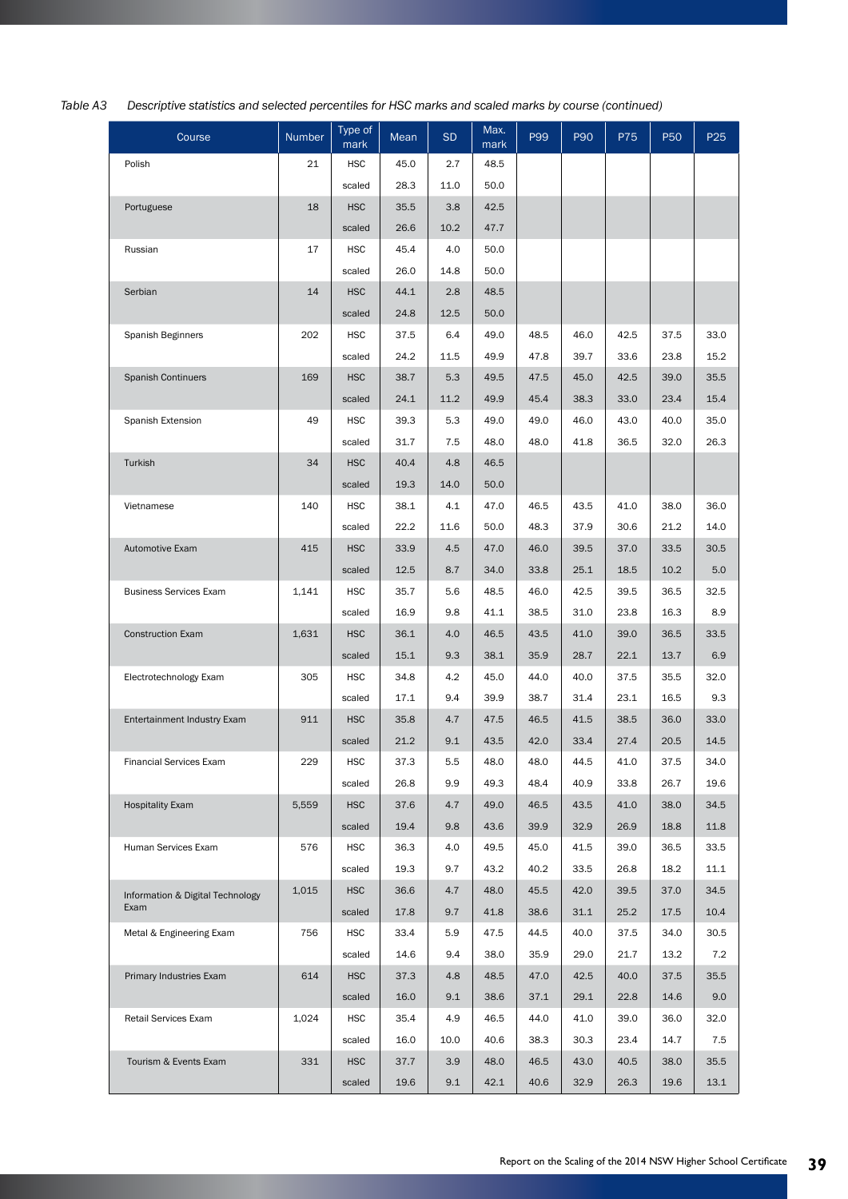*Table A3 Descriptive statistics and selected percentiles for HSC marks and scaled marks by course (continued)*

| Course | Number | Type of mark | Mean | SD | Max. mark | P99 | P90 | P75 | P50 | P25 |
|---|---|---|---|---|---|---|---|---|---|---|
| Polish | 21 | HSC | 45.0 | 2.7 | 48.5 | | | | | |
| | | scaled | 28.3 | 11.0 | 50.0 | | | | | |
| Portuguese | 18 | HSC | 35.5 | 3.8 | 42.5 | | | | | |
| | | scaled | 26.6 | 10.2 | 47.7 | | | | | |
| Russian | 17 | HSC | 45.4 | 4.0 | 50.0 | | | | | |
| | | scaled | 26.0 | 14.8 | 50.0 | | | | | |
| Serbian | 14 | HSC | 44.1 | 2.8 | 48.5 | | | | | |
| | | scaled | 24.8 | 12.5 | 50.0 | | | | | |
| Spanish Beginners | 202 | HSC | 37.5 | 6.4 | 49.0 | 48.5 | 46.0 | 42.5 | 37.5 | 33.0 |
| | | scaled | 24.2 | 11.5 | 49.9 | 47.8 | 39.7 | 33.6 | 23.8 | 15.2 |
| Spanish Continuers | 169 | HSC | 38.7 | 5.3 | 49.5 | 47.5 | 45.0 | 42.5 | 39.0 | 35.5 |
| | | scaled | 24.1 | 11.2 | 49.9 | 45.4 | 38.3 | 33.0 | 23.4 | 15.4 |
| Spanish Extension | 49 | HSC | 39.3 | 5.3 | 49.0 | 49.0 | 46.0 | 43.0 | 40.0 | 35.0 |
| | | scaled | 31.7 | 7.5 | 48.0 | 48.0 | 41.8 | 36.5 | 32.0 | 26.3 |
| Turkish | 34 | HSC | 40.4 | 4.8 | 46.5 | | | | | |
| | | scaled | 19.3 | 14.0 | 50.0 | | | | | |
| Vietnamese | 140 | HSC | 38.1 | 4.1 | 47.0 | 46.5 | 43.5 | 41.0 | 38.0 | 36.0 |
| | | scaled | 22.2 | 11.6 | 50.0 | 48.3 | 37.9 | 30.6 | 21.2 | 14.0 |
| Automotive Exam | 415 | HSC | 33.9 | 4.5 | 47.0 | 46.0 | 39.5 | 37.0 | 33.5 | 30.5 |
| | | scaled | 12.5 | 8.7 | 34.0 | 33.8 | 25.1 | 18.5 | 10.2 | 5.0 |
| Business Services Exam | 1,141 | HSC | 35.7 | 5.6 | 48.5 | 46.0 | 42.5 | 39.5 | 36.5 | 32.5 |
| | | scaled | 16.9 | 9.8 | 41.1 | 38.5 | 31.0 | 23.8 | 16.3 | 8.9 |
| Construction Exam | 1,631 | HSC | 36.1 | 4.0 | 46.5 | 43.5 | 41.0 | 39.0 | 36.5 | 33.5 |
| | | scaled | 15.1 | 9.3 | 38.1 | 35.9 | 28.7 | 22.1 | 13.7 | 6.9 |
| Electrotechnology Exam | 305 | HSC | 34.8 | 4.2 | 45.0 | 44.0 | 40.0 | 37.5 | 35.5 | 32.0 |
| | | scaled | 17.1 | 9.4 | 39.9 | 38.7 | 31.4 | 23.1 | 16.5 | 9.3 |
| Entertainment Industry Exam | 911 | HSC | 35.8 | 4.7 | 47.5 | 46.5 | 41.5 | 38.5 | 36.0 | 33.0 |
| | | scaled | 21.2 | 9.1 | 43.5 | 42.0 | 33.4 | 27.4 | 20.5 | 14.5 |
| Financial Services Exam | 229 | HSC | 37.3 | 5.5 | 48.0 | 48.0 | 44.5 | 41.0 | 37.5 | 34.0 |
| | | scaled | 26.8 | 9.9 | 49.3 | 48.4 | 40.9 | 33.8 | 26.7 | 19.6 |
| Hospitality Exam | 5,559 | HSC | 37.6 | 4.7 | 49.0 | 46.5 | 43.5 | 41.0 | 38.0 | 34.5 |
| | | scaled | 19.4 | 9.8 | 43.6 | 39.9 | 32.9 | 26.9 | 18.8 | 11.8 |
| Human Services Exam | 576 | HSC | 36.3 | 4.0 | 49.5 | 45.0 | 41.5 | 39.0 | 36.5 | 33.5 |
| | | scaled | 19.3 | 9.7 | 43.2 | 40.2 | 33.5 | 26.8 | 18.2 | 11.1 |
| Information & Digital Technology Exam | 1,015 | HSC | 36.6 | 4.7 | 48.0 | 45.5 | 42.0 | 39.5 | 37.0 | 34.5 |
| | | scaled | 17.8 | 9.7 | 41.8 | 38.6 | 31.1 | 25.2 | 17.5 | 10.4 |
| Metal & Engineering Exam | 756 | HSC | 33.4 | 5.9 | 47.5 | 44.5 | 40.0 | 37.5 | 34.0 | 30.5 |
| | | scaled | 14.6 | 9.4 | 38.0 | 35.9 | 29.0 | 21.7 | 13.2 | 7.2 |
| Primary Industries Exam | 614 | HSC | 37.3 | 4.8 | 48.5 | 47.0 | 42.5 | 40.0 | 37.5 | 35.5 |
| | | scaled | 16.0 | 9.1 | 38.6 | 37.1 | 29.1 | 22.8 | 14.6 | 9.0 |
| Retail Services Exam | 1,024 | HSC | 35.4 | 4.9 | 46.5 | 44.0 | 41.0 | 39.0 | 36.0 | 32.0 |
| | | scaled | 16.0 | 10.0 | 40.6 | 38.3 | 30.3 | 23.4 | 14.7 | 7.5 |
| Tourism & Events Exam | 331 | HSC | 37.7 | 3.9 | 48.0 | 46.5 | 43.0 | 40.5 | 38.0 | 35.5 |
| | | scaled | 19.6 | 9.1 | 42.1 | 40.6 | 32.9 | 26.3 | 19.6 | 13.1 |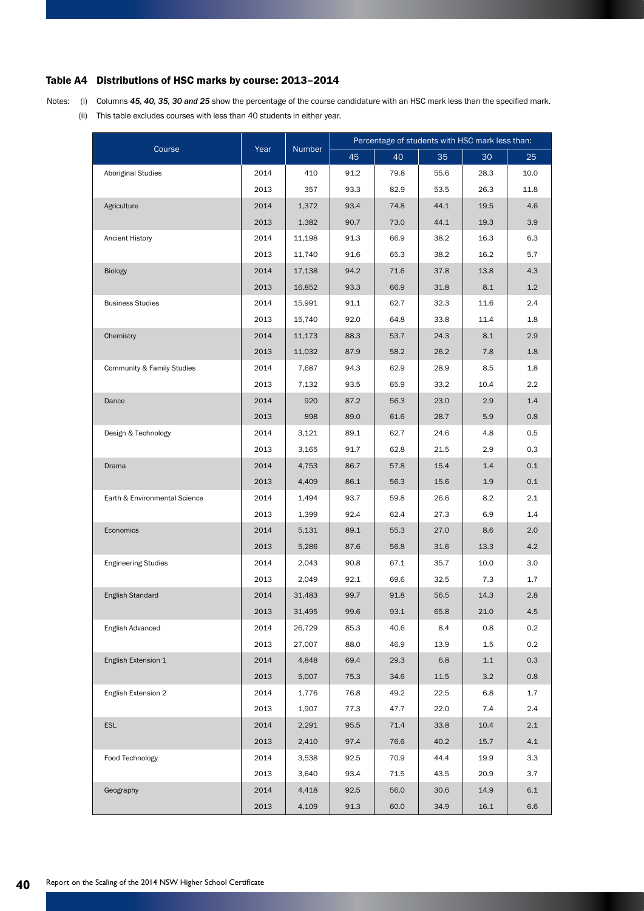### Table A4 Distributions of HSC marks by course: 2013–2014

Notes: (i) Columns *45, 40, 35, 30 and 25* show the percentage of the course candidature with an HSC mark less than the specified mark.

(ii) This table excludes courses with less than 40 students in either year.

| Course | Year | Number | Percentage of students with HSC mark less than: | | | | |
|---|---|---|---|---|---|---|---|
| | | | 45 | 40 | 35 | 30 | 25 |
| Aboriginal Studies | 2014 | 410 | 91.2 | 79.8 | 55.6 | 28.3 | 10.0 |
| | 2013 | 357 | 93.3 | 82.9 | 53.5 | 26.3 | 11.8 |
| Agriculture | 2014 | 1,372 | 93.4 | 74.8 | 44.1 | 19.5 | 4.6 |
| | 2013 | 1,382 | 90.7 | 73.0 | 44.1 | 19.3 | 3.9 |
| Ancient History | 2014 | 11,198 | 91.3 | 66.9 | 38.2 | 16.3 | 6.3 |
| | 2013 | 11,740 | 91.6 | 65.3 | 38.2 | 16.2 | 5.7 |
| Biology | 2014 | 17,138 | 94.2 | 71.6 | 37.8 | 13.8 | 4.3 |
| | 2013 | 16,852 | 93.3 | 66.9 | 31.8 | 8.1 | 1.2 |
| Business Studies | 2014 | 15,991 | 91.1 | 62.7 | 32.3 | 11.6 | 2.4 |
| | 2013 | 15,740 | 92.0 | 64.8 | 33.8 | 11.4 | 1.8 |
| Chemistry | 2014 | 11,173 | 88.3 | 53.7 | 24.3 | 8.1 | 2.9 |
| | 2013 | 11,032 | 87.9 | 58.2 | 26.2 | 7.8 | 1.8 |
| Community & Family Studies | 2014 | 7,687 | 94.3 | 62.9 | 28.9 | 8.5 | 1.8 |
| | 2013 | 7,132 | 93.5 | 65.9 | 33.2 | 10.4 | 2.2 |
| Dance | 2014 | 920 | 87.2 | 56.3 | 23.0 | 2.9 | 1.4 |
| | 2013 | 898 | 89.0 | 61.6 | 28.7 | 5.9 | 0.8 |
| Design & Technology | 2014 | 3,121 | 89.1 | 62.7 | 24.6 | 4.8 | 0.5 |
| | 2013 | 3,165 | 91.7 | 62.8 | 21.5 | 2.9 | 0.3 |
| Drama | 2014 | 4,753 | 86.7 | 57.8 | 15.4 | 1.4 | 0.1 |
| | 2013 | 4,409 | 86.1 | 56.3 | 15.6 | 1.9 | 0.1 |
| Earth & Environmental Science | 2014 | 1,494 | 93.7 | 59.8 | 26.6 | 8.2 | 2.1 |
| | 2013 | 1,399 | 92.4 | 62.4 | 27.3 | 6.9 | 1.4 |
| Economics | 2014 | 5,131 | 89.1 | 55.3 | 27.0 | 8.6 | 2.0 |
| | 2013 | 5,286 | 87.6 | 56.8 | 31.6 | 13.3 | 4.2 |
| Engineering Studies | 2014 | 2,043 | 90.8 | 67.1 | 35.7 | 10.0 | 3.0 |
| | 2013 | 2,049 | 92.1 | 69.6 | 32.5 | 7.3 | 1.7 |
| English Standard | 2014 | 31,483 | 99.7 | 91.8 | 56.5 | 14.3 | 2.8 |
| | 2013 | 31,495 | 99.6 | 93.1 | 65.8 | 21.0 | 4.5 |
| English Advanced | 2014 | 26,729 | 85.3 | 40.6 | 8.4 | 0.8 | 0.2 |
| | 2013 | 27,007 | 88.0 | 46.9 | 13.9 | 1.5 | 0.2 |
| English Extension 1 | 2014 | 4,848 | 69.4 | 29.3 | 6.8 | 1.1 | 0.3 |
| | 2013 | 5,007 | 75.3 | 34.6 | 11.5 | 3.2 | 0.8 |
| English Extension 2 | 2014 | 1,776 | 76.8 | 49.2 | 22.5 | 6.8 | 1.7 |
| | 2013 | 1,907 | 77.3 | 47.7 | 22.0 | 7.4 | 2.4 |
| ESL | 2014 | 2,291 | 95.5 | 71.4 | 33.8 | 10.4 | 2.1 |
| | 2013 | 2,410 | 97.4 | 76.6 | 40.2 | 15.7 | 4.1 |
| Food Technology | 2014 | 3,538 | 92.5 | 70.9 | 44.4 | 19.9 | 3.3 |
| | 2013 | 3,640 | 93.4 | 71.5 | 43.5 | 20.9 | 3.7 |
| Geography | 2014 | 4,418 | 92.5 | 56.0 | 30.6 | 14.9 | 6.1 |
| | 2013 | 4,109 | 91.3 | 60.0 | 34.9 | 16.1 | 6.6 |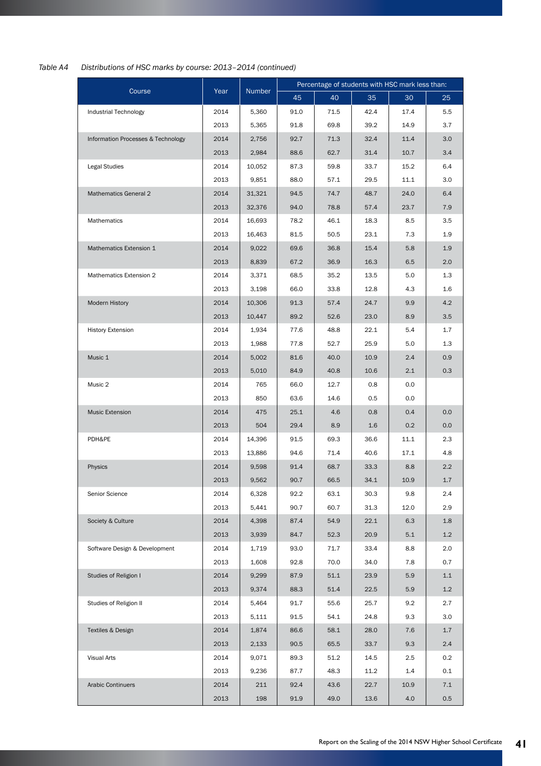*Table A4 Distributions of HSC marks by course: 2013–2014 (continued)*

| Course | Year | Number | Percentage of students with HSC mark less than: | | | | |
|---|---|---|---|---|---|---|---|
| | | | 45 | 40 | 35 | 30 | 25 |
| Industrial Technology | 2014 | 5,360 | 91.0 | 71.5 | 42.4 | 17.4 | 5.5 |
| | 2013 | 5,365 | 91.8 | 69.8 | 39.2 | 14.9 | 3.7 |
| Information Processes & Technology | 2014 | 2,756 | 92.7 | 71.3 | 32.4 | 11.4 | 3.0 |
| | 2013 | 2,984 | 88.6 | 62.7 | 31.4 | 10.7 | 3.4 |
| Legal Studies | 2014 | 10,052 | 87.3 | 59.8 | 33.7 | 15.2 | 6.4 |
| | 2013 | 9,851 | 88.0 | 57.1 | 29.5 | 11.1 | 3.0 |
| Mathematics General 2 | 2014 | 31,321 | 94.5 | 74.7 | 48.7 | 24.0 | 6.4 |
| | 2013 | 32,376 | 94.0 | 78.8 | 57.4 | 23.7 | 7.9 |
| Mathematics | 2014 | 16,693 | 78.2 | 46.1 | 18.3 | 8.5 | 3.5 |
| | 2013 | 16,463 | 81.5 | 50.5 | 23.1 | 7.3 | 1.9 |
| Mathematics Extension 1 | 2014 | 9,022 | 69.6 | 36.8 | 15.4 | 5.8 | 1.9 |
| | 2013 | 8,839 | 67.2 | 36.9 | 16.3 | 6.5 | 2.0 |
| Mathematics Extension 2 | 2014 | 3,371 | 68.5 | 35.2 | 13.5 | 5.0 | 1.3 |
| | 2013 | 3,198 | 66.0 | 33.8 | 12.8 | 4.3 | 1.6 |
| Modern History | 2014 | 10,306 | 91.3 | 57.4 | 24.7 | 9.9 | 4.2 |
| | 2013 | 10,447 | 89.2 | 52.6 | 23.0 | 8.9 | 3.5 |
| History Extension | 2014 | 1,934 | 77.6 | 48.8 | 22.1 | 5.4 | 1.7 |
| | 2013 | 1,988 | 77.8 | 52.7 | 25.9 | 5.0 | 1.3 |
| Music 1 | 2014 | 5,002 | 81.6 | 40.0 | 10.9 | 2.4 | 0.9 |
| | 2013 | 5,010 | 84.9 | 40.8 | 10.6 | 2.1 | 0.3 |
| Music 2 | 2014 | 765 | 66.0 | 12.7 | 0.8 | 0.0 | |
| | 2013 | 850 | 63.6 | 14.6 | 0.5 | 0.0 | |
| Music Extension | 2014 | 475 | 25.1 | 4.6 | 0.8 | 0.4 | 0.0 |
| | 2013 | 504 | 29.4 | 8.9 | 1.6 | 0.2 | 0.0 |
| PDH&PE | 2014 | 14,396 | 91.5 | 69.3 | 36.6 | 11.1 | 2.3 |
| | 2013 | 13,886 | 94.6 | 71.4 | 40.6 | 17.1 | 4.8 |
| Physics | 2014 | 9,598 | 91.4 | 68.7 | 33.3 | 8.8 | 2.2 |
| | 2013 | 9,562 | 90.7 | 66.5 | 34.1 | 10.9 | 1.7 |
| Senior Science | 2014 | 6,328 | 92.2 | 63.1 | 30.3 | 9.8 | 2.4 |
| | 2013 | 5,441 | 90.7 | 60.7 | 31.3 | 12.0 | 2.9 |
| Society & Culture | 2014 | 4,398 | 87.4 | 54.9 | 22.1 | 6.3 | 1.8 |
| | 2013 | 3,939 | 84.7 | 52.3 | 20.9 | 5.1 | 1.2 |
| Software Design & Development | 2014 | 1,719 | 93.0 | 71.7 | 33.4 | 8.8 | 2.0 |
| | 2013 | 1,608 | 92.8 | 70.0 | 34.0 | 7.8 | 0.7 |
| Studies of Religion I | 2014 | 9,299 | 87.9 | 51.1 | 23.9 | 5.9 | 1.1 |
| | 2013 | 9,374 | 88.3 | 51.4 | 22.5 | 5.9 | 1.2 |
| Studies of Religion II | 2014 | 5,464 | 91.7 | 55.6 | 25.7 | 9.2 | 2.7 |
| | 2013 | 5,111 | 91.5 | 54.1 | 24.8 | 9.3 | 3.0 |
| Textiles & Design | 2014 | 1,874 | 86.6 | 58.1 | 28.0 | 7.6 | 1.7 |
| | 2013 | 2,133 | 90.5 | 65.5 | 33.7 | 9.3 | 2.4 |
| Visual Arts | 2014 | 9,071 | 89.3 | 51.2 | 14.5 | 2.5 | 0.2 |
| | 2013 | 9,236 | 87.7 | 48.3 | 11.2 | 1.4 | 0.1 |
| Arabic Continuers | 2014 | 211 | 92.4 | 43.6 | 22.7 | 10.9 | 7.1 |
| | 2013 | 198 | 91.9 | 49.0 | 13.6 | 4.0 | 0.5 |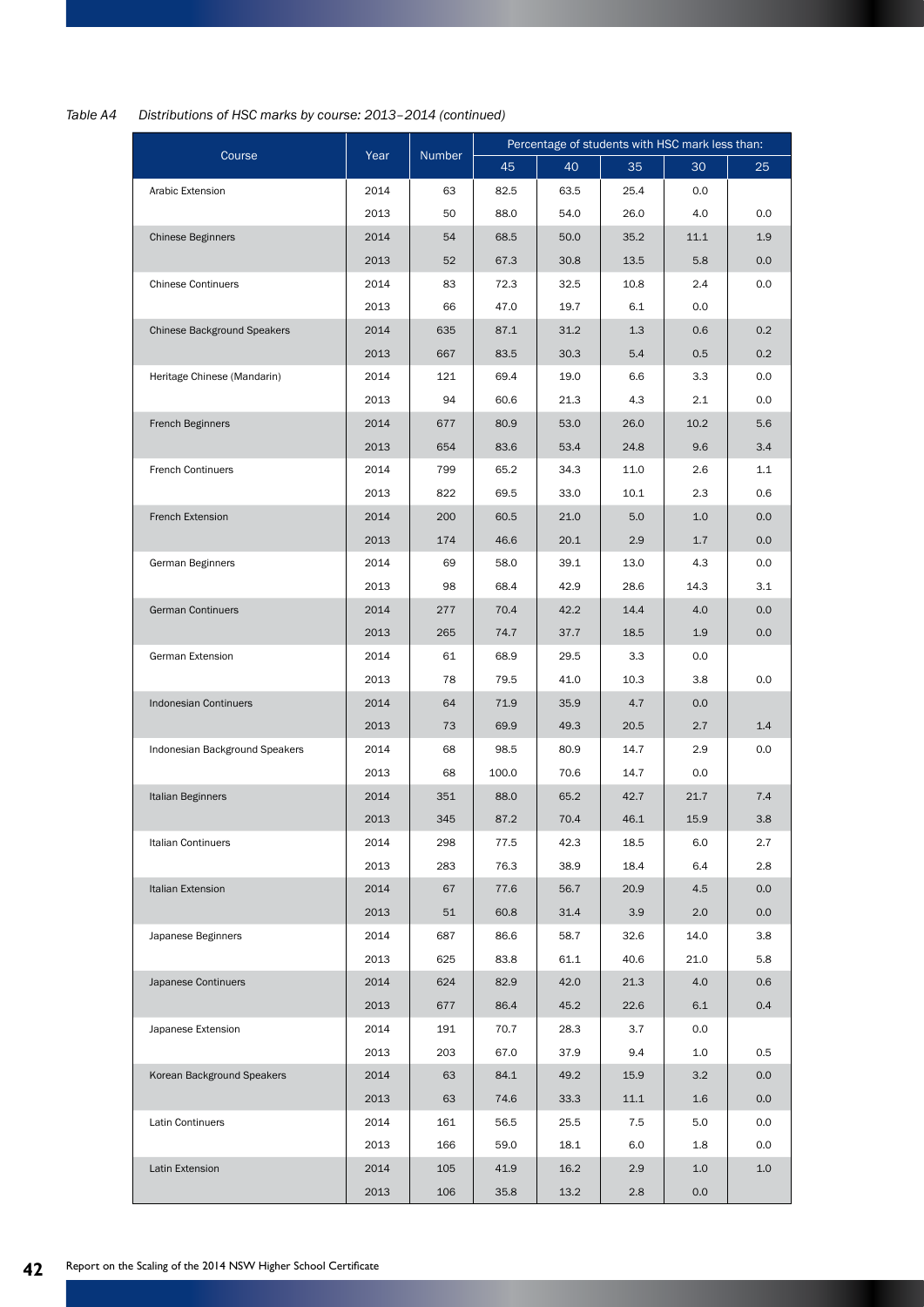*Table A4 Distributions of HSC marks by course: 2013–2014 (continued)*

| Course | Year | Number | Percentage of students with HSC mark less than: | | | | |
|---|---|---|---|---|---|---|---|
| | | | 45 | 40 | 35 | 30 | 25 |
| Arabic Extension | 2014 | 63 | 82.5 | 63.5 | 25.4 | 0.0 | |
| | 2013 | 50 | 88.0 | 54.0 | 26.0 | 4.0 | 0.0 |
| Chinese Beginners | 2014 | 54 | 68.5 | 50.0 | 35.2 | 11.1 | 1.9 |
| | 2013 | 52 | 67.3 | 30.8 | 13.5 | 5.8 | 0.0 |
| Chinese Continuers | 2014 | 83 | 72.3 | 32.5 | 10.8 | 2.4 | 0.0 |
| | 2013 | 66 | 47.0 | 19.7 | 6.1 | 0.0 | |
| Chinese Background Speakers | 2014 | 635 | 87.1 | 31.2 | 1.3 | 0.6 | 0.2 |
| | 2013 | 667 | 83.5 | 30.3 | 5.4 | 0.5 | 0.2 |
| Heritage Chinese (Mandarin) | 2014 | 121 | 69.4 | 19.0 | 6.6 | 3.3 | 0.0 |
| | 2013 | 94 | 60.6 | 21.3 | 4.3 | 2.1 | 0.0 |
| French Beginners | 2014 | 677 | 80.9 | 53.0 | 26.0 | 10.2 | 5.6 |
| | 2013 | 654 | 83.6 | 53.4 | 24.8 | 9.6 | 3.4 |
| French Continuers | 2014 | 799 | 65.2 | 34.3 | 11.0 | 2.6 | 1.1 |
| | 2013 | 822 | 69.5 | 33.0 | 10.1 | 2.3 | 0.6 |
| French Extension | 2014 | 200 | 60.5 | 21.0 | 5.0 | 1.0 | 0.0 |
| | 2013 | 174 | 46.6 | 20.1 | 2.9 | 1.7 | 0.0 |
| German Beginners | 2014 | 69 | 58.0 | 39.1 | 13.0 | 4.3 | 0.0 |
| | 2013 | 98 | 68.4 | 42.9 | 28.6 | 14.3 | 3.1 |
| German Continuers | 2014 | 277 | 70.4 | 42.2 | 14.4 | 4.0 | 0.0 |
| | 2013 | 265 | 74.7 | 37.7 | 18.5 | 1.9 | 0.0 |
| German Extension | 2014 | 61 | 68.9 | 29.5 | 3.3 | 0.0 | |
| | 2013 | 78 | 79.5 | 41.0 | 10.3 | 3.8 | 0.0 |
| Indonesian Continuers | 2014 | 64 | 71.9 | 35.9 | 4.7 | 0.0 | |
| | 2013 | 73 | 69.9 | 49.3 | 20.5 | 2.7 | 1.4 |
| Indonesian Background Speakers | 2014 | 68 | 98.5 | 80.9 | 14.7 | 2.9 | 0.0 |
| | 2013 | 68 | 100.0 | 70.6 | 14.7 | 0.0 | |
| Italian Beginners | 2014 | 351 | 88.0 | 65.2 | 42.7 | 21.7 | 7.4 |
| | 2013 | 345 | 87.2 | 70.4 | 46.1 | 15.9 | 3.8 |
| Italian Continuers | 2014 | 298 | 77.5 | 42.3 | 18.5 | 6.0 | 2.7 |
| | 2013 | 283 | 76.3 | 38.9 | 18.4 | 6.4 | 2.8 |
| Italian Extension | 2014 | 67 | 77.6 | 56.7 | 20.9 | 4.5 | 0.0 |
| | 2013 | 51 | 60.8 | 31.4 | 3.9 | 2.0 | 0.0 |
| Japanese Beginners | 2014 | 687 | 86.6 | 58.7 | 32.6 | 14.0 | 3.8 |
| | 2013 | 625 | 83.8 | 61.1 | 40.6 | 21.0 | 5.8 |
| Japanese Continuers | 2014 | 624 | 82.9 | 42.0 | 21.3 | 4.0 | 0.6 |
| | 2013 | 677 | 86.4 | 45.2 | 22.6 | 6.1 | 0.4 |
| Japanese Extension | 2014 | 191 | 70.7 | 28.3 | 3.7 | 0.0 | |
| | 2013 | 203 | 67.0 | 37.9 | 9.4 | 1.0 | 0.5 |
| Korean Background Speakers | 2014 | 63 | 84.1 | 49.2 | 15.9 | 3.2 | 0.0 |
| | 2013 | 63 | 74.6 | 33.3 | 11.1 | 1.6 | 0.0 |
| Latin Continuers | 2014 | 161 | 56.5 | 25.5 | 7.5 | 5.0 | 0.0 |
| | 2013 | 166 | 59.0 | 18.1 | 6.0 | 1.8 | 0.0 |
| Latin Extension | 2014 | 105 | 41.9 | 16.2 | 2.9 | 1.0 | 1.0 |
| | 2013 | 106 | 35.8 | 13.2 | 2.8 | 0.0 | |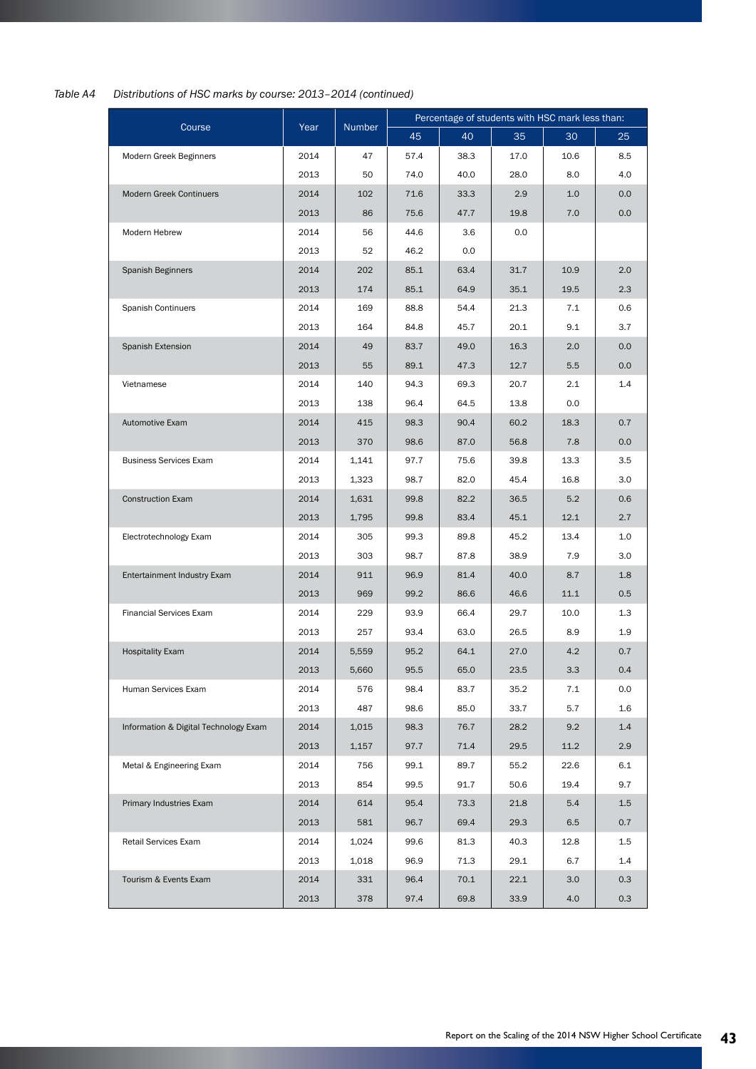*Table A4 Distributions of HSC marks by course: 2013–2014 (continued)*

| Course | Year | Number | Percentage of students with HSC mark less than: | | | | |
|---|---|---|---|---|---|---|---|
| | | | 45 | 40 | 35 | 30 | 25 |
| Modern Greek Beginners | 2014 | 47 | 57.4 | 38.3 | 17.0 | 10.6 | 8.5 |
| | 2013 | 50 | 74.0 | 40.0 | 28.0 | 8.0 | 4.0 |
| Modern Greek Continuers | 2014 | 102 | 71.6 | 33.3 | 2.9 | 1.0 | 0.0 |
| | 2013 | 86 | 75.6 | 47.7 | 19.8 | 7.0 | 0.0 |
| Modern Hebrew | 2014 | 56 | 44.6 | 3.6 | 0.0 | | |
| | 2013 | 52 | 46.2 | 0.0 | | | |
| Spanish Beginners | 2014 | 202 | 85.1 | 63.4 | 31.7 | 10.9 | 2.0 |
| | 2013 | 174 | 85.1 | 64.9 | 35.1 | 19.5 | 2.3 |
| Spanish Continuers | 2014 | 169 | 88.8 | 54.4 | 21.3 | 7.1 | 0.6 |
| | 2013 | 164 | 84.8 | 45.7 | 20.1 | 9.1 | 3.7 |
| Spanish Extension | 2014 | 49 | 83.7 | 49.0 | 16.3 | 2.0 | 0.0 |
| | 2013 | 55 | 89.1 | 47.3 | 12.7 | 5.5 | 0.0 |
| Vietnamese | 2014 | 140 | 94.3 | 69.3 | 20.7 | 2.1 | 1.4 |
| | 2013 | 138 | 96.4 | 64.5 | 13.8 | 0.0 | |
| Automotive Exam | 2014 | 415 | 98.3 | 90.4 | 60.2 | 18.3 | 0.7 |
| | 2013 | 370 | 98.6 | 87.0 | 56.8 | 7.8 | 0.0 |
| Business Services Exam | 2014 | 1,141 | 97.7 | 75.6 | 39.8 | 13.3 | 3.5 |
| | 2013 | 1,323 | 98.7 | 82.0 | 45.4 | 16.8 | 3.0 |
| Construction Exam | 2014 | 1,631 | 99.8 | 82.2 | 36.5 | 5.2 | 0.6 |
| | 2013 | 1,795 | 99.8 | 83.4 | 45.1 | 12.1 | 2.7 |
| Electrotechnology Exam | 2014 | 305 | 99.3 | 89.8 | 45.2 | 13.4 | 1.0 |
| | 2013 | 303 | 98.7 | 87.8 | 38.9 | 7.9 | 3.0 |
| Entertainment Industry Exam | 2014 | 911 | 96.9 | 81.4 | 40.0 | 8.7 | 1.8 |
| | 2013 | 969 | 99.2 | 86.6 | 46.6 | 11.1 | 0.5 |
| Financial Services Exam | 2014 | 229 | 93.9 | 66.4 | 29.7 | 10.0 | 1.3 |
| | 2013 | 257 | 93.4 | 63.0 | 26.5 | 8.9 | 1.9 |
| Hospitality Exam | 2014 | 5,559 | 95.2 | 64.1 | 27.0 | 4.2 | 0.7 |
| | 2013 | 5,660 | 95.5 | 65.0 | 23.5 | 3.3 | 0.4 |
| Human Services Exam | 2014 | 576 | 98.4 | 83.7 | 35.2 | 7.1 | 0.0 |
| | 2013 | 487 | 98.6 | 85.0 | 33.7 | 5.7 | 1.6 |
| Information & Digital Technology Exam | 2014 | 1,015 | 98.3 | 76.7 | 28.2 | 9.2 | 1.4 |
| | 2013 | 1,157 | 97.7 | 71.4 | 29.5 | 11.2 | 2.9 |
| Metal & Engineering Exam | 2014 | 756 | 99.1 | 89.7 | 55.2 | 22.6 | 6.1 |
| | 2013 | 854 | 99.5 | 91.7 | 50.6 | 19.4 | 9.7 |
| Primary Industries Exam | 2014 | 614 | 95.4 | 73.3 | 21.8 | 5.4 | 1.5 |
| | 2013 | 581 | 96.7 | 69.4 | 29.3 | 6.5 | 0.7 |
| Retail Services Exam | 2014 | 1,024 | 99.6 | 81.3 | 40.3 | 12.8 | 1.5 |
| | 2013 | 1,018 | 96.9 | 71.3 | 29.1 | 6.7 | 1.4 |
| Tourism & Events Exam | 2014 | 331 | 96.4 | 70.1 | 22.1 | 3.0 | 0.3 |
| | 2013 | 378 | 97.4 | 69.8 | 33.9 | 4.0 | 0.3 |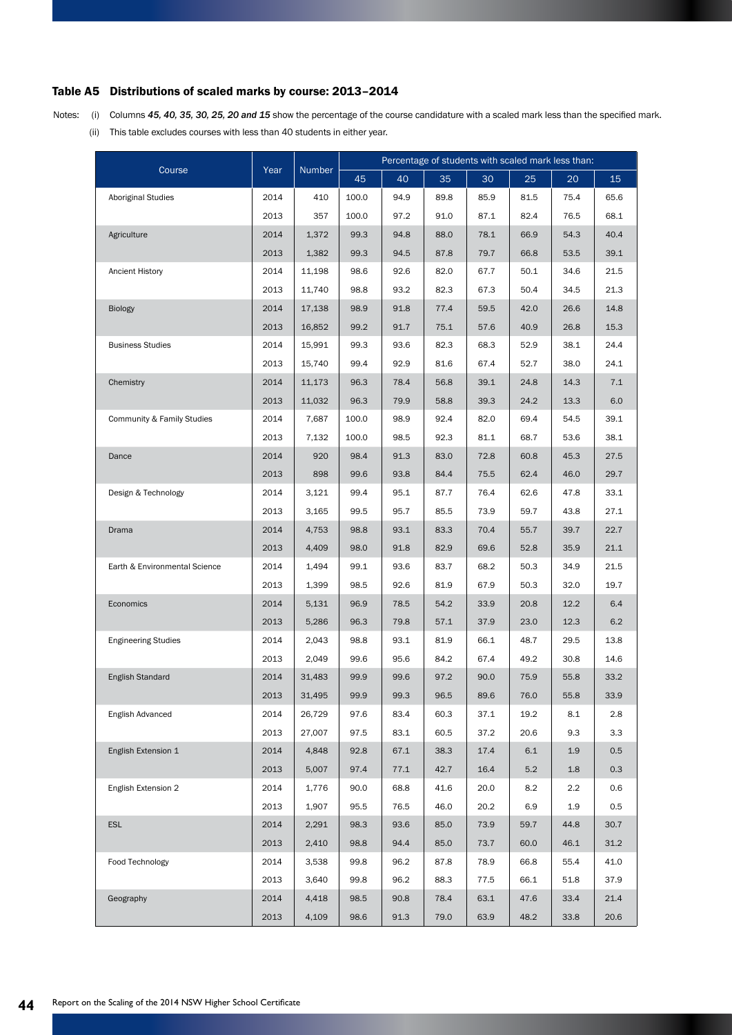## Table A5 Distributions of scaled marks by course: 2013–2014

Notes: (i) Columns *45, 40, 35, 30, 25, 20 and 15* show the percentage of the course candidature with a scaled mark less than the specified mark.

(ii) This table excludes courses with less than 40 students in either year.

| Course | Year | Number | Percentage of students with scaled mark less than: | | | | | | |
|---|---|---|---|---|---|---|---|---|---|
| | | | 45 | 40 | 35 | 30 | 25 | 20 | 15 |
| Aboriginal Studies | 2014 | 410 | 100.0 | 94.9 | 89.8 | 85.9 | 81.5 | 75.4 | 65.6 |
| | 2013 | 357 | 100.0 | 97.2 | 91.0 | 87.1 | 82.4 | 76.5 | 68.1 |
| Agriculture | 2014 | 1,372 | 99.3 | 94.8 | 88.0 | 78.1 | 66.9 | 54.3 | 40.4 |
| | 2013 | 1,382 | 99.3 | 94.5 | 87.8 | 79.7 | 66.8 | 53.5 | 39.1 |
| Ancient History | 2014 | 11,198 | 98.6 | 92.6 | 82.0 | 67.7 | 50.1 | 34.6 | 21.5 |
| | 2013 | 11,740 | 98.8 | 93.2 | 82.3 | 67.3 | 50.4 | 34.5 | 21.3 |
| Biology | 2014 | 17,138 | 98.9 | 91.8 | 77.4 | 59.5 | 42.0 | 26.6 | 14.8 |
| | 2013 | 16,852 | 99.2 | 91.7 | 75.1 | 57.6 | 40.9 | 26.8 | 15.3 |
| Business Studies | 2014 | 15,991 | 99.3 | 93.6 | 82.3 | 68.3 | 52.9 | 38.1 | 24.4 |
| | 2013 | 15,740 | 99.4 | 92.9 | 81.6 | 67.4 | 52.7 | 38.0 | 24.1 |
| Chemistry | 2014 | 11,173 | 96.3 | 78.4 | 56.8 | 39.1 | 24.8 | 14.3 | 7.1 |
| | 2013 | 11,032 | 96.3 | 79.9 | 58.8 | 39.3 | 24.2 | 13.3 | 6.0 |
| Community & Family Studies | 2014 | 7,687 | 100.0 | 98.9 | 92.4 | 82.0 | 69.4 | 54.5 | 39.1 |
| | 2013 | 7,132 | 100.0 | 98.5 | 92.3 | 81.1 | 68.7 | 53.6 | 38.1 |
| Dance | 2014 | 920 | 98.4 | 91.3 | 83.0 | 72.8 | 60.8 | 45.3 | 27.5 |
| | 2013 | 898 | 99.6 | 93.8 | 84.4 | 75.5 | 62.4 | 46.0 | 29.7 |
| Design & Technology | 2014 | 3,121 | 99.4 | 95.1 | 87.7 | 76.4 | 62.6 | 47.8 | 33.1 |
| | 2013 | 3,165 | 99.5 | 95.7 | 85.5 | 73.9 | 59.7 | 43.8 | 27.1 |
| Drama | 2014 | 4,753 | 98.8 | 93.1 | 83.3 | 70.4 | 55.7 | 39.7 | 22.7 |
| | 2013 | 4,409 | 98.0 | 91.8 | 82.9 | 69.6 | 52.8 | 35.9 | 21.1 |
| Earth & Environmental Science | 2014 | 1,494 | 99.1 | 93.6 | 83.7 | 68.2 | 50.3 | 34.9 | 21.5 |
| | 2013 | 1,399 | 98.5 | 92.6 | 81.9 | 67.9 | 50.3 | 32.0 | 19.7 |
| Economics | 2014 | 5,131 | 96.9 | 78.5 | 54.2 | 33.9 | 20.8 | 12.2 | 6.4 |
| | 2013 | 5,286 | 96.3 | 79.8 | 57.1 | 37.9 | 23.0 | 12.3 | 6.2 |
| Engineering Studies | 2014 | 2,043 | 98.8 | 93.1 | 81.9 | 66.1 | 48.7 | 29.5 | 13.8 |
| | 2013 | 2,049 | 99.6 | 95.6 | 84.2 | 67.4 | 49.2 | 30.8 | 14.6 |
| English Standard | 2014 | 31,483 | 99.9 | 99.6 | 97.2 | 90.0 | 75.9 | 55.8 | 33.2 |
| | 2013 | 31,495 | 99.9 | 99.3 | 96.5 | 89.6 | 76.0 | 55.8 | 33.9 |
| English Advanced | 2014 | 26,729 | 97.6 | 83.4 | 60.3 | 37.1 | 19.2 | 8.1 | 2.8 |
| | 2013 | 27,007 | 97.5 | 83.1 | 60.5 | 37.2 | 20.6 | 9.3 | 3.3 |
| English Extension 1 | 2014 | 4,848 | 92.8 | 67.1 | 38.3 | 17.4 | 6.1 | 1.9 | 0.5 |
| | 2013 | 5,007 | 97.4 | 77.1 | 42.7 | 16.4 | 5.2 | 1.8 | 0.3 |
| English Extension 2 | 2014 | 1,776 | 90.0 | 68.8 | 41.6 | 20.0 | 8.2 | 2.2 | 0.6 |
| | 2013 | 1,907 | 95.5 | 76.5 | 46.0 | 20.2 | 6.9 | 1.9 | 0.5 |
| ESL | 2014 | 2,291 | 98.3 | 93.6 | 85.0 | 73.9 | 59.7 | 44.8 | 30.7 |
| | 2013 | 2,410 | 98.8 | 94.4 | 85.0 | 73.7 | 60.0 | 46.1 | 31.2 |
| Food Technology | 2014 | 3,538 | 99.8 | 96.2 | 87.8 | 78.9 | 66.8 | 55.4 | 41.0 |
| | 2013 | 3,640 | 99.8 | 96.2 | 88.3 | 77.5 | 66.1 | 51.8 | 37.9 |
| Geography | 2014 | 4,418 | 98.5 | 90.8 | 78.4 | 63.1 | 47.6 | 33.4 | 21.4 |
| | 2013 | 4,109 | 98.6 | 91.3 | 79.0 | 63.9 | 48.2 | 33.8 | 20.6 |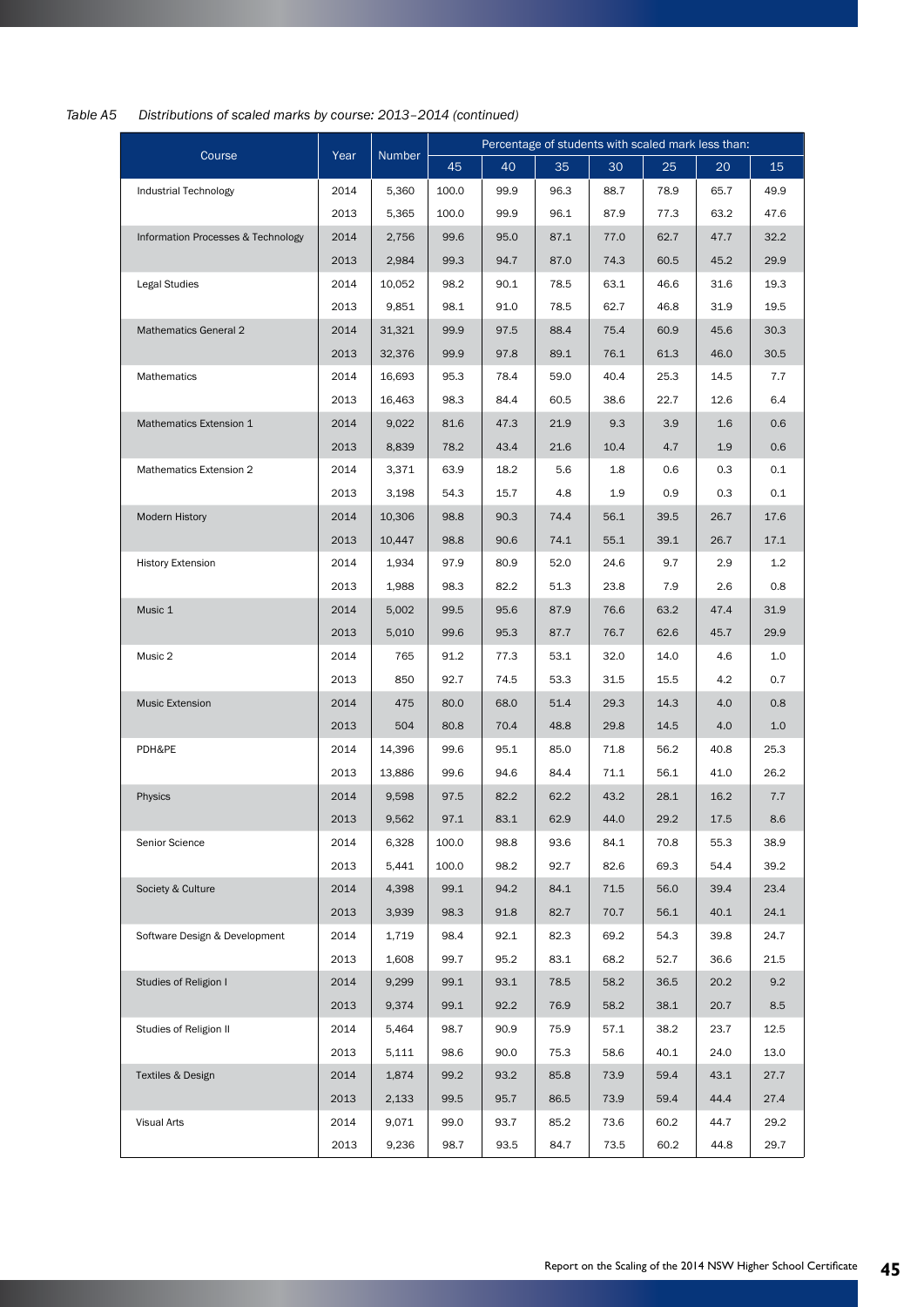*Table A5 Distributions of scaled marks by course: 2013–2014 (continued)*

| Course | Year | Number | Percentage of students with scaled mark less than: | | | | | | |
|---|---|---|---|---|---|---|---|---|---|
| | | | 45 | 40 | 35 | 30 | 25 | 20 | 15 |
| Industrial Technology | 2014 | 5,360 | 100.0 | 99.9 | 96.3 | 88.7 | 78.9 | 65.7 | 49.9 |
| | 2013 | 5,365 | 100.0 | 99.9 | 96.1 | 87.9 | 77.3 | 63.2 | 47.6 |
| Information Processes & Technology | 2014 | 2,756 | 99.6 | 95.0 | 87.1 | 77.0 | 62.7 | 47.7 | 32.2 |
| | 2013 | 2,984 | 99.3 | 94.7 | 87.0 | 74.3 | 60.5 | 45.2 | 29.9 |
| Legal Studies | 2014 | 10,052 | 98.2 | 90.1 | 78.5 | 63.1 | 46.6 | 31.6 | 19.3 |
| | 2013 | 9,851 | 98.1 | 91.0 | 78.5 | 62.7 | 46.8 | 31.9 | 19.5 |
| Mathematics General 2 | 2014 | 31,321 | 99.9 | 97.5 | 88.4 | 75.4 | 60.9 | 45.6 | 30.3 |
| | 2013 | 32,376 | 99.9 | 97.8 | 89.1 | 76.1 | 61.3 | 46.0 | 30.5 |
| Mathematics | 2014 | 16,693 | 95.3 | 78.4 | 59.0 | 40.4 | 25.3 | 14.5 | 7.7 |
| | 2013 | 16,463 | 98.3 | 84.4 | 60.5 | 38.6 | 22.7 | 12.6 | 6.4 |
| Mathematics Extension 1 | 2014 | 9,022 | 81.6 | 47.3 | 21.9 | 9.3 | 3.9 | 1.6 | 0.6 |
| | 2013 | 8,839 | 78.2 | 43.4 | 21.6 | 10.4 | 4.7 | 1.9 | 0.6 |
| Mathematics Extension 2 | 2014 | 3,371 | 63.9 | 18.2 | 5.6 | 1.8 | 0.6 | 0.3 | 0.1 |
| | 2013 | 3,198 | 54.3 | 15.7 | 4.8 | 1.9 | 0.9 | 0.3 | 0.1 |
| Modern History | 2014 | 10,306 | 98.8 | 90.3 | 74.4 | 56.1 | 39.5 | 26.7 | 17.6 |
| | 2013 | 10,447 | 98.8 | 90.6 | 74.1 | 55.1 | 39.1 | 26.7 | 17.1 |
| History Extension | 2014 | 1,934 | 97.9 | 80.9 | 52.0 | 24.6 | 9.7 | 2.9 | 1.2 |
| | 2013 | 1,988 | 98.3 | 82.2 | 51.3 | 23.8 | 7.9 | 2.6 | 0.8 |
| Music 1 | 2014 | 5,002 | 99.5 | 95.6 | 87.9 | 76.6 | 63.2 | 47.4 | 31.9 |
| | 2013 | 5,010 | 99.6 | 95.3 | 87.7 | 76.7 | 62.6 | 45.7 | 29.9 |
| Music 2 | 2014 | 765 | 91.2 | 77.3 | 53.1 | 32.0 | 14.0 | 4.6 | 1.0 |
| | 2013 | 850 | 92.7 | 74.5 | 53.3 | 31.5 | 15.5 | 4.2 | 0.7 |
| Music Extension | 2014 | 475 | 80.0 | 68.0 | 51.4 | 29.3 | 14.3 | 4.0 | 0.8 |
| | 2013 | 504 | 80.8 | 70.4 | 48.8 | 29.8 | 14.5 | 4.0 | 1.0 |
| PDH&PE | 2014 | 14,396 | 99.6 | 95.1 | 85.0 | 71.8 | 56.2 | 40.8 | 25.3 |
| | 2013 | 13,886 | 99.6 | 94.6 | 84.4 | 71.1 | 56.1 | 41.0 | 26.2 |
| Physics | 2014 | 9,598 | 97.5 | 82.2 | 62.2 | 43.2 | 28.1 | 16.2 | 7.7 |
| | 2013 | 9,562 | 97.1 | 83.1 | 62.9 | 44.0 | 29.2 | 17.5 | 8.6 |
| Senior Science | 2014 | 6,328 | 100.0 | 98.8 | 93.6 | 84.1 | 70.8 | 55.3 | 38.9 |
| | 2013 | 5,441 | 100.0 | 98.2 | 92.7 | 82.6 | 69.3 | 54.4 | 39.2 |
| Society & Culture | 2014 | 4,398 | 99.1 | 94.2 | 84.1 | 71.5 | 56.0 | 39.4 | 23.4 |
| | 2013 | 3,939 | 98.3 | 91.8 | 82.7 | 70.7 | 56.1 | 40.1 | 24.1 |
| Software Design & Development | 2014 | 1,719 | 98.4 | 92.1 | 82.3 | 69.2 | 54.3 | 39.8 | 24.7 |
| | 2013 | 1,608 | 99.7 | 95.2 | 83.1 | 68.2 | 52.7 | 36.6 | 21.5 |
| Studies of Religion I | 2014 | 9,299 | 99.1 | 93.1 | 78.5 | 58.2 | 36.5 | 20.2 | 9.2 |
| | 2013 | 9,374 | 99.1 | 92.2 | 76.9 | 58.2 | 38.1 | 20.7 | 8.5 |
| Studies of Religion II | 2014 | 5,464 | 98.7 | 90.9 | 75.9 | 57.1 | 38.2 | 23.7 | 12.5 |
| | 2013 | 5,111 | 98.6 | 90.0 | 75.3 | 58.6 | 40.1 | 24.0 | 13.0 |
| Textiles & Design | 2014 | 1,874 | 99.2 | 93.2 | 85.8 | 73.9 | 59.4 | 43.1 | 27.7 |
| | 2013 | 2,133 | 99.5 | 95.7 | 86.5 | 73.9 | 59.4 | 44.4 | 27.4 |
| Visual Arts | 2014 | 9,071 | 99.0 | 93.7 | 85.2 | 73.6 | 60.2 | 44.7 | 29.2 |
| | 2013 | 9,236 | 98.7 | 93.5 | 84.7 | 73.5 | 60.2 | 44.8 | 29.7 |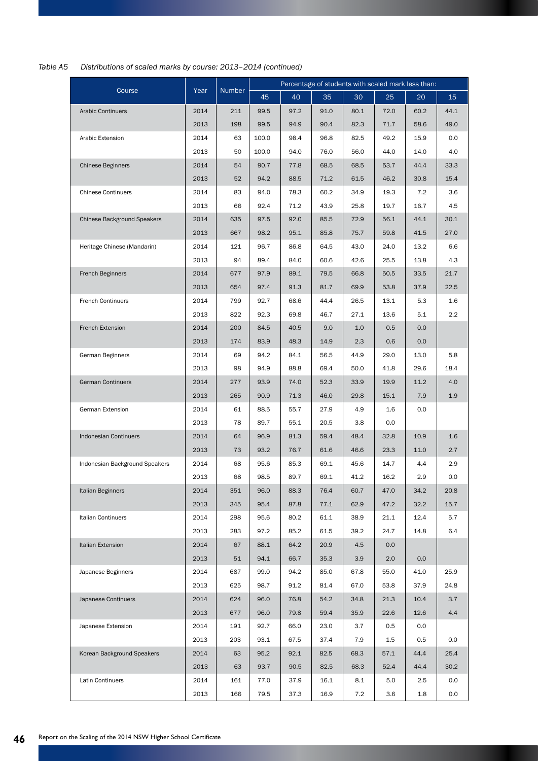*Table A5 Distributions of scaled marks by course: 2013–2014 (continued)*

| Course | Year | Number | Percentage of students with scaled mark less than: | | | | | | |
|---|---|---|---|---|---|---|---|---|---|
| | | | 45 | 40 | 35 | 30 | 25 | 20 | 15 |
| Arabic Continuers | 2014 | 211 | 99.5 | 97.2 | 91.0 | 80.1 | 72.0 | 60.2 | 44.1 |
| | 2013 | 198 | 99.5 | 94.9 | 90.4 | 82.3 | 71.7 | 58.6 | 49.0 |
| Arabic Extension | 2014 | 63 | 100.0 | 98.4 | 96.8 | 82.5 | 49.2 | 15.9 | 0.0 |
| | 2013 | 50 | 100.0 | 94.0 | 76.0 | 56.0 | 44.0 | 14.0 | 4.0 |
| Chinese Beginners | 2014 | 54 | 90.7 | 77.8 | 68.5 | 68.5 | 53.7 | 44.4 | 33.3 |
| | 2013 | 52 | 94.2 | 88.5 | 71.2 | 61.5 | 46.2 | 30.8 | 15.4 |
| Chinese Continuers | 2014 | 83 | 94.0 | 78.3 | 60.2 | 34.9 | 19.3 | 7.2 | 3.6 |
| | 2013 | 66 | 92.4 | 71.2 | 43.9 | 25.8 | 19.7 | 16.7 | 4.5 |
| Chinese Background Speakers | 2014 | 635 | 97.5 | 92.0 | 85.5 | 72.9 | 56.1 | 44.1 | 30.1 |
| | 2013 | 667 | 98.2 | 95.1 | 85.8 | 75.7 | 59.8 | 41.5 | 27.0 |
| Heritage Chinese (Mandarin) | 2014 | 121 | 96.7 | 86.8 | 64.5 | 43.0 | 24.0 | 13.2 | 6.6 |
| | 2013 | 94 | 89.4 | 84.0 | 60.6 | 42.6 | 25.5 | 13.8 | 4.3 |
| French Beginners | 2014 | 677 | 97.9 | 89.1 | 79.5 | 66.8 | 50.5 | 33.5 | 21.7 |
| | 2013 | 654 | 97.4 | 91.3 | 81.7 | 69.9 | 53.8 | 37.9 | 22.5 |
| French Continuers | 2014 | 799 | 92.7 | 68.6 | 44.4 | 26.5 | 13.1 | 5.3 | 1.6 |
| | 2013 | 822 | 92.3 | 69.8 | 46.7 | 27.1 | 13.6 | 5.1 | 2.2 |
| French Extension | 2014 | 200 | 84.5 | 40.5 | 9.0 | 1.0 | 0.5 | 0.0 | |
| | 2013 | 174 | 83.9 | 48.3 | 14.9 | 2.3 | 0.6 | 0.0 | |
| German Beginners | 2014 | 69 | 94.2 | 84.1 | 56.5 | 44.9 | 29.0 | 13.0 | 5.8 |
| | 2013 | 98 | 94.9 | 88.8 | 69.4 | 50.0 | 41.8 | 29.6 | 18.4 |
| German Continuers | 2014 | 277 | 93.9 | 74.0 | 52.3 | 33.9 | 19.9 | 11.2 | 4.0 |
| | 2013 | 265 | 90.9 | 71.3 | 46.0 | 29.8 | 15.1 | 7.9 | 1.9 |
| German Extension | 2014 | 61 | 88.5 | 55.7 | 27.9 | 4.9 | 1.6 | 0.0 | |
| | 2013 | 78 | 89.7 | 55.1 | 20.5 | 3.8 | 0.0 | | |
| Indonesian Continuers | 2014 | 64 | 96.9 | 81.3 | 59.4 | 48.4 | 32.8 | 10.9 | 1.6 |
| | 2013 | 73 | 93.2 | 76.7 | 61.6 | 46.6 | 23.3 | 11.0 | 2.7 |
| Indonesian Background Speakers | 2014 | 68 | 95.6 | 85.3 | 69.1 | 45.6 | 14.7 | 4.4 | 2.9 |
| | 2013 | 68 | 98.5 | 89.7 | 69.1 | 41.2 | 16.2 | 2.9 | 0.0 |
| Italian Beginners | 2014 | 351 | 96.0 | 88.3 | 76.4 | 60.7 | 47.0 | 34.2 | 20.8 |
| | 2013 | 345 | 95.4 | 87.8 | 77.1 | 62.9 | 47.2 | 32.2 | 15.7 |
| Italian Continuers | 2014 | 298 | 95.6 | 80.2 | 61.1 | 38.9 | 21.1 | 12.4 | 5.7 |
| | 2013 | 283 | 97.2 | 85.2 | 61.5 | 39.2 | 24.7 | 14.8 | 6.4 |
| Italian Extension | 2014 | 67 | 88.1 | 64.2 | 20.9 | 4.5 | 0.0 | | |
| | 2013 | 51 | 94.1 | 66.7 | 35.3 | 3.9 | 2.0 | 0.0 | |
| Japanese Beginners | 2014 | 687 | 99.0 | 94.2 | 85.0 | 67.8 | 55.0 | 41.0 | 25.9 |
| | 2013 | 625 | 98.7 | 91.2 | 81.4 | 67.0 | 53.8 | 37.9 | 24.8 |
| Japanese Continuers | 2014 | 624 | 96.0 | 76.8 | 54.2 | 34.8 | 21.3 | 10.4 | 3.7 |
| | 2013 | 677 | 96.0 | 79.8 | 59.4 | 35.9 | 22.6 | 12.6 | 4.4 |
| Japanese Extension | 2014 | 191 | 92.7 | 66.0 | 23.0 | 3.7 | 0.5 | 0.0 | |
| | 2013 | 203 | 93.1 | 67.5 | 37.4 | 7.9 | 1.5 | 0.5 | 0.0 |
| Korean Background Speakers | 2014 | 63 | 95.2 | 92.1 | 82.5 | 68.3 | 57.1 | 44.4 | 25.4 |
| | 2013 | 63 | 93.7 | 90.5 | 82.5 | 68.3 | 52.4 | 44.4 | 30.2 |
| Latin Continuers | 2014 | 161 | 77.0 | 37.9 | 16.1 | 8.1 | 5.0 | 2.5 | 0.0 |
| | 2013 | 166 | 79.5 | 37.3 | 16.9 | 7.2 | 3.6 | 1.8 | 0.0 |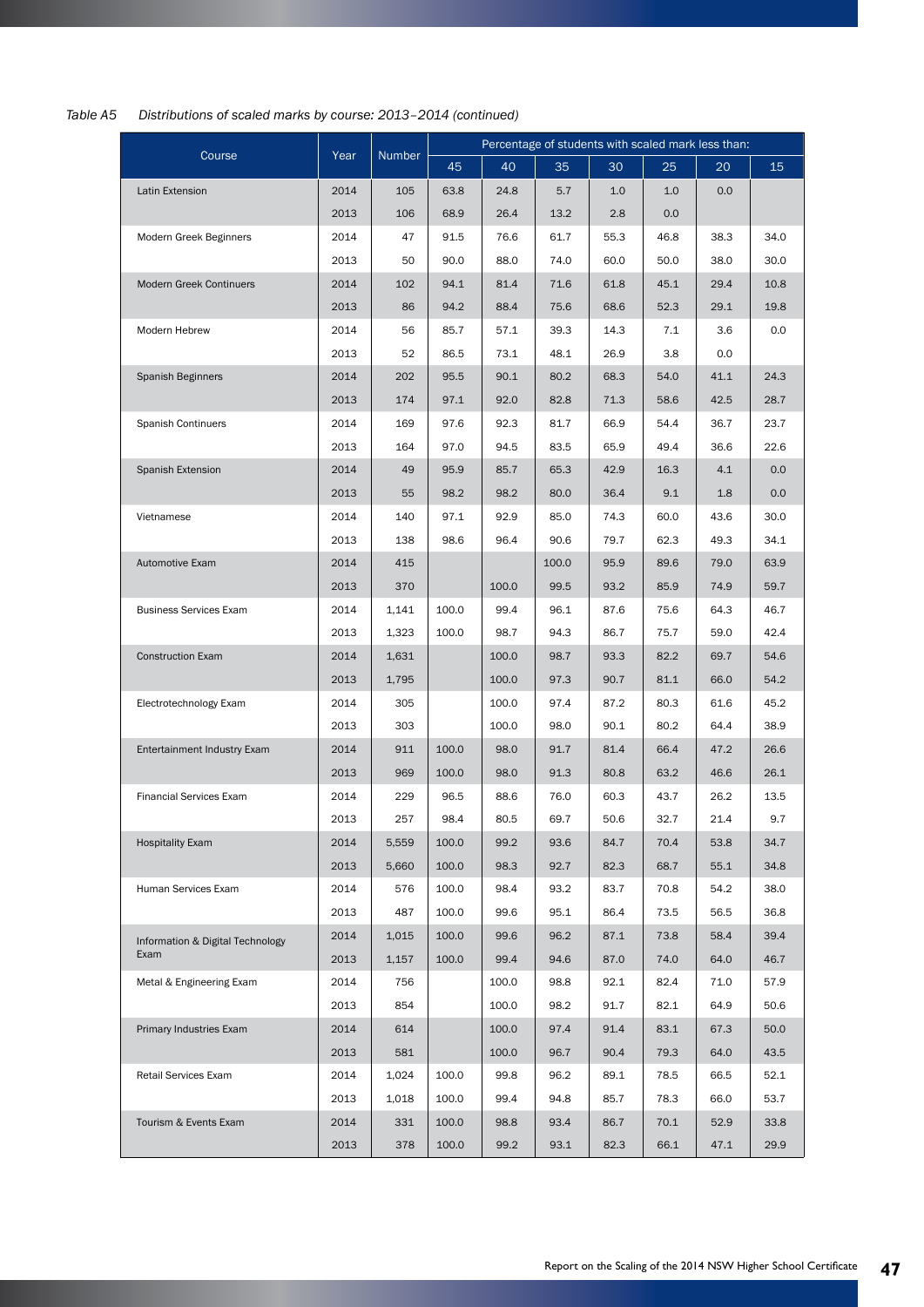*Table A5 Distributions of scaled marks by course: 2013–2014 (continued)*

| Course | Year | Number | Percentage of students with scaled mark less than: | | | | | | |
|---|---|---|---|---|---|---|---|---|---|
| | | | 45 | 40 | 35 | 30 | 25 | 20 | 15 |
| Latin Extension | 2014 | 105 | 63.8 | 24.8 | 5.7 | 1.0 | 1.0 | 0.0 | |
| | 2013 | 106 | 68.9 | 26.4 | 13.2 | 2.8 | 0.0 | | |
| Modern Greek Beginners | 2014 | 47 | 91.5 | 76.6 | 61.7 | 55.3 | 46.8 | 38.3 | 34.0 |
| | 2013 | 50 | 90.0 | 88.0 | 74.0 | 60.0 | 50.0 | 38.0 | 30.0 |
| Modern Greek Continuers | 2014 | 102 | 94.1 | 81.4 | 71.6 | 61.8 | 45.1 | 29.4 | 10.8 |
| | 2013 | 86 | 94.2 | 88.4 | 75.6 | 68.6 | 52.3 | 29.1 | 19.8 |
| Modern Hebrew | 2014 | 56 | 85.7 | 57.1 | 39.3 | 14.3 | 7.1 | 3.6 | 0.0 |
| | 2013 | 52 | 86.5 | 73.1 | 48.1 | 26.9 | 3.8 | 0.0 | |
| Spanish Beginners | 2014 | 202 | 95.5 | 90.1 | 80.2 | 68.3 | 54.0 | 41.1 | 24.3 |
| | 2013 | 174 | 97.1 | 92.0 | 82.8 | 71.3 | 58.6 | 42.5 | 28.7 |
| Spanish Continuers | 2014 | 169 | 97.6 | 92.3 | 81.7 | 66.9 | 54.4 | 36.7 | 23.7 |
| | 2013 | 164 | 97.0 | 94.5 | 83.5 | 65.9 | 49.4 | 36.6 | 22.6 |
| Spanish Extension | 2014 | 49 | 95.9 | 85.7 | 65.3 | 42.9 | 16.3 | 4.1 | 0.0 |
| | 2013 | 55 | 98.2 | 98.2 | 80.0 | 36.4 | 9.1 | 1.8 | 0.0 |
| Vietnamese | 2014 | 140 | 97.1 | 92.9 | 85.0 | 74.3 | 60.0 | 43.6 | 30.0 |
| | 2013 | 138 | 98.6 | 96.4 | 90.6 | 79.7 | 62.3 | 49.3 | 34.1 |
| Automotive Exam | 2014 | 415 | | | 100.0 | 95.9 | 89.6 | 79.0 | 63.9 |
| | 2013 | 370 | | 100.0 | 99.5 | 93.2 | 85.9 | 74.9 | 59.7 |
| Business Services Exam | 2014 | 1,141 | 100.0 | 99.4 | 96.1 | 87.6 | 75.6 | 64.3 | 46.7 |
| | 2013 | 1,323 | 100.0 | 98.7 | 94.3 | 86.7 | 75.7 | 59.0 | 42.4 |
| Construction Exam | 2014 | 1,631 | | 100.0 | 98.7 | 93.3 | 82.2 | 69.7 | 54.6 |
| | 2013 | 1,795 | | 100.0 | 97.3 | 90.7 | 81.1 | 66.0 | 54.2 |
| Electrotechnology Exam | 2014 | 305 | | 100.0 | 97.4 | 87.2 | 80.3 | 61.6 | 45.2 |
| | 2013 | 303 | | 100.0 | 98.0 | 90.1 | 80.2 | 64.4 | 38.9 |
| Entertainment Industry Exam | 2014 | 911 | 100.0 | 98.0 | 91.7 | 81.4 | 66.4 | 47.2 | 26.6 |
| | 2013 | 969 | 100.0 | 98.0 | 91.3 | 80.8 | 63.2 | 46.6 | 26.1 |
| Financial Services Exam | 2014 | 229 | 96.5 | 88.6 | 76.0 | 60.3 | 43.7 | 26.2 | 13.5 |
| | 2013 | 257 | 98.4 | 80.5 | 69.7 | 50.6 | 32.7 | 21.4 | 9.7 |
| Hospitality Exam | 2014 | 5,559 | 100.0 | 99.2 | 93.6 | 84.7 | 70.4 | 53.8 | 34.7 |
| | 2013 | 5,660 | 100.0 | 98.3 | 92.7 | 82.3 | 68.7 | 55.1 | 34.8 |
| Human Services Exam | 2014 | 576 | 100.0 | 98.4 | 93.2 | 83.7 | 70.8 | 54.2 | 38.0 |
| | 2013 | 487 | 100.0 | 99.6 | 95.1 | 86.4 | 73.5 | 56.5 | 36.8 |
| Information & Digital Technology Exam | 2014 | 1,015 | 100.0 | 99.6 | 96.2 | 87.1 | 73.8 | 58.4 | 39.4 |
| | 2013 | 1,157 | 100.0 | 99.4 | 94.6 | 87.0 | 74.0 | 64.0 | 46.7 |
| Metal & Engineering Exam | 2014 | 756 | | 100.0 | 98.8 | 92.1 | 82.4 | 71.0 | 57.9 |
| | 2013 | 854 | | 100.0 | 98.2 | 91.7 | 82.1 | 64.9 | 50.6 |
| Primary Industries Exam | 2014 | 614 | | 100.0 | 97.4 | 91.4 | 83.1 | 67.3 | 50.0 |
| | 2013 | 581 | | 100.0 | 96.7 | 90.4 | 79.3 | 64.0 | 43.5 |
| Retail Services Exam | 2014 | 1,024 | 100.0 | 99.8 | 96.2 | 89.1 | 78.5 | 66.5 | 52.1 |
| | 2013 | 1,018 | 100.0 | 99.4 | 94.8 | 85.7 | 78.3 | 66.0 | 53.7 |
| Tourism & Events Exam | 2014 | 331 | 100.0 | 98.8 | 93.4 | 86.7 | 70.1 | 52.9 | 33.8 |
| | 2013 | 378 | 100.0 | 99.2 | 93.1 | 82.3 | 66.1 | 47.1 | 29.9 |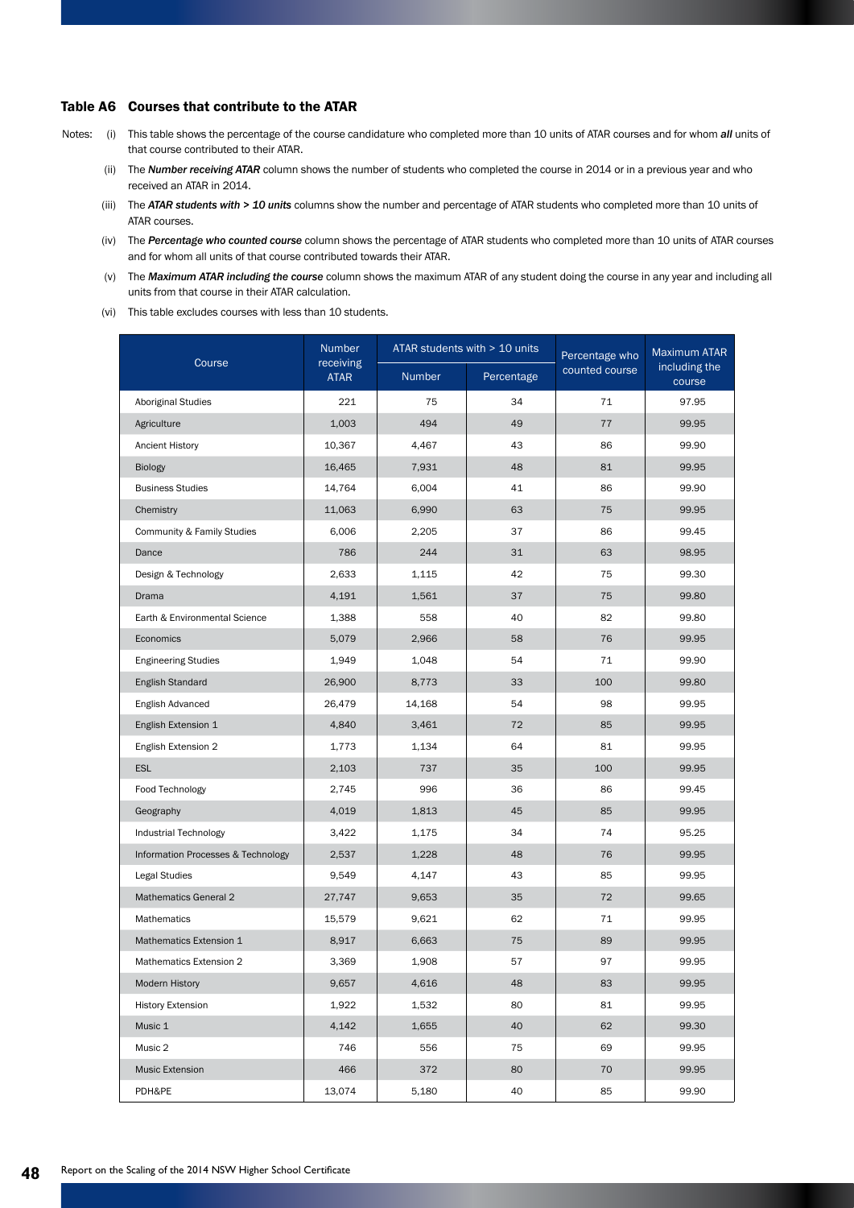### Table A6 Courses that contribute to the ATAR

Notes:

(i) This table shows the percentage of the course candidature who completed more than 10 units of ATAR courses and for whom ***all*** units of that course contributed to their ATAR.

(ii) The ***Number receiving ATAR*** column shows the number of students who completed the course in 2014 or in a previous year and who received an ATAR in 2014.

(iii) The ***ATAR students with > 10 units*** columns show the number and percentage of ATAR students who completed more than 10 units of ATAR courses.

(iv) The ***Percentage who counted course*** column shows the percentage of ATAR students who completed more than 10 units of ATAR courses and for whom all units of that course contributed towards their ATAR.

(v) The ***Maximum ATAR including the course*** column shows the maximum ATAR of any student doing the course in any year and including all units from that course in their ATAR calculation.

(vi) This table excludes courses with less than 10 students.

| Course | Number receiving ATAR | ATAR students with > 10 units | | Percentage who counted course | Maximum ATAR including the course |
|---|---|---|---|---|---|
| | | Number | Percentage | | |
| Aboriginal Studies | 221 | 75 | 34 | 71 | 97.95 |
| Agriculture | 1,003 | 494 | 49 | 77 | 99.95 |
| Ancient History | 10,367 | 4,467 | 43 | 86 | 99.90 |
| Biology | 16,465 | 7,931 | 48 | 81 | 99.95 |
| Business Studies | 14,764 | 6,004 | 41 | 86 | 99.90 |
| Chemistry | 11,063 | 6,990 | 63 | 75 | 99.95 |
| Community & Family Studies | 6,006 | 2,205 | 37 | 86 | 99.45 |
| Dance | 786 | 244 | 31 | 63 | 98.95 |
| Design & Technology | 2,633 | 1,115 | 42 | 75 | 99.30 |
| Drama | 4,191 | 1,561 | 37 | 75 | 99.80 |
| Earth & Environmental Science | 1,388 | 558 | 40 | 82 | 99.80 |
| Economics | 5,079 | 2,966 | 58 | 76 | 99.95 |
| Engineering Studies | 1,949 | 1,048 | 54 | 71 | 99.90 |
| English Standard | 26,900 | 8,773 | 33 | 100 | 99.80 |
| English Advanced | 26,479 | 14,168 | 54 | 98 | 99.95 |
| English Extension 1 | 4,840 | 3,461 | 72 | 85 | 99.95 |
| English Extension 2 | 1,773 | 1,134 | 64 | 81 | 99.95 |
| ESL | 2,103 | 737 | 35 | 100 | 99.95 |
| Food Technology | 2,745 | 996 | 36 | 86 | 99.45 |
| Geography | 4,019 | 1,813 | 45 | 85 | 99.95 |
| Industrial Technology | 3,422 | 1,175 | 34 | 74 | 95.25 |
| Information Processes & Technology | 2,537 | 1,228 | 48 | 76 | 99.95 |
| Legal Studies | 9,549 | 4,147 | 43 | 85 | 99.95 |
| Mathematics General 2 | 27,747 | 9,653 | 35 | 72 | 99.65 |
| Mathematics | 15,579 | 9,621 | 62 | 71 | 99.95 |
| Mathematics Extension 1 | 8,917 | 6,663 | 75 | 89 | 99.95 |
| Mathematics Extension 2 | 3,369 | 1,908 | 57 | 97 | 99.95 |
| Modern History | 9,657 | 4,616 | 48 | 83 | 99.95 |
| History Extension | 1,922 | 1,532 | 80 | 81 | 99.95 |
| Music 1 | 4,142 | 1,655 | 40 | 62 | 99.30 |
| Music 2 | 746 | 556 | 75 | 69 | 99.95 |
| Music Extension | 466 | 372 | 80 | 70 | 99.95 |
| PDH&PE | 13,074 | 5,180 | 40 | 85 | 99.90 |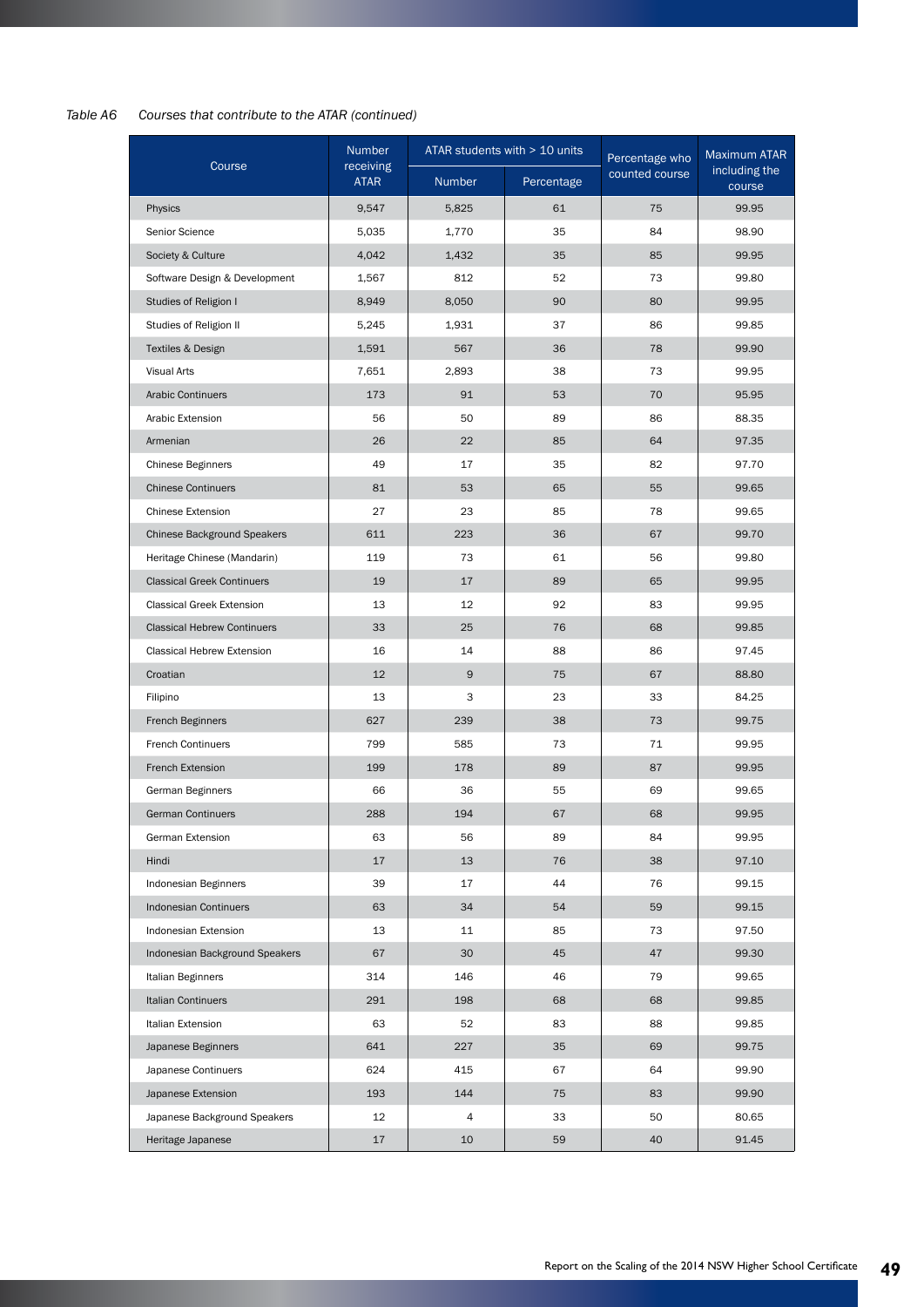*Table A6 Courses that contribute to the ATAR (continued)*

| Course | Number receiving ATAR | ATAR students with > 10 units | | Percentage who counted course | Maximum ATAR including the course |
|---|---|---|---|---|---|
| | | Number | Percentage | | |
| Physics | 9,547 | 5,825 | 61 | 75 | 99.95 |
| Senior Science | 5,035 | 1,770 | 35 | 84 | 98.90 |
| Society & Culture | 4,042 | 1,432 | 35 | 85 | 99.95 |
| Software Design & Development | 1,567 | 812 | 52 | 73 | 99.80 |
| Studies of Religion I | 8,949 | 8,050 | 90 | 80 | 99.95 |
| Studies of Religion II | 5,245 | 1,931 | 37 | 86 | 99.85 |
| Textiles & Design | 1,591 | 567 | 36 | 78 | 99.90 |
| Visual Arts | 7,651 | 2,893 | 38 | 73 | 99.95 |
| Arabic Continuers | 173 | 91 | 53 | 70 | 95.95 |
| Arabic Extension | 56 | 50 | 89 | 86 | 88.35 |
| Armenian | 26 | 22 | 85 | 64 | 97.35 |
| Chinese Beginners | 49 | 17 | 35 | 82 | 97.70 |
| Chinese Continuers | 81 | 53 | 65 | 55 | 99.65 |
| Chinese Extension | 27 | 23 | 85 | 78 | 99.65 |
| Chinese Background Speakers | 611 | 223 | 36 | 67 | 99.70 |
| Heritage Chinese (Mandarin) | 119 | 73 | 61 | 56 | 99.80 |
| Classical Greek Continuers | 19 | 17 | 89 | 65 | 99.95 |
| Classical Greek Extension | 13 | 12 | 92 | 83 | 99.95 |
| Classical Hebrew Continuers | 33 | 25 | 76 | 68 | 99.85 |
| Classical Hebrew Extension | 16 | 14 | 88 | 86 | 97.45 |
| Croatian | 12 | 9 | 75 | 67 | 88.80 |
| Filipino | 13 | 3 | 23 | 33 | 84.25 |
| French Beginners | 627 | 239 | 38 | 73 | 99.75 |
| French Continuers | 799 | 585 | 73 | 71 | 99.95 |
| French Extension | 199 | 178 | 89 | 87 | 99.95 |
| German Beginners | 66 | 36 | 55 | 69 | 99.65 |
| German Continuers | 288 | 194 | 67 | 68 | 99.95 |
| German Extension | 63 | 56 | 89 | 84 | 99.95 |
| Hindi | 17 | 13 | 76 | 38 | 97.10 |
| Indonesian Beginners | 39 | 17 | 44 | 76 | 99.15 |
| Indonesian Continuers | 63 | 34 | 54 | 59 | 99.15 |
| Indonesian Extension | 13 | 11 | 85 | 73 | 97.50 |
| Indonesian Background Speakers | 67 | 30 | 45 | 47 | 99.30 |
| Italian Beginners | 314 | 146 | 46 | 79 | 99.65 |
| Italian Continuers | 291 | 198 | 68 | 68 | 99.85 |
| Italian Extension | 63 | 52 | 83 | 88 | 99.85 |
| Japanese Beginners | 641 | 227 | 35 | 69 | 99.75 |
| Japanese Continuers | 624 | 415 | 67 | 64 | 99.90 |
| Japanese Extension | 193 | 144 | 75 | 83 | 99.90 |
| Japanese Background Speakers | 12 | 4 | 33 | 50 | 80.65 |
| Heritage Japanese | 17 | 10 | 59 | 40 | 91.45 |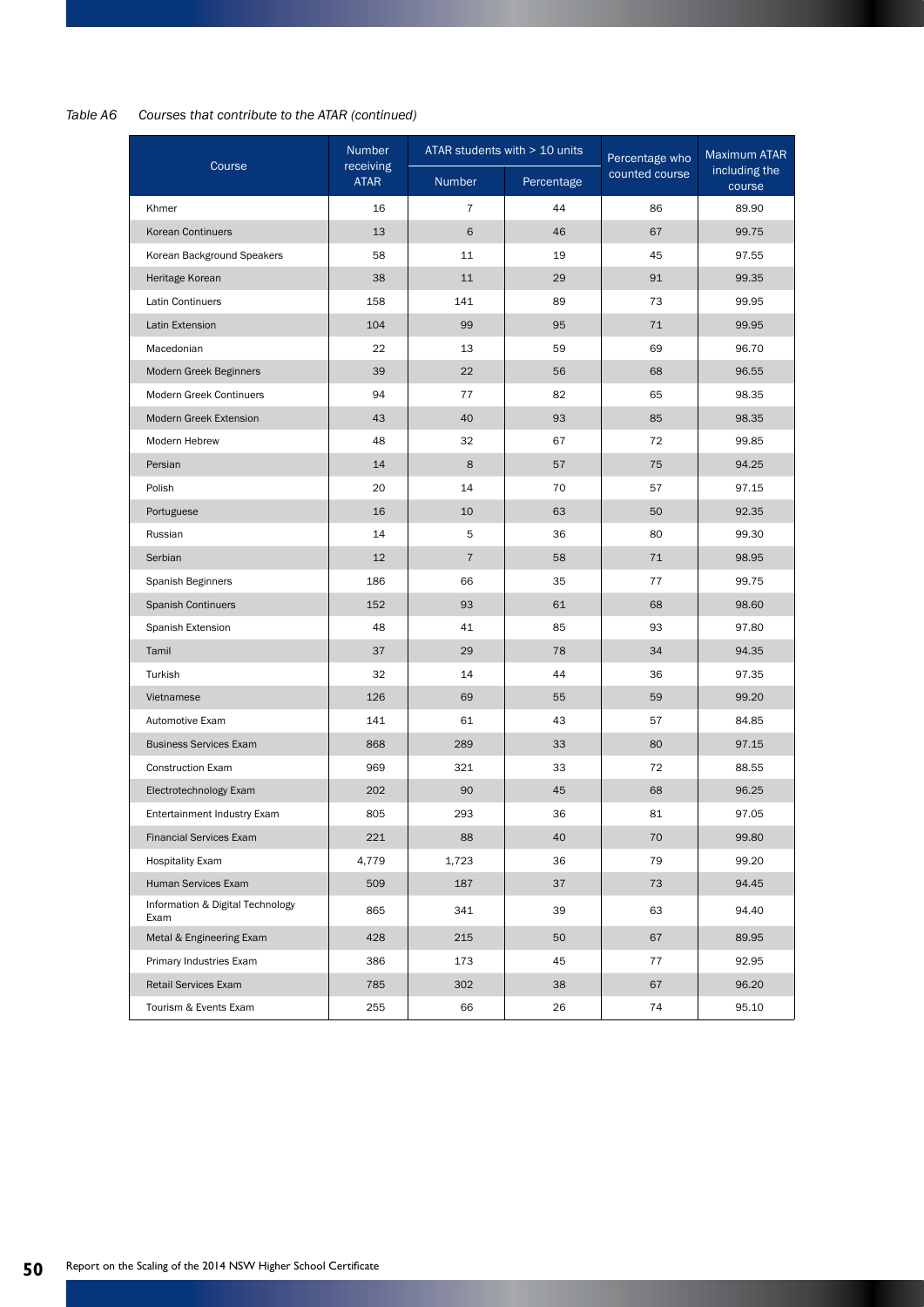*Table A6 Courses that contribute to the ATAR (continued)*

| Course | Number receiving ATAR | ATAR students with > 10 units | | Percentage who counted course | Maximum ATAR including the course |
|---|---|---|---|---|---|
| | | Number | Percentage | | |
| Khmer | 16 | 7 | 44 | 86 | 89.90 |
| Korean Continuers | 13 | 6 | 46 | 67 | 99.75 |
| Korean Background Speakers | 58 | 11 | 19 | 45 | 97.55 |
| Heritage Korean | 38 | 11 | 29 | 91 | 99.35 |
| Latin Continuers | 158 | 141 | 89 | 73 | 99.95 |
| Latin Extension | 104 | 99 | 95 | 71 | 99.95 |
| Macedonian | 22 | 13 | 59 | 69 | 96.70 |
| Modern Greek Beginners | 39 | 22 | 56 | 68 | 96.55 |
| Modern Greek Continuers | 94 | 77 | 82 | 65 | 98.35 |
| Modern Greek Extension | 43 | 40 | 93 | 85 | 98.35 |
| Modern Hebrew | 48 | 32 | 67 | 72 | 99.85 |
| Persian | 14 | 8 | 57 | 75 | 94.25 |
| Polish | 20 | 14 | 70 | 57 | 97.15 |
| Portuguese | 16 | 10 | 63 | 50 | 92.35 |
| Russian | 14 | 5 | 36 | 80 | 99.30 |
| Serbian | 12 | 7 | 58 | 71 | 98.95 |
| Spanish Beginners | 186 | 66 | 35 | 77 | 99.75 |
| Spanish Continuers | 152 | 93 | 61 | 68 | 98.60 |
| Spanish Extension | 48 | 41 | 85 | 93 | 97.80 |
| Tamil | 37 | 29 | 78 | 34 | 94.35 |
| Turkish | 32 | 14 | 44 | 36 | 97.35 |
| Vietnamese | 126 | 69 | 55 | 59 | 99.20 |
| Automotive Exam | 141 | 61 | 43 | 57 | 84.85 |
| Business Services Exam | 868 | 289 | 33 | 80 | 97.15 |
| Construction Exam | 969 | 321 | 33 | 72 | 88.55 |
| Electrotechnology Exam | 202 | 90 | 45 | 68 | 96.25 |
| Entertainment Industry Exam | 805 | 293 | 36 | 81 | 97.05 |
| Financial Services Exam | 221 | 88 | 40 | 70 | 99.80 |
| Hospitality Exam | 4,779 | 1,723 | 36 | 79 | 99.20 |
| Human Services Exam | 509 | 187 | 37 | 73 | 94.45 |
| Information & Digital Technology Exam | 865 | 341 | 39 | 63 | 94.40 |
| Metal & Engineering Exam | 428 | 215 | 50 | 67 | 89.95 |
| Primary Industries Exam | 386 | 173 | 45 | 77 | 92.95 |
| Retail Services Exam | 785 | 302 | 38 | 67 | 96.20 |
| Tourism & Events Exam | 255 | 66 | 26 | 74 | 95.10 |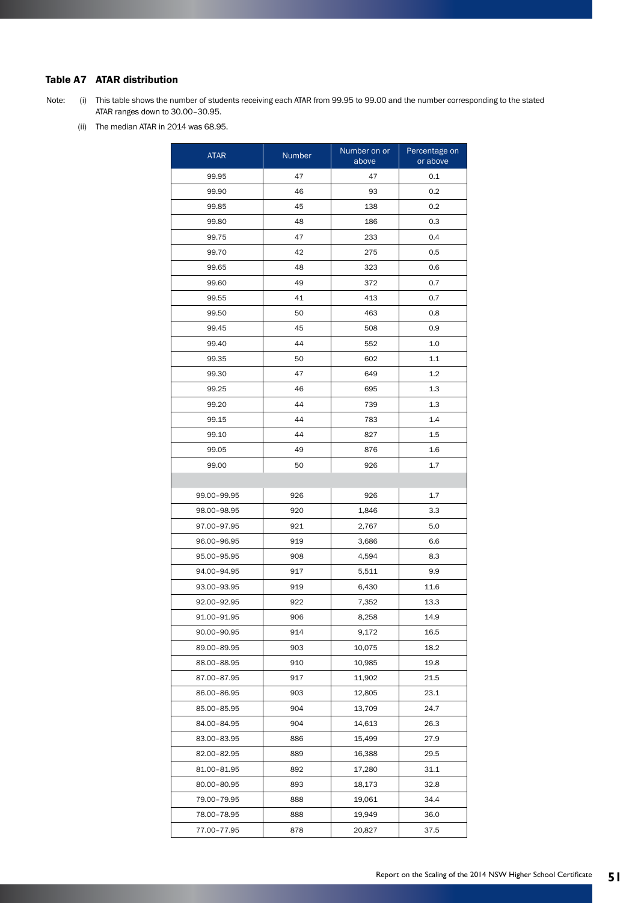### Table A7 ATAR distribution

Note: (i) This table shows the number of students receiving each ATAR from 99.95 to 99.00 and the number corresponding to the stated ATAR ranges down to 30.00–30.95.

(ii) The median ATAR in 2014 was 68.95.

| ATAR | Number | Number on or above | Percentage on or above |
|---|---|---|---|
| 99.95 | 47 | 47 | 0.1 |
| 99.90 | 46 | 93 | 0.2 |
| 99.85 | 45 | 138 | 0.2 |
| 99.80 | 48 | 186 | 0.3 |
| 99.75 | 47 | 233 | 0.4 |
| 99.70 | 42 | 275 | 0.5 |
| 99.65 | 48 | 323 | 0.6 |
| 99.60 | 49 | 372 | 0.7 |
| 99.55 | 41 | 413 | 0.7 |
| 99.50 | 50 | 463 | 0.8 |
| 99.45 | 45 | 508 | 0.9 |
| 99.40 | 44 | 552 | 1.0 |
| 99.35 | 50 | 602 | 1.1 |
| 99.30 | 47 | 649 | 1.2 |
| 99.25 | 46 | 695 | 1.3 |
| 99.20 | 44 | 739 | 1.3 |
| 99.15 | 44 | 783 | 1.4 |
| 99.10 | 44 | 827 | 1.5 |
| 99.05 | 49 | 876 | 1.6 |
| 99.00 | 50 | 926 | 1.7 |
| | | | |
| 99.00–99.95 | 926 | 926 | 1.7 |
| 98.00–98.95 | 920 | 1,846 | 3.3 |
| 97.00–97.95 | 921 | 2,767 | 5.0 |
| 96.00–96.95 | 919 | 3,686 | 6.6 |
| 95.00–95.95 | 908 | 4,594 | 8.3 |
| 94.00–94.95 | 917 | 5,511 | 9.9 |
| 93.00–93.95 | 919 | 6,430 | 11.6 |
| 92.00–92.95 | 922 | 7,352 | 13.3 |
| 91.00–91.95 | 906 | 8,258 | 14.9 |
| 90.00–90.95 | 914 | 9,172 | 16.5 |
| 89.00–89.95 | 903 | 10,075 | 18.2 |
| 88.00–88.95 | 910 | 10,985 | 19.8 |
| 87.00–87.95 | 917 | 11,902 | 21.5 |
| 86.00–86.95 | 903 | 12,805 | 23.1 |
| 85.00–85.95 | 904 | 13,709 | 24.7 |
| 84.00–84.95 | 904 | 14,613 | 26.3 |
| 83.00–83.95 | 886 | 15,499 | 27.9 |
| 82.00–82.95 | 889 | 16,388 | 29.5 |
| 81.00–81.95 | 892 | 17,280 | 31.1 |
| 80.00–80.95 | 893 | 18,173 | 32.8 |
| 79.00–79.95 | 888 | 19,061 | 34.4 |
| 78.00–78.95 | 888 | 19,949 | 36.0 |
| 77.00–77.95 | 878 | 20,827 | 37.5 |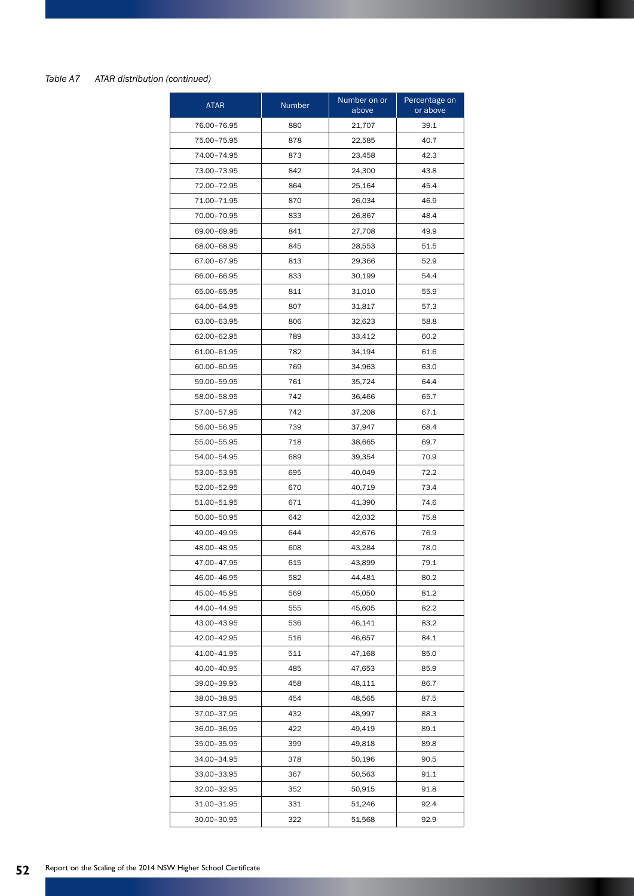*Table A7 ATAR distribution (continued)*

| ATAR | Number | Number on or above | Percentage on or above |
|---|---|---|---|
| 76.00–76.95 | 880 | 21,707 | 39.1 |
| 75.00–75.95 | 878 | 22,585 | 40.7 |
| 74.00–74.95 | 873 | 23,458 | 42.3 |
| 73.00–73.95 | 842 | 24,300 | 43.8 |
| 72.00–72.95 | 864 | 25,164 | 45.4 |
| 71.00–71.95 | 870 | 26,034 | 46.9 |
| 70.00–70.95 | 833 | 26,867 | 48.4 |
| 69.00–69.95 | 841 | 27,708 | 49.9 |
| 68.00–68.95 | 845 | 28,553 | 51.5 |
| 67.00–67.95 | 813 | 29,366 | 52.9 |
| 66.00–66.95 | 833 | 30,199 | 54.4 |
| 65.00–65.95 | 811 | 31,010 | 55.9 |
| 64.00–64.95 | 807 | 31,817 | 57.3 |
| 63.00–63.95 | 806 | 32,623 | 58.8 |
| 62.00–62.95 | 789 | 33,412 | 60.2 |
| 61.00–61.95 | 782 | 34,194 | 61.6 |
| 60.00–60.95 | 769 | 34,963 | 63.0 |
| 59.00–59.95 | 761 | 35,724 | 64.4 |
| 58.00–58.95 | 742 | 36,466 | 65.7 |
| 57.00–57.95 | 742 | 37,208 | 67.1 |
| 56.00–56.95 | 739 | 37,947 | 68.4 |
| 55.00–55.95 | 718 | 38,665 | 69.7 |
| 54.00–54.95 | 689 | 39,354 | 70.9 |
| 53.00–53.95 | 695 | 40,049 | 72.2 |
| 52.00–52.95 | 670 | 40,719 | 73.4 |
| 51.00–51.95 | 671 | 41,390 | 74.6 |
| 50.00–50.95 | 642 | 42,032 | 75.8 |
| 49.00–49.95 | 644 | 42,676 | 76.9 |
| 48.00–48.95 | 608 | 43,284 | 78.0 |
| 47.00–47.95 | 615 | 43,899 | 79.1 |
| 46.00–46.95 | 582 | 44,481 | 80.2 |
| 45.00–45.95 | 569 | 45,050 | 81.2 |
| 44.00–44.95 | 555 | 45,605 | 82.2 |
| 43.00–43.95 | 536 | 46,141 | 83.2 |
| 42.00–42.95 | 516 | 46,657 | 84.1 |
| 41.00–41.95 | 511 | 47,168 | 85.0 |
| 40.00–40.95 | 485 | 47,653 | 85.9 |
| 39.00–39.95 | 458 | 48,111 | 86.7 |
| 38.00–38.95 | 454 | 48,565 | 87.5 |
| 37.00–37.95 | 432 | 48,997 | 88.3 |
| 36.00–36.95 | 422 | 49,419 | 89.1 |
| 35.00–35.95 | 399 | 49,818 | 89.8 |
| 34.00–34.95 | 378 | 50,196 | 90.5 |
| 33.00–33.95 | 367 | 50,563 | 91.1 |
| 32.00–32.95 | 352 | 50,915 | 91.8 |
| 31.00–31.95 | 331 | 51,246 | 92.4 |
| 30.00–30.95 | 322 | 51,568 | 92.9 |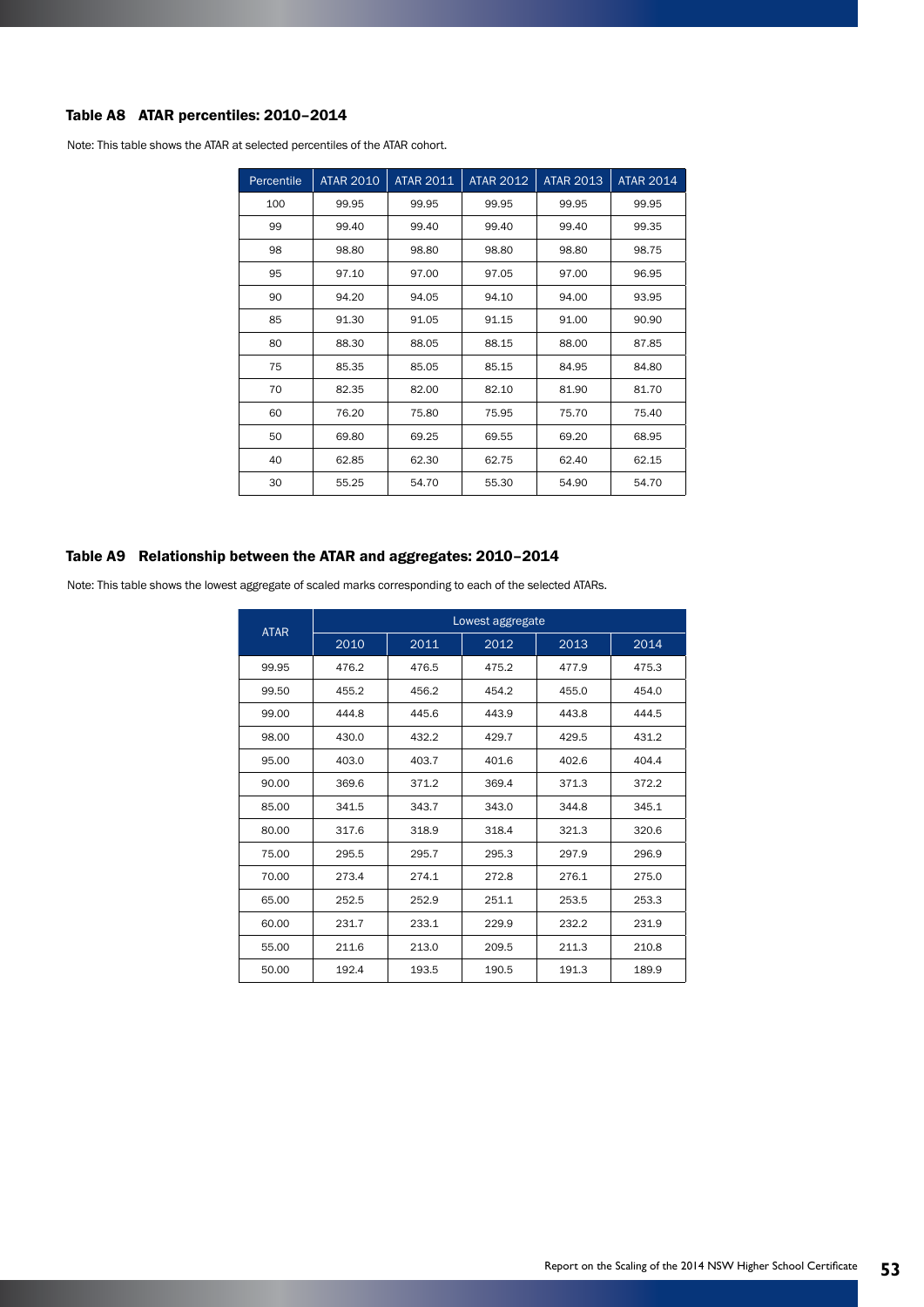### Table A8 ATAR percentiles: 2010–2014

Note: This table shows the ATAR at selected percentiles of the ATAR cohort.

| Percentile | ATAR 2010 | ATAR 2011 | ATAR 2012 | ATAR 2013 | ATAR 2014 |
|---|---|---|---|---|---|
| 100 | 99.95 | 99.95 | 99.95 | 99.95 | 99.95 |
| 99 | 99.40 | 99.40 | 99.40 | 99.40 | 99.35 |
| 98 | 98.80 | 98.80 | 98.80 | 98.80 | 98.75 |
| 95 | 97.10 | 97.00 | 97.05 | 97.00 | 96.95 |
| 90 | 94.20 | 94.05 | 94.10 | 94.00 | 93.95 |
| 85 | 91.30 | 91.05 | 91.15 | 91.00 | 90.90 |
| 80 | 88.30 | 88.05 | 88.15 | 88.00 | 87.85 |
| 75 | 85.35 | 85.05 | 85.15 | 84.95 | 84.80 |
| 70 | 82.35 | 82.00 | 82.10 | 81.90 | 81.70 |
| 60 | 76.20 | 75.80 | 75.95 | 75.70 | 75.40 |
| 50 | 69.80 | 69.25 | 69.55 | 69.20 | 68.95 |
| 40 | 62.85 | 62.30 | 62.75 | 62.40 | 62.15 |
| 30 | 55.25 | 54.70 | 55.30 | 54.90 | 54.70 |

### Table A9 Relationship between the ATAR and aggregates: 2010–2014

Note: This table shows the lowest aggregate of scaled marks corresponding to each of the selected ATARs.

| ATAR | Lowest aggregate | | | | |
|---|---|---|---|---|---|
| | 2010 | 2011 | 2012 | 2013 | 2014 |
| 99.95 | 476.2 | 476.5 | 475.2 | 477.9 | 475.3 |
| 99.50 | 455.2 | 456.2 | 454.2 | 455.0 | 454.0 |
| 99.00 | 444.8 | 445.6 | 443.9 | 443.8 | 444.5 |
| 98.00 | 430.0 | 432.2 | 429.7 | 429.5 | 431.2 |
| 95.00 | 403.0 | 403.7 | 401.6 | 402.6 | 404.4 |
| 90.00 | 369.6 | 371.2 | 369.4 | 371.3 | 372.2 |
| 85.00 | 341.5 | 343.7 | 343.0 | 344.8 | 345.1 |
| 80.00 | 317.6 | 318.9 | 318.4 | 321.3 | 320.6 |
| 75.00 | 295.5 | 295.7 | 295.3 | 297.9 | 296.9 |
| 70.00 | 273.4 | 274.1 | 272.8 | 276.1 | 275.0 |
| 65.00 | 252.5 | 252.9 | 251.1 | 253.5 | 253.3 |
| 60.00 | 231.7 | 233.1 | 229.9 | 232.2 | 231.9 |
| 55.00 | 211.6 | 213.0 | 209.5 | 211.3 | 210.8 |
| 50.00 | 192.4 | 193.5 | 190.5 | 191.3 | 189.9 |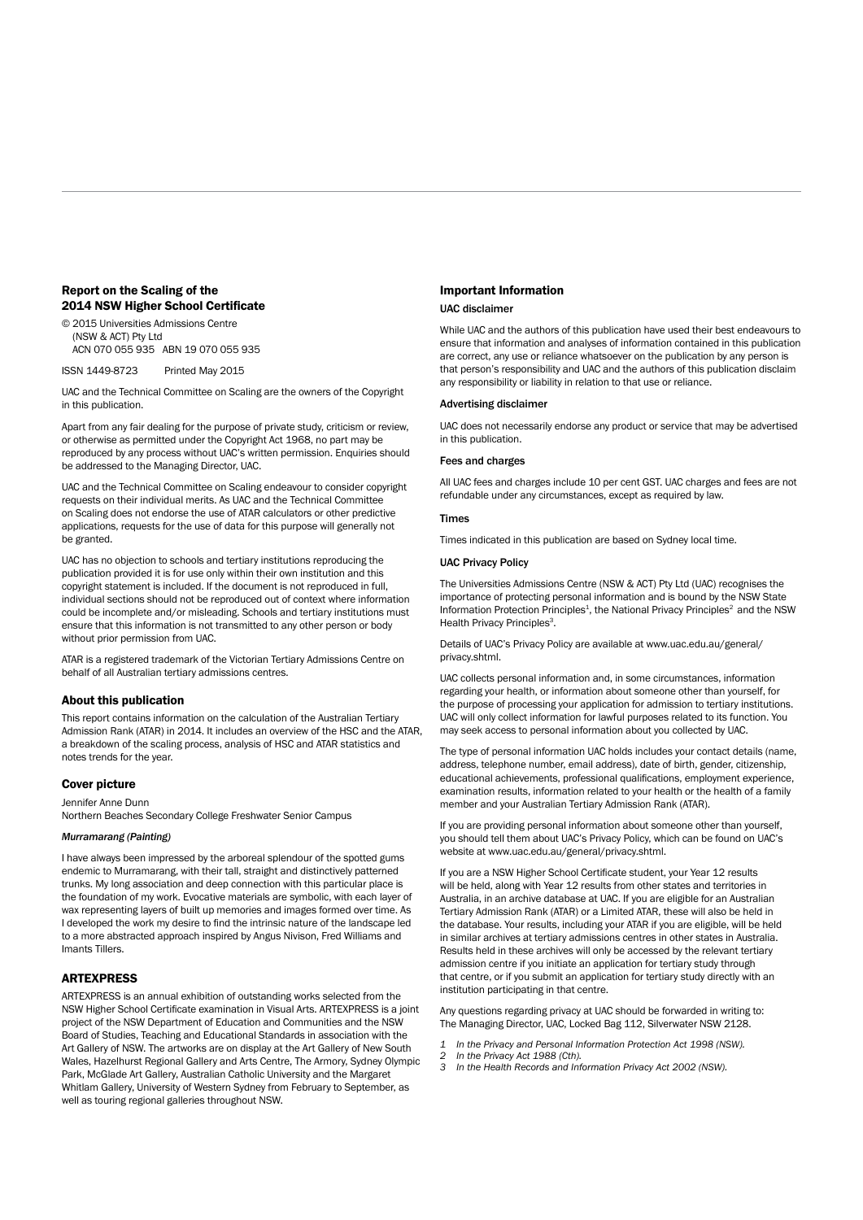## Report on the Scaling of the 2014 NSW Higher School Certificate

© 2015 Universities Admissions Centre
(NSW & ACT) Pty Ltd
ACN 070 055 935 ABN 19 070 055 935

ISSN 1449-8723 Printed May 2015

UAC and the Technical Committee on Scaling are the owners of the Copyright in this publication.

Apart from any fair dealing for the purpose of private study, criticism or review, or otherwise as permitted under the Copyright Act 1968, no part may be reproduced by any process without UAC's written permission. Enquiries should be addressed to the Managing Director, UAC.

UAC and the Technical Committee on Scaling endeavour to consider copyright requests on their individual merits. As UAC and the Technical Committee on Scaling does not endorse the use of ATAR calculators or other predictive applications, requests for the use of data for this purpose will generally not be granted.

UAC has no objection to schools and tertiary institutions reproducing the publication provided it is for use only within their own institution and this copyright statement is included. If the document is not reproduced in full, individual sections should not be reproduced out of context where information could be incomplete and/or misleading. Schools and tertiary institutions must ensure that this information is not transmitted to any other person or body without prior permission from UAC.

ATAR is a registered trademark of the Victorian Tertiary Admissions Centre on behalf of all Australian tertiary admissions centres.

### About this publication

This report contains information on the calculation of the Australian Tertiary Admission Rank (ATAR) in 2014. It includes an overview of the HSC and the ATAR, a breakdown of the scaling process, analysis of HSC and ATAR statistics and notes trends for the year.

### Cover picture

Jennifer Anne Dunn
Northern Beaches Secondary College Freshwater Senior Campus

***Murramarang (Painting)***

I have always been impressed by the arboreal splendour of the spotted gums endemic to Murramarang, with their tall, straight and distinctively patterned trunks. My long association and deep connection with this particular place is the foundation of my work. Evocative materials are symbolic, with each layer of wax representing layers of built up memories and images formed over time. As I developed the work my desire to find the intrinsic nature of the landscape led to a more abstracted approach inspired by Angus Nivison, Fred Williams and Imants Tillers.

### ARTEXPRESS

ARTEXPRESS is an annual exhibition of outstanding works selected from the NSW Higher School Certificate examination in Visual Arts. ARTEXPRESS is a joint project of the NSW Department of Education and Communities and the NSW Board of Studies, Teaching and Educational Standards in association with the Art Gallery of NSW. The artworks are on display at the Art Gallery of New South Wales, Hazelhurst Regional Gallery and Arts Centre, The Armory, Sydney Olympic Park, McGlade Art Gallery, Australian Catholic University and the Margaret Whitlam Gallery, University of Western Sydney from February to September, as well as touring regional galleries throughout NSW.

## Important Information

#### UAC disclaimer

While UAC and the authors of this publication have used their best endeavours to ensure that information and analyses of information contained in this publication are correct, any use or reliance whatsoever on the publication by any person is that person's responsibility and UAC and the authors of this publication disclaim any responsibility or liability in relation to that use or reliance.

#### Advertising disclaimer

UAC does not necessarily endorse any product or service that may be advertised in this publication.

#### Fees and charges

All UAC fees and charges include 10 per cent GST. UAC charges and fees are not refundable under any circumstances, except as required by law.

#### Times

Times indicated in this publication are based on Sydney local time.

#### UAC Privacy Policy

The Universities Admissions Centre (NSW & ACT) Pty Ltd (UAC) recognises the importance of protecting personal information and is bound by the NSW State Information Protection Principles[1], the National Privacy Principles[2] and the NSW Health Privacy Principles[3].

Details of UAC's Privacy Policy are available at www.uac.edu.au/general/privacy.shtml.

UAC collects personal information and, in some circumstances, information regarding your health, or information about someone other than yourself, for the purpose of processing your application for admission to tertiary institutions. UAC will only collect information for lawful purposes related to its function. You may seek access to personal information about you collected by UAC.

The type of personal information UAC holds includes your contact details (name, address, telephone number, email address), date of birth, gender, citizenship, educational achievements, professional qualifications, employment experience, examination results, information related to your health or the health of a family member and your Australian Tertiary Admission Rank (ATAR).

If you are providing personal information about someone other than yourself, you should tell them about UAC's Privacy Policy, which can be found on UAC's website at www.uac.edu.au/general/privacy.shtml.

If you are a NSW Higher School Certificate student, your Year 12 results will be held, along with Year 12 results from other states and territories in Australia, in an archive database at UAC. If you are eligible for an Australian Tertiary Admission Rank (ATAR) or a Limited ATAR, these will also be held in the database. Your results, including your ATAR if you are eligible, will be held in similar archives at tertiary admissions centres in other states in Australia. Results held in these archives will only be accessed by the relevant tertiary admission centre if you initiate an application for tertiary study through that centre, or if you submit an application for tertiary study directly with an institution participating in that centre.

Any questions regarding privacy at UAC should be forwarded in writing to: The Managing Director, UAC, Locked Bag 112, Silverwater NSW 2128.

1 *In the Privacy and Personal Information Protection Act 1998 (NSW).*
2 *In the Privacy Act 1988 (Cth).*
3 *In the Health Records and Information Privacy Act 2002 (NSW).*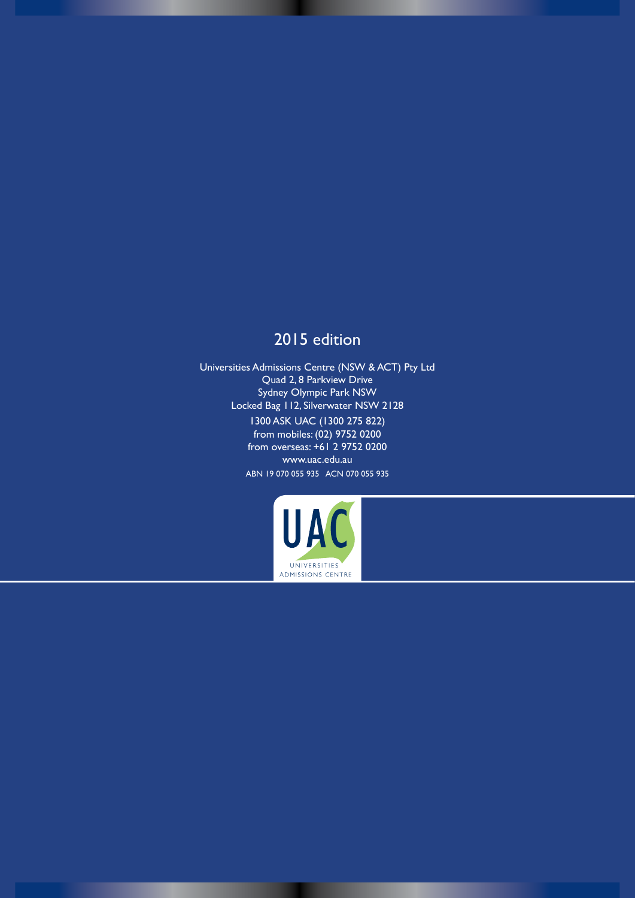2015 edition

Universities Admissions Centre (NSW & ACT) Pty Ltd
Quad 2, 8 Parkview Drive
Sydney Olympic Park NSW
Locked Bag 112, Silverwater NSW 2128

1300 ASK UAC (1300 275 822)
from mobiles: (02) 9752 0200
from overseas: +61 2 9752 0200
www.uac.edu.au
ABN 19 070 055 935 ACN 070 055 935

UAC
UNIVERSITIES
ADMISSIONS CENTRE